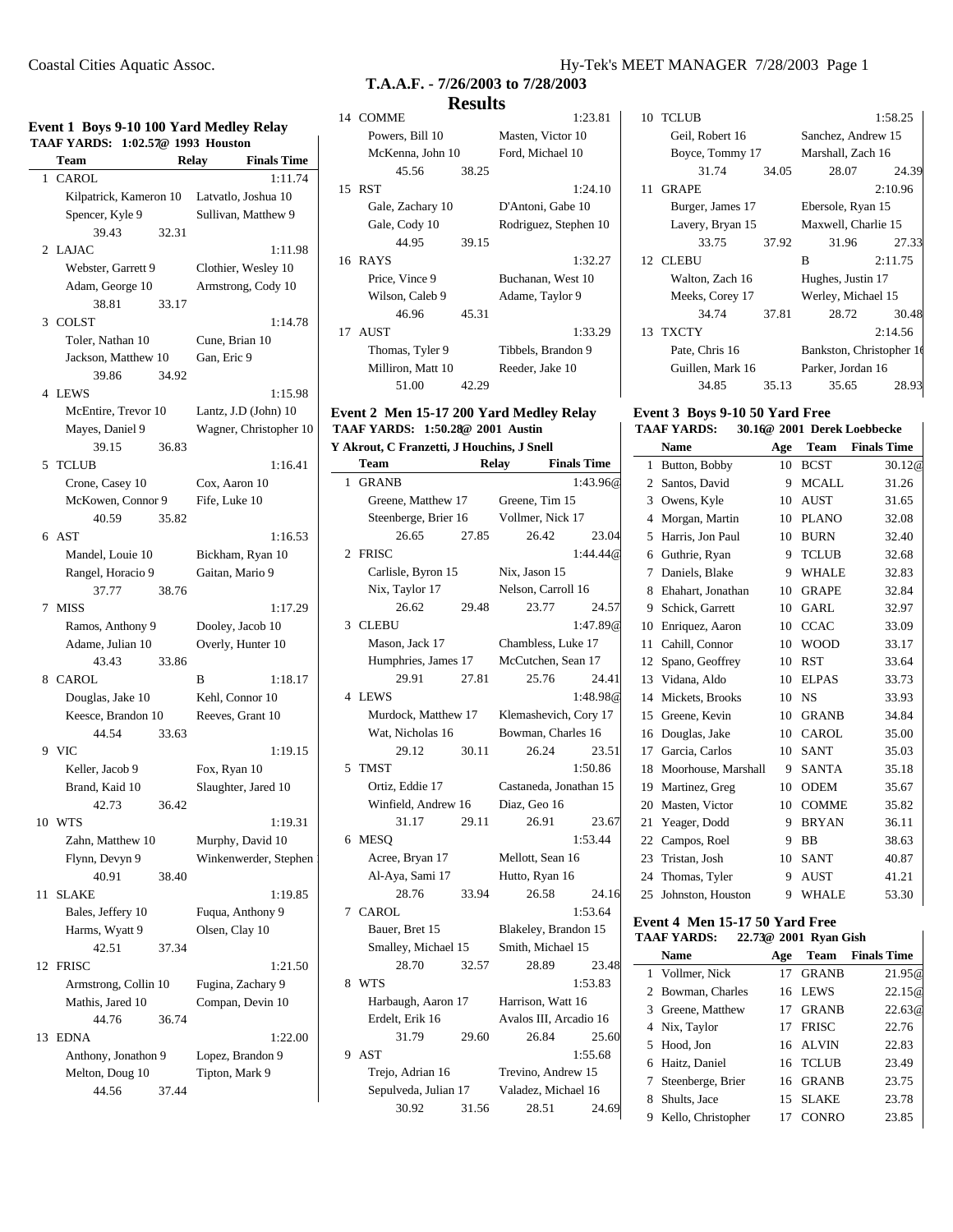**T.A.A.F. - 7/26/2003 to 7/28/2003**

**Results**

### Event 1 Boys 9-10 100 Yard Medley Relay

TAAF YARDS: 1:02.57@ 1993 Houston

| | Team | Relay | Finals Time |
|---|---|---|---|
| 1 | CAROL | | 1:11.74 |

Kilpatrick, Kameron 10; Latvatlo, Joshua 10; Spencer, Kyle 9; Sullivan, Matthew 9
39.43 32.31

| | Team | Relay | Finals Time |
|---|---|---|---|
| 2 | LAJAC | | 1:11.98 |

Webster, Garrett 9; Clothier, Wesley 10; Adam, George 10; Armstrong, Cody 10
38.81 33.17

| | Team | Relay | Finals Time |
|---|---|---|---|
| 3 | COLST | | 1:14.78 |

Toler, Nathan 10; Cune, Brian 10; Jackson, Matthew 10; Gan, Eric 9
39.86 34.92

| | Team | Relay | Finals Time |
|---|---|---|---|
| 4 | LEWS | | 1:15.98 |

McEntire, Trevor 10; Lantz, J.D (John) 10; Mayes, Daniel 9; Wagner, Christopher 10
39.15 36.83

| | Team | Relay | Finals Time |
|---|---|---|---|
| 5 | TCLUB | | 1:16.41 |

Crone, Casey 10; Cox, Aaron 10; McKowen, Connor 9; Fife, Luke 10
40.59 35.82

| | Team | Relay | Finals Time |
|---|---|---|---|
| 6 | AST | | 1:16.53 |

Mandel, Louie 10; Bickham, Ryan 10; Rangel, Horacio 9; Gaitan, Mario 9
37.77 38.76

| | Team | Relay | Finals Time |
|---|---|---|---|
| 7 | MISS | | 1:17.29 |

Ramos, Anthony 9; Dooley, Jacob 10; Adame, Julian 10; Overly, Hunter 10
43.43 33.86

| | Team | Relay | Finals Time |
|---|---|---|---|
| 8 | CAROL | B | 1:18.17 |

Douglas, Jake 10; Kehl, Connor 10; Keesce, Brandon 10; Reeves, Grant 10
44.54 33.63

| | Team | Relay | Finals Time |
|---|---|---|---|
| 9 | VIC | | 1:19.15 |

Keller, Jacob 9; Fox, Ryan 10; Brand, Kaid 10; Slaughter, Jared 10
42.73 36.42

| | Team | Relay | Finals Time |
|---|---|---|---|
| 10 | WTS | | 1:19.31 |

Zahn, Matthew 10; Murphy, David 10; Flynn, Devyn 9; Winkenwerder, Stephen
40.91 38.40

| | Team | Relay | Finals Time |
|---|---|---|---|
| 11 | SLAKE | | 1:19.85 |

Bales, Jeffery 10; Fuqua, Anthony 9; Harms, Wyatt 9; Olsen, Clay 10
42.51 37.34

| | Team | Relay | Finals Time |
|---|---|---|---|
| 12 | FRISC | | 1:21.50 |

Armstrong, Collin 10; Fugina, Zachary 9; Mathis, Jared 10; Compan, Devin 10
44.76 36.74

| | Team | Relay | Finals Time |
|---|---|---|---|
| 13 | EDNA | | 1:22.00 |

Anthony, Jonathon 9; Lopez, Brandon 9; Melton, Doug 10; Tipton, Mark 9
44.56 37.44

| | Team | Relay | Finals Time |
|---|---|---|---|
| 14 | COMME | | 1:23.81 |

Powers, Bill 10; Masten, Victor 10; McKenna, John 10; Ford, Michael 10
45.56 38.25

| | Team | Relay | Finals Time |
|---|---|---|---|
| 15 | RST | | 1:24.10 |

Gale, Zachary 10; D'Antoni, Gabe 10; Gale, Cody 10; Rodriguez, Stephen 10
44.95 39.15

| | Team | Relay | Finals Time |
|---|---|---|---|
| 16 | RAYS | | 1:32.27 |

Price, Vince 9; Buchanan, West 10; Wilson, Caleb 9; Adame, Taylor 9
46.96 45.31

| | Team | Relay | Finals Time |
|---|---|---|---|
| 17 | AUST | | 1:33.29 |

Thomas, Tyler 9; Tibbels, Brandon 9; Milliron, Matt 10; Reeder, Jake 10
51.00 42.29

### Event 2 Men 15-17 200 Yard Medley Relay

TAAF YARDS: 1:50.28@ 2001 Austin
Y Akrout, C Franzetti, J Houchins, J Snell

| | Team | Relay | Finals Time |
|---|---|---|---|
| 1 | GRANB | | 1:43.96@ |

Greene, Matthew 17; Greene, Tim 15; Steenberge, Brier 16; Vollmer, Nick 17
26.65 27.85 26.42 23.04

| | Team | Relay | Finals Time |
|---|---|---|---|
| 2 | FRISC | | 1:44.44@ |

Carlisle, Byron 15; Nix, Jason 15; Nix, Taylor 17; Nelson, Carroll 16
26.62 29.48 23.77 24.57

| | Team | Relay | Finals Time |
|---|---|---|---|
| 3 | CLEBU | | 1:47.89@ |

Mason, Jack 17; Chambless, Luke 17; Humphries, James 17; McCutchen, Sean 17
29.91 27.81 25.76 24.41

| | Team | Relay | Finals Time |
|---|---|---|---|
| 4 | LEWS | | 1:48.98@ |

Murdock, Matthew 17; Klemashevich, Cory 17; Wat, Nicholas 16; Bowman, Charles 16
29.12 30.11 26.24 23.51

| | Team | Relay | Finals Time |
|---|---|---|---|
| 5 | TMST | | 1:50.86 |

Ortiz, Eddie 17; Castaneda, Jonathan 15; Winfield, Andrew 16; Diaz, Geo 16
31.17 29.11 26.91 23.67

| | Team | Relay | Finals Time |
|---|---|---|---|
| 6 | MESQ | | 1:53.44 |

Acree, Bryan 17; Mellott, Sean 16; Al-Aya, Sami 17; Hutto, Ryan 16
28.76 33.94 26.58 24.16

| | Team | Relay | Finals Time |
|---|---|---|---|
| 7 | CAROL | | 1:53.64 |

Bauer, Bret 15; Blakeley, Brandon 15; Smalley, Michael 15; Smith, Michael 15
28.70 32.57 28.89 23.48

| | Team | Relay | Finals Time |
|---|---|---|---|
| 8 | WTS | | 1:53.83 |

Harbaugh, Aaron 17; Harrison, Watt 16; Erdelt, Erik 16; Avalos III, Arcadio 16
31.79 29.60 26.84 25.60

| | Team | Relay | Finals Time |
|---|---|---|---|
| 9 | AST | | 1:55.68 |

Trejo, Adrian 16; Trevino, Andrew 15; Sepulveda, Julian 17; Valadez, Michael 16
30.92 31.56 28.51 24.69

| | Team | Relay | Finals Time |
|---|---|---|---|
| 10 | TCLUB | | 1:58.25 |

Geil, Robert 16; Sanchez, Andrew 15; Boyce, Tommy 17; Marshall, Zach 16
31.74 34.05 28.07 24.39

| | Team | Relay | Finals Time |
|---|---|---|---|
| 11 | GRAPE | | 2:10.96 |

Burger, James 17; Ebersole, Ryan 15; Lavery, Bryan 15; Maxwell, Charlie 15
33.75 37.92 31.96 27.33

| | Team | Relay | Finals Time |
|---|---|---|---|
| 12 | CLEBU | B | 2:11.75 |

Walton, Zach 16; Hughes, Justin 17; Meeks, Corey 17; Werley, Michael 15
34.74 37.81 28.72 30.48

| | Team | Relay | Finals Time |
|---|---|---|---|
| 13 | TXCTY | | 2:14.56 |

Pate, Chris 16; Bankston, Christopher 16; Guillen, Mark 16; Parker, Jordan 16
34.85 35.13 35.65 28.93

### Event 3 Boys 9-10 50 Yard Free

TAAF YARDS: 30.16@ 2001 Derek Loebbecke

| | Name | Age | Team | Finals Time |
|---|---|---|---|---|
| 1 | Button, Bobby | 10 | BCST | 30.12@ |
| 2 | Santos, David | 9 | MCALL | 31.26 |
| 3 | Owens, Kyle | 10 | AUST | 31.65 |
| 4 | Morgan, Martin | 10 | PLANO | 32.08 |
| 5 | Harris, Jon Paul | 10 | BURN | 32.40 |
| 6 | Guthrie, Ryan | 9 | TCLUB | 32.68 |
| 7 | Daniels, Blake | 9 | WHALE | 32.83 |
| 8 | Ehahart, Jonathan | 10 | GRAPE | 32.84 |
| 9 | Schick, Garrett | 10 | GARL | 32.97 |
| 10 | Enriquez, Aaron | 10 | CCAC | 33.09 |
| 11 | Cahill, Connor | 10 | WOOD | 33.17 |
| 12 | Spano, Geoffrey | 10 | RST | 33.64 |
| 13 | Vidana, Aldo | 10 | ELPAS | 33.73 |
| 14 | Mickets, Brooks | 10 | NS | 33.93 |
| 15 | Greene, Kevin | 10 | GRANB | 34.84 |
| 16 | Douglas, Jake | 10 | CAROL | 35.00 |
| 17 | Garcia, Carlos | 10 | SANT | 35.03 |
| 18 | Moorhouse, Marshall | 9 | SANTA | 35.18 |
| 19 | Martinez, Greg | 10 | ODEM | 35.67 |
| 20 | Masten, Victor | 10 | COMME | 35.82 |
| 21 | Yeager, Dodd | 9 | BRYAN | 36.11 |
| 22 | Campos, Roel | 9 | BB | 38.63 |
| 23 | Tristan, Josh | 10 | SANT | 40.87 |
| 24 | Thomas, Tyler | 9 | AUST | 41.21 |
| 25 | Johnston, Houston | 9 | WHALE | 53.30 |

### Event 4 Men 15-17 50 Yard Free

TAAF YARDS: 22.73@ 2001 Ryan Gish

| | Name | Age | Team | Finals Time |
|---|---|---|---|---|
| 1 | Vollmer, Nick | 17 | GRANB | 21.95@ |
| 2 | Bowman, Charles | 16 | LEWS | 22.15@ |
| 3 | Greene, Matthew | 17 | GRANB | 22.63@ |
| 4 | Nix, Taylor | 17 | FRISC | 22.76 |
| 5 | Hood, Jon | 16 | ALVIN | 22.83 |
| 6 | Haitz, Daniel | 16 | TCLUB | 23.49 |
| 7 | Steenberge, Brier | 16 | GRANB | 23.75 |
| 8 | Shults, Jace | 15 | SLAKE | 23.78 |
| 9 | Kello, Christopher | 17 | CONRO | 23.85 |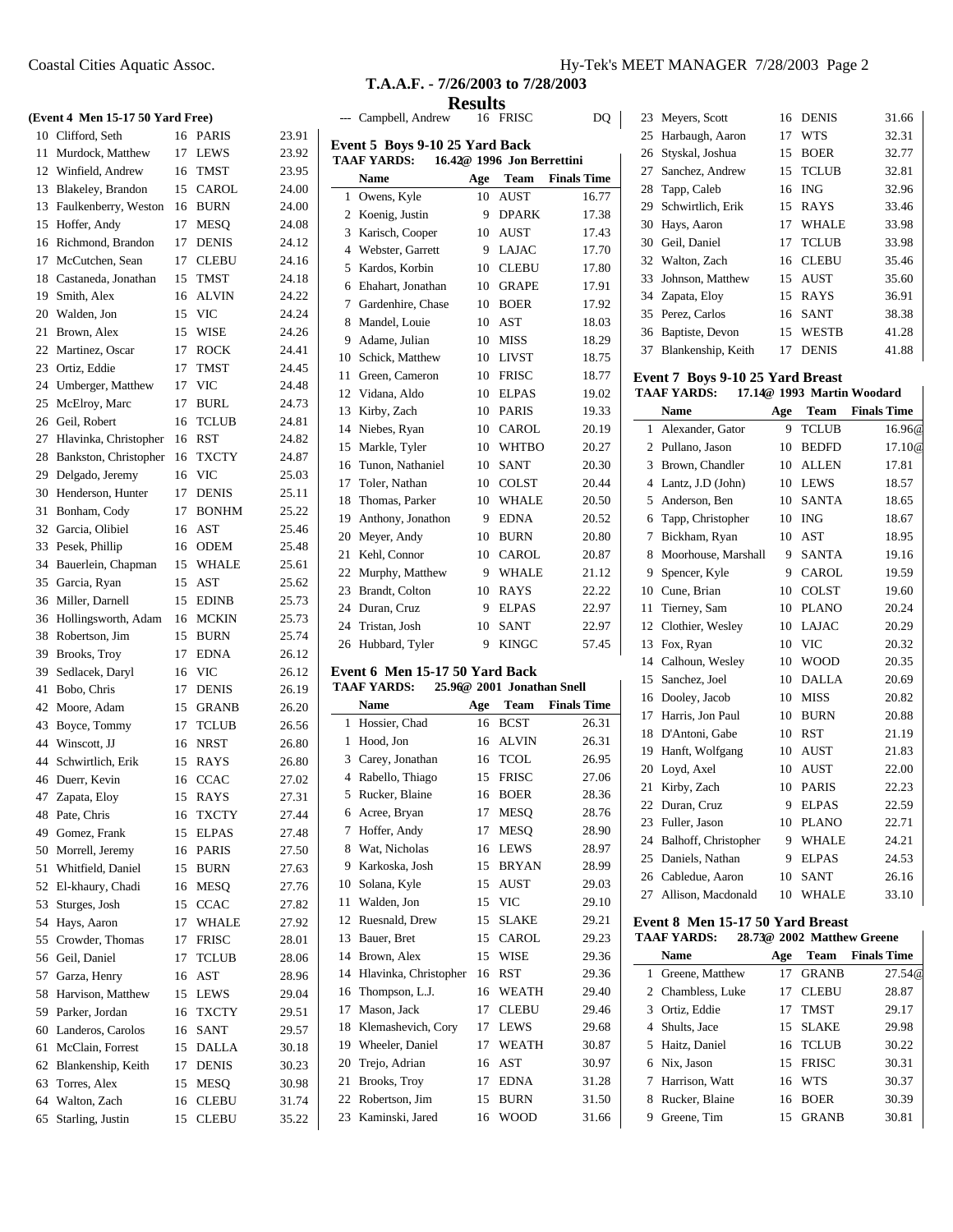**T.A.A.F. - 7/26/2003 to 7/28/2003**

**Results**

**(Event 4 Men 15-17 50 Yard Free)**

| | Name | Age | Team | Finals Time |
|---|---|---|---|---|
| 10 | Clifford, Seth | 16 | PARIS | 23.91 |
| 11 | Murdock, Matthew | 17 | LEWS | 23.92 |
| 12 | Winfield, Andrew | 16 | TMST | 23.95 |
| 13 | Blakeley, Brandon | 15 | CAROL | 24.00 |
| 13 | Faulkenberry, Weston | 16 | BURN | 24.00 |
| 15 | Hoffer, Andy | 17 | MESQ | 24.08 |
| 16 | Richmond, Brandon | 17 | DENIS | 24.12 |
| 17 | McCutchen, Sean | 17 | CLEBU | 24.16 |
| 18 | Castaneda, Jonathan | 15 | TMST | 24.18 |
| 19 | Smith, Alex | 16 | ALVIN | 24.22 |
| 20 | Walden, Jon | 15 | VIC | 24.24 |
| 21 | Brown, Alex | 15 | WISE | 24.26 |
| 22 | Martinez, Oscar | 17 | ROCK | 24.41 |
| 23 | Ortiz, Eddie | 17 | TMST | 24.45 |
| 24 | Umberger, Matthew | 17 | VIC | 24.48 |
| 25 | McElroy, Marc | 17 | BURL | 24.73 |
| 26 | Geil, Robert | 16 | TCLUB | 24.81 |
| 27 | Hlavinka, Christopher | 16 | RST | 24.82 |
| 28 | Bankston, Christopher | 16 | TXCTY | 24.87 |
| 29 | Delgado, Jeremy | 16 | VIC | 25.03 |
| 30 | Henderson, Hunter | 17 | DENIS | 25.11 |
| 31 | Bonham, Cody | 17 | BONHM | 25.22 |
| 32 | Garcia, Olibiel | 16 | AST | 25.46 |
| 33 | Pesek, Phillip | 16 | ODEM | 25.48 |
| 34 | Bauerlein, Chapman | 15 | WHALE | 25.61 |
| 35 | Garcia, Ryan | 15 | AST | 25.62 |
| 36 | Miller, Darnell | 15 | EDINB | 25.73 |
| 36 | Hollingsworth, Adam | 16 | MCKIN | 25.73 |
| 38 | Robertson, Jim | 15 | BURN | 25.74 |
| 39 | Brooks, Troy | 17 | EDNA | 26.12 |
| 39 | Sedlacek, Daryl | 16 | VIC | 26.12 |
| 41 | Bobo, Chris | 17 | DENIS | 26.19 |
| 42 | Moore, Adam | 15 | GRANB | 26.20 |
| 43 | Boyce, Tommy | 17 | TCLUB | 26.56 |
| 44 | Winscott, JJ | 16 | NRST | 26.80 |
| 44 | Schwirtlich, Erik | 15 | RAYS | 26.80 |
| 46 | Duerr, Kevin | 16 | CCAC | 27.02 |
| 47 | Zapata, Eloy | 15 | RAYS | 27.31 |
| 48 | Pate, Chris | 16 | TXCTY | 27.44 |
| 49 | Gomez, Frank | 15 | ELPAS | 27.48 |
| 50 | Morrell, Jeremy | 16 | PARIS | 27.50 |
| 51 | Whitfield, Daniel | 15 | BURN | 27.63 |
| 52 | El-khaury, Chadi | 16 | MESQ | 27.76 |
| 53 | Sturges, Josh | 15 | CCAC | 27.82 |
| 54 | Hays, Aaron | 17 | WHALE | 27.92 |
| 55 | Crowder, Thomas | 17 | FRISC | 28.01 |
| 56 | Geil, Daniel | 17 | TCLUB | 28.06 |
| 57 | Garza, Henry | 16 | AST | 28.96 |
| 58 | Harvison, Matthew | 15 | LEWS | 29.04 |
| 59 | Parker, Jordan | 16 | TXCTY | 29.51 |
| 60 | Landeros, Carolos | 16 | SANT | 29.57 |
| 61 | McClain, Forrest | 15 | DALLA | 30.18 |
| 62 | Blankenship, Keith | 17 | DENIS | 30.23 |
| 63 | Torres, Alex | 15 | MESQ | 30.98 |
| 64 | Walton, Zach | 16 | CLEBU | 31.74 |
| 65 | Starling, Justin | 15 | CLEBU | 35.22 |
| --- | Campbell, Andrew | 16 | FRISC | DQ |

**Event 5 Boys 9-10 25 Yard Back**

TAAF YARDS: 16.42@ 1996 Jon Berrettini

| | Name | Age | Team | Finals Time |
|---|---|---|---|---|
| 1 | Owens, Kyle | 10 | AUST | 16.77 |
| 2 | Koenig, Justin | 9 | DPARK | 17.38 |
| 3 | Karisch, Cooper | 10 | AUST | 17.43 |
| 4 | Webster, Garrett | 9 | LAJAC | 17.70 |
| 5 | Kardos, Korbin | 10 | CLEBU | 17.80 |
| 6 | Ehahart, Jonathan | 10 | GRAPE | 17.91 |
| 7 | Gardenhire, Chase | 10 | BOER | 17.92 |
| 8 | Mandel, Louie | 10 | AST | 18.03 |
| 9 | Adame, Julian | 10 | MISS | 18.29 |
| 10 | Schick, Matthew | 10 | LIVST | 18.75 |
| 11 | Green, Cameron | 10 | FRISC | 18.77 |
| 12 | Vidana, Aldo | 10 | ELPAS | 19.02 |
| 13 | Kirby, Zach | 10 | PARIS | 19.33 |
| 14 | Niebes, Ryan | 10 | CAROL | 20.19 |
| 15 | Markle, Tyler | 10 | WHTBO | 20.27 |
| 16 | Tunon, Nathaniel | 10 | SANT | 20.30 |
| 17 | Toler, Nathan | 10 | COLST | 20.44 |
| 18 | Thomas, Parker | 10 | WHALE | 20.50 |
| 19 | Anthony, Jonathon | 9 | EDNA | 20.52 |
| 20 | Meyer, Andy | 10 | BURN | 20.80 |
| 21 | Kehl, Connor | 10 | CAROL | 20.87 |
| 22 | Murphy, Matthew | 9 | WHALE | 21.12 |
| 23 | Brandt, Colton | 10 | RAYS | 22.22 |
| 24 | Duran, Cruz | 9 | ELPAS | 22.97 |
| 24 | Tristan, Josh | 10 | SANT | 22.97 |
| 26 | Hubbard, Tyler | 9 | KINGC | 57.45 |

**Event 6 Men 15-17 50 Yard Back**

TAAF YARDS: 25.96@ 2001 Jonathan Snell

| | Name | Age | Team | Finals Time |
|---|---|---|---|---|
| 1 | Hossier, Chad | 16 | BCST | 26.31 |
| 1 | Hood, Jon | 16 | ALVIN | 26.31 |
| 3 | Carey, Jonathan | 16 | TCOL | 26.95 |
| 4 | Rabello, Thiago | 15 | FRISC | 27.06 |
| 5 | Rucker, Blaine | 16 | BOER | 28.36 |
| 6 | Acree, Bryan | 17 | MESQ | 28.76 |
| 7 | Hoffer, Andy | 17 | MESQ | 28.90 |
| 8 | Wat, Nicholas | 16 | LEWS | 28.97 |
| 9 | Karkoska, Josh | 15 | BRYAN | 28.99 |
| 10 | Solana, Kyle | 15 | AUST | 29.03 |
| 11 | Walden, Jon | 15 | VIC | 29.10 |
| 12 | Ruesnald, Drew | 15 | SLAKE | 29.21 |
| 13 | Bauer, Bret | 15 | CAROL | 29.23 |
| 14 | Brown, Alex | 15 | WISE | 29.36 |
| 14 | Hlavinka, Christopher | 16 | RST | 29.36 |
| 16 | Thompson, L.J. | 16 | WEATH | 29.40 |
| 17 | Mason, Jack | 17 | CLEBU | 29.46 |
| 18 | Klemashevich, Cory | 17 | LEWS | 29.68 |
| 19 | Wheeler, Daniel | 17 | WEATH | 30.87 |
| 20 | Trejo, Adrian | 16 | AST | 30.97 |
| 21 | Brooks, Troy | 17 | EDNA | 31.28 |
| 22 | Robertson, Jim | 15 | BURN | 31.50 |
| 23 | Kaminski, Jared | 16 | WOOD | 31.66 |
| 23 | Meyers, Scott | 16 | DENIS | 31.66 |
| 25 | Harbaugh, Aaron | 17 | WTS | 32.31 |
| 26 | Styskal, Joshua | 15 | BOER | 32.77 |
| 27 | Sanchez, Andrew | 15 | TCLUB | 32.81 |
| 28 | Tapp, Caleb | 16 | ING | 32.96 |
| 29 | Schwirtlich, Erik | 15 | RAYS | 33.46 |
| 30 | Hays, Aaron | 17 | WHALE | 33.98 |
| 30 | Geil, Daniel | 17 | TCLUB | 33.98 |
| 32 | Walton, Zach | 16 | CLEBU | 35.46 |
| 33 | Johnson, Matthew | 15 | AUST | 35.60 |
| 34 | Zapata, Eloy | 15 | RAYS | 36.91 |
| 35 | Perez, Carlos | 16 | SANT | 38.38 |
| 36 | Baptiste, Devon | 15 | WESTB | 41.28 |
| 37 | Blankenship, Keith | 17 | DENIS | 41.88 |

**Event 7 Boys 9-10 25 Yard Breast**

TAAF YARDS: 17.14@ 1993 Martin Woodard

| | Name | Age | Team | Finals Time |
|---|---|---|---|---|
| 1 | Alexander, Gator | 9 | TCLUB | 16.96@ |
| 2 | Pullano, Jason | 10 | BEDFD | 17.10@ |
| 3 | Brown, Chandler | 10 | ALLEN | 17.81 |
| 4 | Lantz, J.D (John) | 10 | LEWS | 18.57 |
| 5 | Anderson, Ben | 10 | SANTA | 18.65 |
| 6 | Tapp, Christopher | 10 | ING | 18.67 |
| 7 | Bickham, Ryan | 10 | AST | 18.95 |
| 8 | Moorhouse, Marshall | 9 | SANTA | 19.16 |
| 9 | Spencer, Kyle | 9 | CAROL | 19.59 |
| 10 | Cune, Brian | 10 | COLST | 19.60 |
| 11 | Tierney, Sam | 10 | PLANO | 20.24 |
| 12 | Clothier, Wesley | 10 | LAJAC | 20.29 |
| 13 | Fox, Ryan | 10 | VIC | 20.32 |
| 14 | Calhoun, Wesley | 10 | WOOD | 20.35 |
| 15 | Sanchez, Joel | 10 | DALLA | 20.69 |
| 16 | Dooley, Jacob | 10 | MISS | 20.82 |
| 17 | Harris, Jon Paul | 10 | BURN | 20.88 |
| 18 | D'Antoni, Gabe | 10 | RST | 21.19 |
| 19 | Hanft, Wolfgang | 10 | AUST | 21.83 |
| 20 | Loyd, Axel | 10 | AUST | 22.00 |
| 21 | Kirby, Zach | 10 | PARIS | 22.23 |
| 22 | Duran, Cruz | 9 | ELPAS | 22.59 |
| 23 | Fuller, Jason | 10 | PLANO | 22.71 |
| 24 | Balhoff, Christopher | 9 | WHALE | 24.21 |
| 25 | Daniels, Nathan | 9 | ELPAS | 24.53 |
| 26 | Cabledue, Aaron | 10 | SANT | 26.16 |
| 27 | Allison, Macdonald | 10 | WHALE | 33.10 |

**Event 8 Men 15-17 50 Yard Breast**

TAAF YARDS: 28.73@ 2002 Matthew Greene

| | Name | Age | Team | Finals Time |
|---|---|---|---|---|
| 1 | Greene, Matthew | 17 | GRANB | 27.54@ |
| 2 | Chambless, Luke | 17 | CLEBU | 28.87 |
| 3 | Ortiz, Eddie | 17 | TMST | 29.17 |
| 4 | Shults, Jace | 15 | SLAKE | 29.98 |
| 5 | Haitz, Daniel | 16 | TCLUB | 30.22 |
| 6 | Nix, Jason | 15 | FRISC | 30.31 |
| 7 | Harrison, Watt | 16 | WTS | 30.37 |
| 8 | Rucker, Blaine | 16 | BOER | 30.39 |
| 9 | Greene, Tim | 15 | GRANB | 30.81 |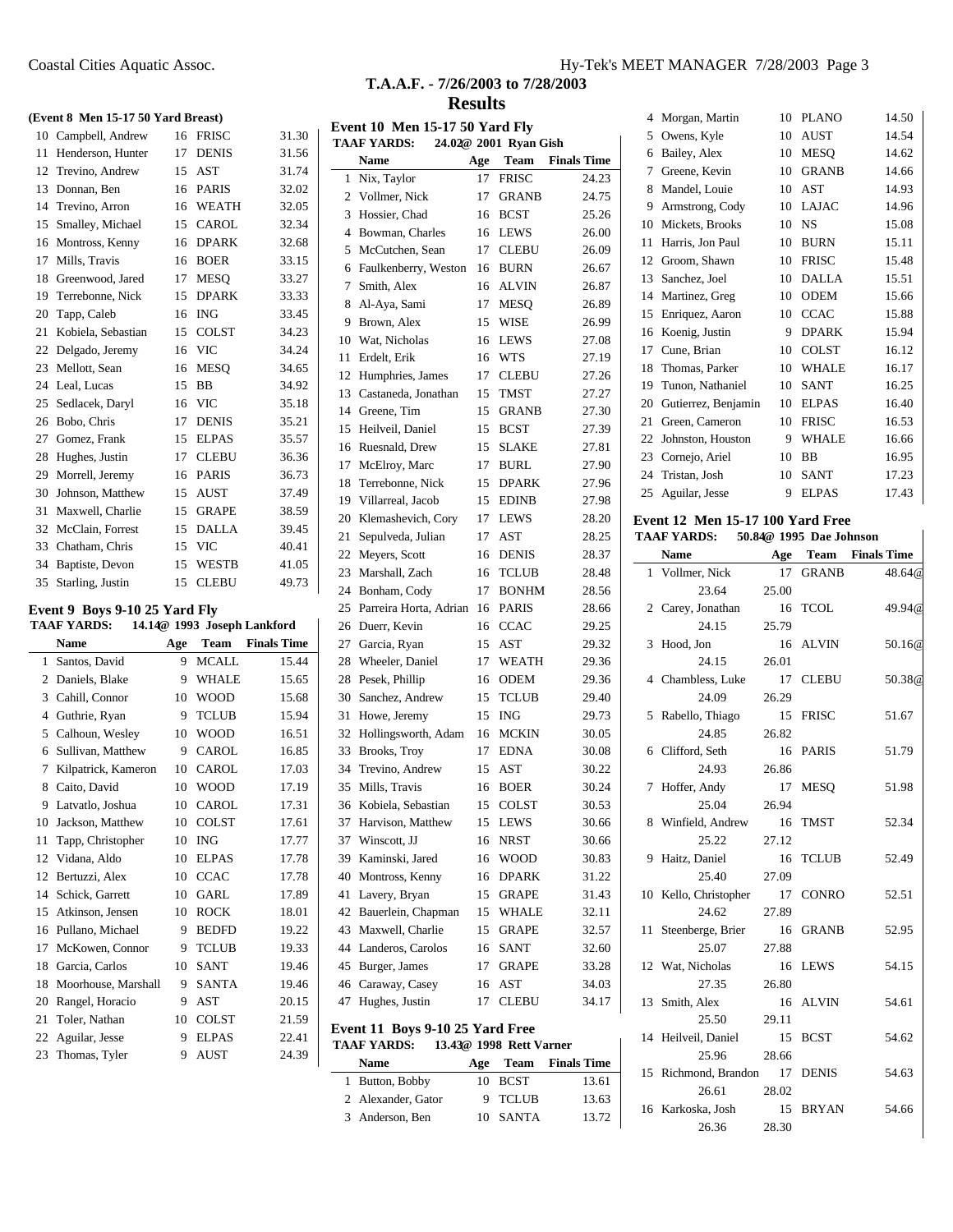## T.A.A.F. - 7/26/2003 to 7/28/2003

## Results

### (Event 8 Men 15-17 50 Yard Breast)

| | Name | Age | Team | Finals Time |
|---|---|---|---|---|
| 10 | Campbell, Andrew | 16 | FRISC | 31.30 |
| 11 | Henderson, Hunter | 17 | DENIS | 31.56 |
| 12 | Trevino, Andrew | 15 | AST | 31.74 |
| 13 | Donnan, Ben | 16 | PARIS | 32.02 |
| 14 | Trevino, Arron | 16 | WEATH | 32.05 |
| 15 | Smalley, Michael | 15 | CAROL | 32.34 |
| 16 | Montross, Kenny | 16 | DPARK | 32.68 |
| 17 | Mills, Travis | 16 | BOER | 33.15 |
| 18 | Greenwood, Jared | 17 | MESQ | 33.27 |
| 19 | Terrebonne, Nick | 15 | DPARK | 33.33 |
| 20 | Tapp, Caleb | 16 | ING | 33.45 |
| 21 | Kobiela, Sebastian | 15 | COLST | 34.23 |
| 22 | Delgado, Jeremy | 16 | VIC | 34.24 |
| 23 | Mellott, Sean | 16 | MESQ | 34.65 |
| 24 | Leal, Lucas | 15 | BB | 34.92 |
| 25 | Sedlacek, Daryl | 16 | VIC | 35.18 |
| 26 | Bobo, Chris | 17 | DENIS | 35.21 |
| 27 | Gomez, Frank | 15 | ELPAS | 35.57 |
| 28 | Hughes, Justin | 17 | CLEBU | 36.36 |
| 29 | Morrell, Jeremy | 16 | PARIS | 36.73 |
| 30 | Johnson, Matthew | 15 | AUST | 37.49 |
| 31 | Maxwell, Charlie | 15 | GRAPE | 38.59 |
| 32 | McClain, Forrest | 15 | DALLA | 39.45 |
| 33 | Chatham, Chris | 15 | VIC | 40.41 |
| 34 | Baptiste, Devon | 15 | WESTB | 41.05 |
| 35 | Starling, Justin | 15 | CLEBU | 49.73 |

### Event 9 Boys 9-10 25 Yard Fly

**TAAF YARDS:** 14.14@ 1993 Joseph Lankford

| | Name | Age | Team | Finals Time |
|---|---|---|---|---|
| 1 | Santos, David | 9 | MCALL | 15.44 |
| 2 | Daniels, Blake | 9 | WHALE | 15.65 |
| 3 | Cahill, Connor | 10 | WOOD | 15.68 |
| 4 | Guthrie, Ryan | 9 | TCLUB | 15.94 |
| 5 | Calhoun, Wesley | 10 | WOOD | 16.51 |
| 6 | Sullivan, Matthew | 9 | CAROL | 16.85 |
| 7 | Kilpatrick, Kameron | 10 | CAROL | 17.03 |
| 8 | Caito, David | 10 | WOOD | 17.19 |
| 9 | Latvatlo, Joshua | 10 | CAROL | 17.31 |
| 10 | Jackson, Matthew | 10 | COLST | 17.61 |
| 11 | Tapp, Christopher | 10 | ING | 17.77 |
| 12 | Vidana, Aldo | 10 | ELPAS | 17.78 |
| 12 | Bertuzzi, Alex | 10 | CCAC | 17.78 |
| 14 | Schick, Garrett | 10 | GARL | 17.89 |
| 15 | Atkinson, Jensen | 10 | ROCK | 18.01 |
| 16 | Pullano, Michael | 9 | BEDFD | 19.22 |
| 17 | McKowen, Connor | 9 | TCLUB | 19.33 |
| 18 | Garcia, Carlos | 10 | SANT | 19.46 |
| 18 | Moorhouse, Marshall | 9 | SANTA | 19.46 |
| 20 | Rangel, Horacio | 9 | AST | 20.15 |
| 21 | Toler, Nathan | 10 | COLST | 21.59 |
| 22 | Aguilar, Jesse | 9 | ELPAS | 22.41 |
| 23 | Thomas, Tyler | 9 | AUST | 24.39 |

### Event 10 Men 15-17 50 Yard Fly

**TAAF YARDS:** 24.02@ 2001 Ryan Gish

| | Name | Age | Team | Finals Time |
|---|---|---|---|---|
| 1 | Nix, Taylor | 17 | FRISC | 24.23 |
| 2 | Vollmer, Nick | 17 | GRANB | 24.75 |
| 3 | Hossier, Chad | 16 | BCST | 25.26 |
| 4 | Bowman, Charles | 16 | LEWS | 26.00 |
| 5 | McCutchen, Sean | 17 | CLEBU | 26.09 |
| 6 | Faulkenberry, Weston | 16 | BURN | 26.67 |
| 7 | Smith, Alex | 16 | ALVIN | 26.87 |
| 8 | Al-Aya, Sami | 17 | MESQ | 26.89 |
| 9 | Brown, Alex | 15 | WISE | 26.99 |
| 10 | Wat, Nicholas | 16 | LEWS | 27.08 |
| 11 | Erdelt, Erik | 16 | WTS | 27.19 |
| 12 | Humphries, James | 17 | CLEBU | 27.26 |
| 13 | Castaneda, Jonathan | 15 | TMST | 27.27 |
| 14 | Greene, Tim | 15 | GRANB | 27.30 |
| 15 | Heilveil, Daniel | 15 | BCST | 27.39 |
| 16 | Ruesnald, Drew | 15 | SLAKE | 27.81 |
| 17 | McElroy, Marc | 17 | BURL | 27.90 |
| 18 | Terrebonne, Nick | 15 | DPARK | 27.96 |
| 19 | Villarreal, Jacob | 15 | EDINB | 27.98 |
| 20 | Klemashevich, Cory | 17 | LEWS | 28.20 |
| 21 | Sepulveda, Julian | 17 | AST | 28.25 |
| 22 | Meyers, Scott | 16 | DENIS | 28.37 |
| 23 | Marshall, Zach | 16 | TCLUB | 28.48 |
| 24 | Bonham, Cody | 17 | BONHM | 28.56 |
| 25 | Parreira Horta, Adrian | 16 | PARIS | 28.66 |
| 26 | Duerr, Kevin | 16 | CCAC | 29.25 |
| 27 | Garcia, Ryan | 15 | AST | 29.32 |
| 28 | Wheeler, Daniel | 17 | WEATH | 29.36 |
| 28 | Pesek, Phillip | 16 | ODEM | 29.36 |
| 30 | Sanchez, Andrew | 15 | TCLUB | 29.40 |
| 31 | Howe, Jeremy | 15 | ING | 29.73 |
| 32 | Hollingsworth, Adam | 16 | MCKIN | 30.05 |
| 33 | Brooks, Troy | 17 | EDNA | 30.08 |
| 34 | Trevino, Andrew | 15 | AST | 30.22 |
| 35 | Mills, Travis | 16 | BOER | 30.24 |
| 36 | Kobiela, Sebastian | 15 | COLST | 30.53 |
| 37 | Harvison, Matthew | 15 | LEWS | 30.66 |
| 37 | Winscott, JJ | 16 | NRST | 30.66 |
| 39 | Kaminski, Jared | 16 | WOOD | 30.83 |
| 40 | Montross, Kenny | 16 | DPARK | 31.22 |
| 41 | Lavery, Bryan | 15 | GRAPE | 31.43 |
| 42 | Bauerlein, Chapman | 15 | WHALE | 32.11 |
| 43 | Maxwell, Charlie | 15 | GRAPE | 32.57 |
| 44 | Landeros, Carolos | 16 | SANT | 32.60 |
| 45 | Burger, James | 17 | GRAPE | 33.28 |
| 46 | Caraway, Casey | 16 | AST | 34.03 |
| 47 | Hughes, Justin | 17 | CLEBU | 34.17 |

### Event 11 Boys 9-10 25 Yard Free

**TAAF YARDS:** 13.43@ 1998 Rett Varner

| | Name | Age | Team | Finals Time |
|---|---|---|---|---|
| 1 | Button, Bobby | 10 | BCST | 13.61 |
| 2 | Alexander, Gator | 9 | TCLUB | 13.63 |
| 3 | Anderson, Ben | 10 | SANTA | 13.72 |
| 4 | Morgan, Martin | 10 | PLANO | 14.50 |
| 5 | Owens, Kyle | 10 | AUST | 14.54 |
| 6 | Bailey, Alex | 10 | MESQ | 14.62 |
| 7 | Greene, Kevin | 10 | GRANB | 14.66 |
| 8 | Mandel, Louie | 10 | AST | 14.93 |
| 9 | Armstrong, Cody | 10 | LAJAC | 14.96 |
| 10 | Mickets, Brooks | 10 | NS | 15.08 |
| 11 | Harris, Jon Paul | 10 | BURN | 15.11 |
| 12 | Groom, Shawn | 10 | FRISC | 15.48 |
| 13 | Sanchez, Joel | 10 | DALLA | 15.51 |
| 14 | Martinez, Greg | 10 | ODEM | 15.66 |
| 15 | Enriquez, Aaron | 10 | CCAC | 15.88 |
| 16 | Koenig, Justin | 9 | DPARK | 15.94 |
| 17 | Cune, Brian | 10 | COLST | 16.12 |
| 18 | Thomas, Parker | 10 | WHALE | 16.17 |
| 19 | Tunon, Nathaniel | 10 | SANT | 16.25 |
| 20 | Gutierrez, Benjamin | 10 | ELPAS | 16.40 |
| 21 | Green, Cameron | 10 | FRISC | 16.53 |
| 22 | Johnston, Houston | 9 | WHALE | 16.66 |
| 23 | Cornejo, Ariel | 10 | BB | 16.95 |
| 24 | Tristan, Josh | 10 | SANT | 17.23 |
| 25 | Aguilar, Jesse | 9 | ELPAS | 17.43 |

### Event 12 Men 15-17 100 Yard Free

**TAAF YARDS:** 50.84@ 1995 Dae Johnson

| | Name | Age | Team | Finals Time |
|---|---|---|---|---|
| 1 | Vollmer, Nick | 17 | GRANB | 48.64@ |
| | 23.64 | 25.00 | | |
| 2 | Carey, Jonathan | 16 | TCOL | 49.94@ |
| | 24.15 | 25.79 | | |
| 3 | Hood, Jon | 16 | ALVIN | 50.16@ |
| | 24.15 | 26.01 | | |
| 4 | Chambless, Luke | 17 | CLEBU | 50.38@ |
| | 24.09 | 26.29 | | |
| 5 | Rabello, Thiago | 15 | FRISC | 51.67 |
| | 24.85 | 26.82 | | |
| 6 | Clifford, Seth | 16 | PARIS | 51.79 |
| | 24.93 | 26.86 | | |
| 7 | Hoffer, Andy | 17 | MESQ | 51.98 |
| | 25.04 | 26.94 | | |
| 8 | Winfield, Andrew | 16 | TMST | 52.34 |
| | 25.22 | 27.12 | | |
| 9 | Haitz, Daniel | 16 | TCLUB | 52.49 |
| | 25.40 | 27.09 | | |
| 10 | Kello, Christopher | 17 | CONRO | 52.51 |
| | 24.62 | 27.89 | | |
| 11 | Steenberge, Brier | 16 | GRANB | 52.95 |
| | 25.07 | 27.88 | | |
| 12 | Wat, Nicholas | 16 | LEWS | 54.15 |
| | 27.35 | 26.80 | | |
| 13 | Smith, Alex | 16 | ALVIN | 54.61 |
| | 25.50 | 29.11 | | |
| 14 | Heilveil, Daniel | 15 | BCST | 54.62 |
| | 25.96 | 28.66 | | |
| 15 | Richmond, Brandon | 17 | DENIS | 54.63 |
| | 26.61 | 28.02 | | |
| 16 | Karkoska, Josh | 15 | BRYAN | 54.66 |
| | 26.36 | 28.30 | | |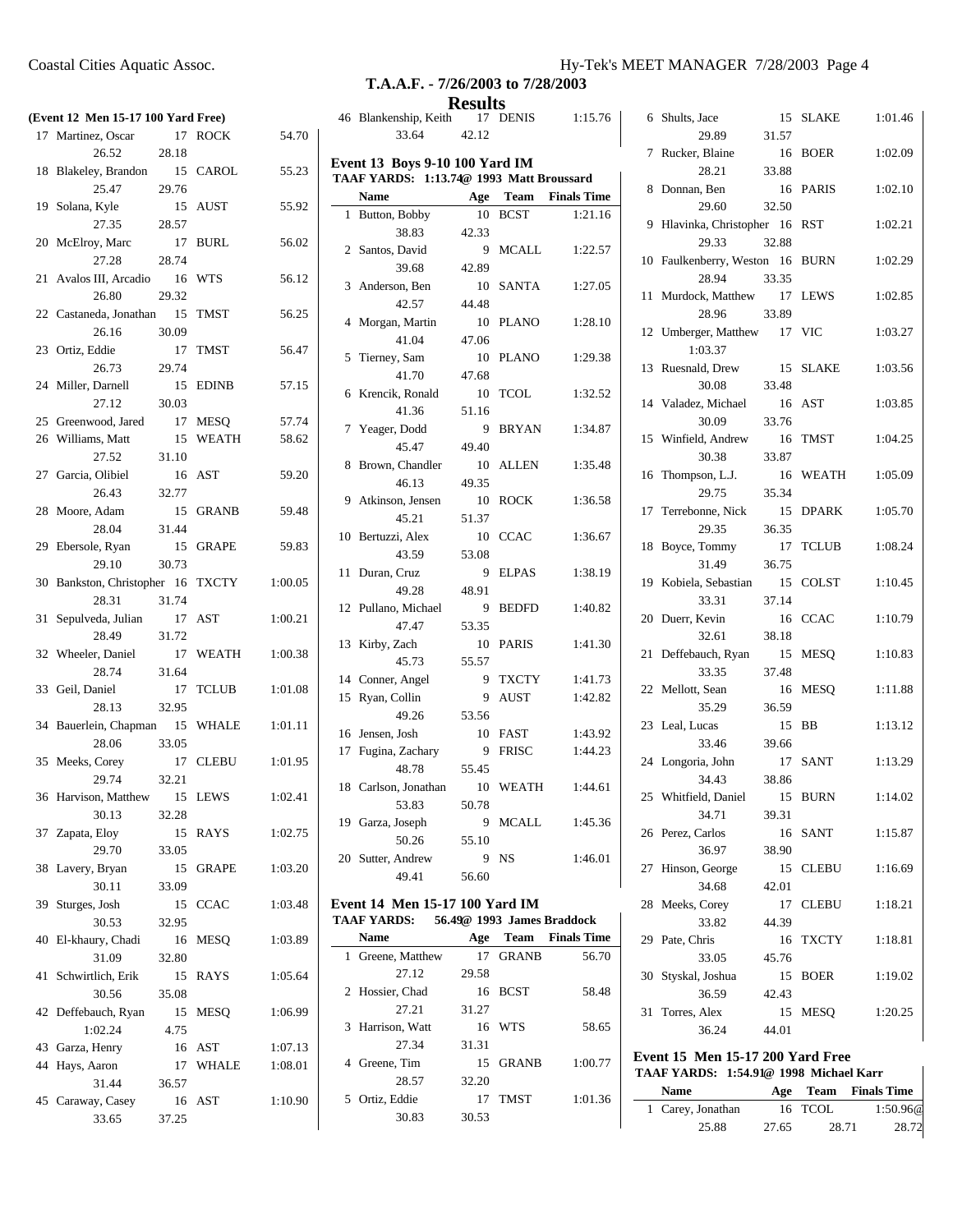# T.A.A.F. - 7/26/2003 to 7/28/2003

## Results

### (Event 12 Men 15-17 100 Yard Free)

| | Name | Age | Team | Finals Time |
|---|---|---|---|---|
| 17 | Martinez, Oscar | 17 | ROCK | 54.70 |
| | 26.52 | 28.18 | | |
| 18 | Blakeley, Brandon | 15 | CAROL | 55.23 |
| | 25.47 | 29.76 | | |
| 19 | Solana, Kyle | 15 | AUST | 55.92 |
| | 27.35 | 28.57 | | |
| 20 | McElroy, Marc | 17 | BURL | 56.02 |
| | 27.28 | 28.74 | | |
| 21 | Avalos III, Arcadio | 16 | WTS | 56.12 |
| | 26.80 | 29.32 | | |
| 22 | Castaneda, Jonathan | 15 | TMST | 56.25 |
| | 26.16 | 30.09 | | |
| 23 | Ortiz, Eddie | 17 | TMST | 56.47 |
| | 26.73 | 29.74 | | |
| 24 | Miller, Darnell | 15 | EDINB | 57.15 |
| | 27.12 | 30.03 | | |
| 25 | Greenwood, Jared | 17 | MESQ | 57.74 |
| 26 | Williams, Matt | 15 | WEATH | 58.62 |
| | 27.52 | 31.10 | | |
| 27 | Garcia, Olibiel | 16 | AST | 59.20 |
| | 26.43 | 32.77 | | |
| 28 | Moore, Adam | 15 | GRANB | 59.48 |
| | 28.04 | 31.44 | | |
| 29 | Ebersole, Ryan | 15 | GRAPE | 59.83 |
| | 29.10 | 30.73 | | |
| 30 | Bankston, Christopher | 16 | TXCTY | 1:00.05 |
| | 28.31 | 31.74 | | |
| 31 | Sepulveda, Julian | 17 | AST | 1:00.21 |
| | 28.49 | 31.72 | | |
| 32 | Wheeler, Daniel | 17 | WEATH | 1:00.38 |
| | 28.74 | 31.64 | | |
| 33 | Geil, Daniel | 17 | TCLUB | 1:01.08 |
| | 28.13 | 32.95 | | |
| 34 | Bauerlein, Chapman | 15 | WHALE | 1:01.11 |
| | 28.06 | 33.05 | | |
| 35 | Meeks, Corey | 17 | CLEBU | 1:01.95 |
| | 29.74 | 32.21 | | |
| 36 | Harvison, Matthew | 15 | LEWS | 1:02.41 |
| | 30.13 | 32.28 | | |
| 37 | Zapata, Eloy | 15 | RAYS | 1:02.75 |
| | 29.70 | 33.05 | | |
| 38 | Lavery, Bryan | 15 | GRAPE | 1:03.20 |
| | 30.11 | 33.09 | | |
| 39 | Sturges, Josh | 15 | CCAC | 1:03.48 |
| | 30.53 | 32.95 | | |
| 40 | El-khaury, Chadi | 16 | MESQ | 1:03.89 |
| | 31.09 | 32.80 | | |
| 41 | Schwirtlich, Erik | 15 | RAYS | 1:05.64 |
| | 30.56 | 35.08 | | |
| 42 | Deffebauch, Ryan | 15 | MESQ | 1:06.99 |
| | 1:02.24 | 4.75 | | |
| 43 | Garza, Henry | 16 | AST | 1:07.13 |
| 44 | Hays, Aaron | 17 | WHALE | 1:08.01 |
| | 31.44 | 36.57 | | |
| 45 | Caraway, Casey | 16 | AST | 1:10.90 |
| | 33.65 | 37.25 | | |
| 46 | Blankenship, Keith | 17 | DENIS | 1:15.76 |
| | 33.64 | 42.12 | | |

### Event 13 Boys 9-10 100 Yard IM

TAAF YARDS: 1:13.74@ 1993 Matt Broussard

| | Name | Age | Team | Finals Time |
|---|---|---|---|---|
| 1 | Button, Bobby | 10 | BCST | 1:21.16 |
| | 38.83 | 42.33 | | |
| 2 | Santos, David | 9 | MCALL | 1:22.57 |
| | 39.68 | 42.89 | | |
| 3 | Anderson, Ben | 10 | SANTA | 1:27.05 |
| | 42.57 | 44.48 | | |
| 4 | Morgan, Martin | 10 | PLANO | 1:28.10 |
| | 41.04 | 47.06 | | |
| 5 | Tierney, Sam | 10 | PLANO | 1:29.38 |
| | 41.70 | 47.68 | | |
| 6 | Krencik, Ronald | 10 | TCOL | 1:32.52 |
| | 41.36 | 51.16 | | |
| 7 | Yeager, Dodd | 9 | BRYAN | 1:34.87 |
| | 45.47 | 49.40 | | |
| 8 | Brown, Chandler | 10 | ALLEN | 1:35.48 |
| | 46.13 | 49.35 | | |
| 9 | Atkinson, Jensen | 10 | ROCK | 1:36.58 |
| | 45.21 | 51.37 | | |
| 10 | Bertuzzi, Alex | 10 | CCAC | 1:36.67 |
| | 43.59 | 53.08 | | |
| 11 | Duran, Cruz | 9 | ELPAS | 1:38.19 |
| | 49.28 | 48.91 | | |
| 12 | Pullano, Michael | 9 | BEDFD | 1:40.82 |
| | 47.47 | 53.35 | | |
| 13 | Kirby, Zach | 10 | PARIS | 1:41.30 |
| | 45.73 | 55.57 | | |
| 14 | Conner, Angel | 9 | TXCTY | 1:41.73 |
| 15 | Ryan, Collin | 9 | AUST | 1:42.82 |
| | 49.26 | 53.56 | | |
| 16 | Jensen, Josh | 10 | FAST | 1:43.92 |
| 17 | Fugina, Zachary | 9 | FRISC | 1:44.23 |
| | 48.78 | 55.45 | | |
| 18 | Carlson, Jonathan | 10 | WEATH | 1:44.61 |
| | 53.83 | 50.78 | | |
| 19 | Garza, Joseph | 9 | MCALL | 1:45.36 |
| | 50.26 | 55.10 | | |
| 20 | Sutter, Andrew | 9 | NS | 1:46.01 |
| | 49.41 | 56.60 | | |

### Event 14 Men 15-17 100 Yard IM

TAAF YARDS: 56.49@ 1993 James Braddock

| | Name | Age | Team | Finals Time |
|---|---|---|---|---|
| 1 | Greene, Matthew | 17 | GRANB | 56.70 |
| | 27.12 | 29.58 | | |
| 2 | Hossier, Chad | 16 | BCST | 58.48 |
| | 27.21 | 31.27 | | |
| 3 | Harrison, Watt | 16 | WTS | 58.65 |
| | 27.34 | 31.31 | | |
| 4 | Greene, Tim | 15 | GRANB | 1:00.77 |
| | 28.57 | 32.20 | | |
| 5 | Ortiz, Eddie | 17 | TMST | 1:01.36 |
| | 30.83 | 30.53 | | |
| 6 | Shults, Jace | 15 | SLAKE | 1:01.46 |
| | 29.89 | 31.57 | | |
| 7 | Rucker, Blaine | 16 | BOER | 1:02.09 |
| | 28.21 | 33.88 | | |
| 8 | Donnan, Ben | 16 | PARIS | 1:02.10 |
| | 29.60 | 32.50 | | |
| 9 | Hlavinka, Christopher | 16 | RST | 1:02.21 |
| | 29.33 | 32.88 | | |
| 10 | Faulkenberry, Weston | 16 | BURN | 1:02.29 |
| | 28.94 | 33.35 | | |
| 11 | Murdock, Matthew | 17 | LEWS | 1:02.85 |
| | 28.96 | 33.89 | | |
| 12 | Umberger, Matthew | 17 | VIC | 1:03.27 |
| | 1:03.37 | | | |
| 13 | Ruesnald, Drew | 15 | SLAKE | 1:03.56 |
| | 30.08 | 33.48 | | |
| 14 | Valadez, Michael | 16 | AST | 1:03.85 |
| | 30.09 | 33.76 | | |
| 15 | Winfield, Andrew | 16 | TMST | 1:04.25 |
| | 30.38 | 33.87 | | |
| 16 | Thompson, L.J. | 16 | WEATH | 1:05.09 |
| | 29.75 | 35.34 | | |
| 17 | Terrebonne, Nick | 15 | DPARK | 1:05.70 |
| | 29.35 | 36.35 | | |
| 18 | Boyce, Tommy | 17 | TCLUB | 1:08.24 |
| | 31.49 | 36.75 | | |
| 19 | Kobiela, Sebastian | 15 | COLST | 1:10.45 |
| | 33.31 | 37.14 | | |
| 20 | Duerr, Kevin | 16 | CCAC | 1:10.79 |
| | 32.61 | 38.18 | | |
| 21 | Deffebauch, Ryan | 15 | MESQ | 1:10.83 |
| | 33.35 | 37.48 | | |
| 22 | Mellott, Sean | 16 | MESQ | 1:11.88 |
| | 35.29 | 36.59 | | |
| 23 | Leal, Lucas | 15 | BB | 1:13.12 |
| | 33.46 | 39.66 | | |
| 24 | Longoria, John | 17 | SANT | 1:13.29 |
| | 34.43 | 38.86 | | |
| 25 | Whitfield, Daniel | 15 | BURN | 1:14.02 |
| | 34.71 | 39.31 | | |
| 26 | Perez, Carlos | 16 | SANT | 1:15.87 |
| | 36.97 | 38.90 | | |
| 27 | Hinson, George | 15 | CLEBU | 1:16.69 |
| | 34.68 | 42.01 | | |
| 28 | Meeks, Corey | 17 | CLEBU | 1:18.21 |
| | 33.82 | 44.39 | | |
| 29 | Pate, Chris | 16 | TXCTY | 1:18.81 |
| | 33.05 | 45.76 | | |
| 30 | Styskal, Joshua | 15 | BOER | 1:19.02 |
| | 36.59 | 42.43 | | |
| 31 | Torres, Alex | 15 | MESQ | 1:20.25 |
| | 36.24 | 44.01 | | |

### Event 15 Men 15-17 200 Yard Free

TAAF YARDS: 1:54.91@ 1998 Michael Karr

| | Name | Age | Team | | Finals Time |
|---|---|---|---|---|---|
| 1 | Carey, Jonathan | 16 | TCOL | | 1:50.96@ |
| | 25.88 | 27.65 | 28.71 | | 28.72 |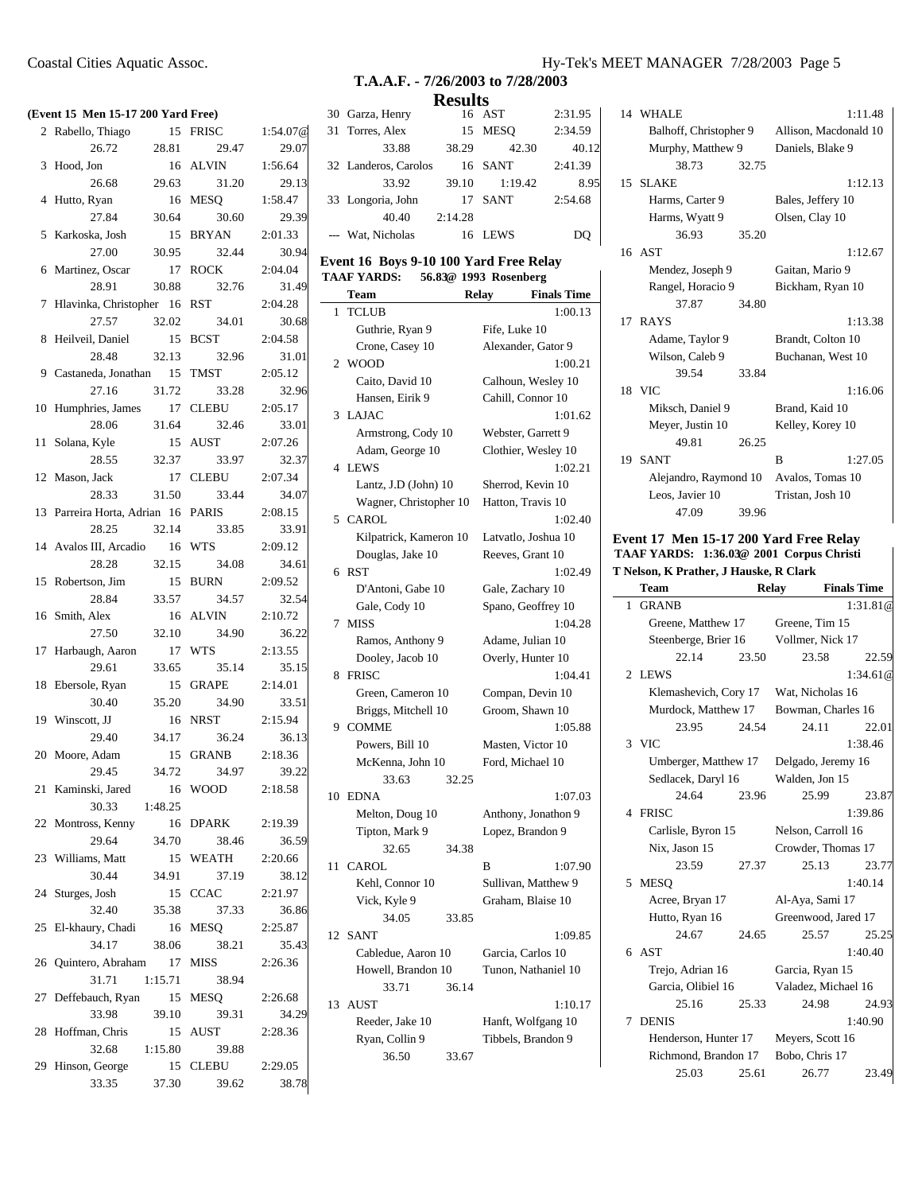## T.A.A.F. - 7/26/2003 to 7/28/2003

## Results

**(Event 15 Men 15-17 200 Yard Free)**

| | Name | Age | Team | Finals Time |
|---|---|---|---|---|
| 2 | Rabello, Thiago | 15 | FRISC | 1:54.07@ |
| | 26.72 | 28.81 | 29.47 | 29.07 |
| 3 | Hood, Jon | 16 | ALVIN | 1:56.64 |
| | 26.68 | 29.63 | 31.20 | 29.13 |
| 4 | Hutto, Ryan | 16 | MESQ | 1:58.47 |
| | 27.84 | 30.64 | 30.60 | 29.39 |
| 5 | Karkoska, Josh | 15 | BRYAN | 2:01.33 |
| | 27.00 | 30.95 | 32.44 | 30.94 |
| 6 | Martinez, Oscar | 17 | ROCK | 2:04.04 |
| | 28.91 | 30.88 | 32.76 | 31.49 |
| 7 | Hlavinka, Christopher | 16 | RST | 2:04.28 |
| | 27.57 | 32.02 | 34.01 | 30.68 |
| 8 | Heilveil, Daniel | 15 | BCST | 2:04.58 |
| | 28.48 | 32.13 | 32.96 | 31.01 |
| 9 | Castaneda, Jonathan | 15 | TMST | 2:05.12 |
| | 27.16 | 31.72 | 33.28 | 32.96 |
| 10 | Humphries, James | 17 | CLEBU | 2:05.17 |
| | 28.06 | 31.64 | 32.46 | 33.01 |
| 11 | Solana, Kyle | 15 | AUST | 2:07.26 |
| | 28.55 | 32.37 | 33.97 | 32.37 |
| 12 | Mason, Jack | 17 | CLEBU | 2:07.34 |
| | 28.33 | 31.50 | 33.44 | 34.07 |
| 13 | Parreira Horta, Adrian | 16 | PARIS | 2:08.15 |
| | 28.25 | 32.14 | 33.85 | 33.91 |
| 14 | Avalos III, Arcadio | 16 | WTS | 2:09.12 |
| | 28.28 | 32.15 | 34.08 | 34.61 |
| 15 | Robertson, Jim | 15 | BURN | 2:09.52 |
| | 28.84 | 33.57 | 34.57 | 32.54 |
| 16 | Smith, Alex | 16 | ALVIN | 2:10.72 |
| | 27.50 | 32.10 | 34.90 | 36.22 |
| 17 | Harbaugh, Aaron | 17 | WTS | 2:13.55 |
| | 29.61 | 33.65 | 35.14 | 35.15 |
| 18 | Ebersole, Ryan | 15 | GRAPE | 2:14.01 |
| | 30.40 | 35.20 | 34.90 | 33.51 |
| 19 | Winscott, JJ | 16 | NRST | 2:15.94 |
| | 29.40 | 34.17 | 36.24 | 36.13 |
| 20 | Moore, Adam | 15 | GRANB | 2:18.36 |
| | 29.45 | 34.72 | 34.97 | 39.22 |
| 21 | Kaminski, Jared | 16 | WOOD | 2:18.58 |
| | 30.33 | 1:48.25 | | |
| 22 | Montross, Kenny | 16 | DPARK | 2:19.39 |
| | 29.64 | 34.70 | 38.46 | 36.59 |
| 23 | Williams, Matt | 15 | WEATH | 2:20.66 |
| | 30.44 | 34.91 | 37.19 | 38.12 |
| 24 | Sturges, Josh | 15 | CCAC | 2:21.97 |
| | 32.40 | 35.38 | 37.33 | 36.86 |
| 25 | El-khaury, Chadi | 16 | MESQ | 2:25.87 |
| | 34.17 | 38.06 | 38.21 | 35.43 |
| 26 | Quintero, Abraham | 17 | MISS | 2:26.36 |
| | 31.71 | 1:15.71 | 38.94 | |
| 27 | Deffebauch, Ryan | 15 | MESQ | 2:26.68 |
| | 33.98 | 39.10 | 39.31 | 34.29 |
| 28 | Hoffman, Chris | 15 | AUST | 2:28.36 |
| | 32.68 | 1:15.80 | 39.88 | |
| 29 | Hinson, George | 15 | CLEBU | 2:29.05 |
| | 33.35 | 37.30 | 39.62 | 38.78 |
| 30 | Garza, Henry | 16 | AST | 2:31.95 |
| 31 | Torres, Alex | 15 | MESQ | 2:34.59 |
| | 33.88 | 38.29 | 42.30 | 40.12 |
| 32 | Landeros, Carolos | 16 | SANT | 2:41.39 |
| | 33.92 | 39.10 | 1:19.42 | 8.95 |
| 33 | Longoria, John | 17 | SANT | 2:54.68 |
| | 40.40 | 2:14.28 | | |
| --- | Wat, Nicholas | 16 | LEWS | DQ |

### Event 16 Boys 9-10 100 Yard Free Relay

**TAAF YARDS: 56.83@ 1993 Rosenberg**

| | Team | Relay | Finals Time |
|---|---|---|---|
| 1 | TCLUB | | 1:00.13 |
| | Guthrie, Ryan 9 | Fife, Luke 10 | |
| | Crone, Casey 10 | Alexander, Gator 9 | |
| 2 | WOOD | | 1:00.21 |
| | Caito, David 10 | Calhoun, Wesley 10 | |
| | Hansen, Eirik 9 | Cahill, Connor 10 | |
| 3 | LAJAC | | 1:01.62 |
| | Armstrong, Cody 10 | Webster, Garrett 9 | |
| | Adam, George 10 | Clothier, Wesley 10 | |
| 4 | LEWS | | 1:02.21 |
| | Lantz, J.D (John) 10 | Sherrod, Kevin 10 | |
| | Wagner, Christopher 10 | Hatton, Travis 10 | |
| 5 | CAROL | | 1:02.40 |
| | Kilpatrick, Kameron 10 | Latvatlo, Joshua 10 | |
| | Douglas, Jake 10 | Reeves, Grant 10 | |
| 6 | RST | | 1:02.49 |
| | D'Antoni, Gabe 10 | Gale, Zachary 10 | |
| | Gale, Cody 10 | Spano, Geoffrey 10 | |
| 7 | MISS | | 1:04.28 |
| | Ramos, Anthony 9 | Adame, Julian 10 | |
| | Dooley, Jacob 10 | Overly, Hunter 10 | |
| 8 | FRISC | | 1:04.41 |
| | Green, Cameron 10 | Compan, Devin 10 | |
| | Briggs, Mitchell 10 | Groom, Shawn 10 | |
| 9 | COMME | | 1:05.88 |
| | Powers, Bill 10 | Masten, Victor 10 | |
| | McKenna, John 10 | Ford, Michael 10 | |
| | 33.63 | 32.25 | |
| 10 | EDNA | | 1:07.03 |
| | Melton, Doug 10 | Anthony, Jonathon 9 | |
| | Tipton, Mark 9 | Lopez, Brandon 9 | |
| | 32.65 | 34.38 | |
| 11 | CAROL | B | 1:07.90 |
| | Kehl, Connor 10 | Sullivan, Matthew 9 | |
| | Vick, Kyle 9 | Graham, Blaise 10 | |
| | 34.05 | 33.85 | |
| 12 | SANT | | 1:09.85 |
| | Cabledue, Aaron 10 | Garcia, Carlos 10 | |
| | Howell, Brandon 10 | Tunon, Nathaniel 10 | |
| | 33.71 | 36.14 | |
| 13 | AUST | | 1:10.17 |
| | Reeder, Jake 10 | Hanft, Wolfgang 10 | |
| | Ryan, Collin 9 | Tibbels, Brandon 9 | |
| | 36.50 | 33.67 | |
| 14 | WHALE | | 1:11.48 |
| | Balhoff, Christopher 9 | Allison, Macdonald 10 | |
| | Murphy, Matthew 9 | Daniels, Blake 9 | |
| | 38.73 | 32.75 | |
| 15 | SLAKE | | 1:12.13 |
| | Harms, Carter 9 | Bales, Jeffery 10 | |
| | Harms, Wyatt 9 | Olsen, Clay 10 | |
| | 36.93 | 35.20 | |
| 16 | AST | | 1:12.67 |
| | Mendez, Joseph 9 | Gaitan, Mario 9 | |
| | Rangel, Horacio 9 | Bickham, Ryan 10 | |
| | 37.87 | 34.80 | |
| 17 | RAYS | | 1:13.38 |
| | Adame, Taylor 9 | Brandt, Colton 10 | |
| | Wilson, Caleb 9 | Buchanan, West 10 | |
| | 39.54 | 33.84 | |
| 18 | VIC | | 1:16.06 |
| | Miksch, Daniel 9 | Brand, Kaid 10 | |
| | Meyer, Justin 10 | Kelley, Korey 10 | |
| | 49.81 | 26.25 | |
| 19 | SANT | B | 1:27.05 |
| | Alejandro, Raymond 10 | Avalos, Tomas 10 | |
| | Leos, Javier 10 | Tristan, Josh 10 | |
| | 47.09 | 39.96 | |

### Event 17 Men 15-17 200 Yard Free Relay

**TAAF YARDS: 1:36.03@ 2001 Corpus Christi**

**T Nelson, K Prather, J Hauske, R Clark**

| | Team | Relay | | Finals Time |
|---|---|---|---|---|
| 1 | GRANB | | | 1:31.81@ |
| | Greene, Matthew 17 | Greene, Tim 15 | | |
| | Steenberge, Brier 16 | Vollmer, Nick 17 | | |
| | 22.14 | 23.50 | 23.58 | 22.59 |
| 2 | LEWS | | | 1:34.61@ |
| | Klemashevich, Cory 17 | Wat, Nicholas 16 | | |
| | Murdock, Matthew 17 | Bowman, Charles 16 | | |
| | 23.95 | 24.54 | 24.11 | 22.01 |
| 3 | VIC | | | 1:38.46 |
| | Umberger, Matthew 17 | Delgado, Jeremy 16 | | |
| | Sedlacek, Daryl 16 | Walden, Jon 15 | | |
| | 24.64 | 23.96 | 25.99 | 23.87 |
| 4 | FRISC | | | 1:39.86 |
| | Carlisle, Byron 15 | Nelson, Carroll 16 | | |
| | Nix, Jason 15 | Crowder, Thomas 17 | | |
| | 23.59 | 27.37 | 25.13 | 23.77 |
| 5 | MESQ | | | 1:40.14 |
| | Acree, Bryan 17 | Al-Aya, Sami 17 | | |
| | Hutto, Ryan 16 | Greenwood, Jared 17 | | |
| | 24.67 | 24.65 | 25.57 | 25.25 |
| 6 | AST | | | 1:40.40 |
| | Trejo, Adrian 16 | Garcia, Ryan 15 | | |
| | Garcia, Olibiel 16 | Valadez, Michael 16 | | |
| | 25.16 | 25.33 | 24.98 | 24.93 |
| 7 | DENIS | | | 1:40.90 |
| | Henderson, Hunter 17 | Meyers, Scott 16 | | |
| | Richmond, Brandon 17 | Bobo, Chris 17 | | |
| | 25.03 | 25.61 | 26.77 | 23.49 |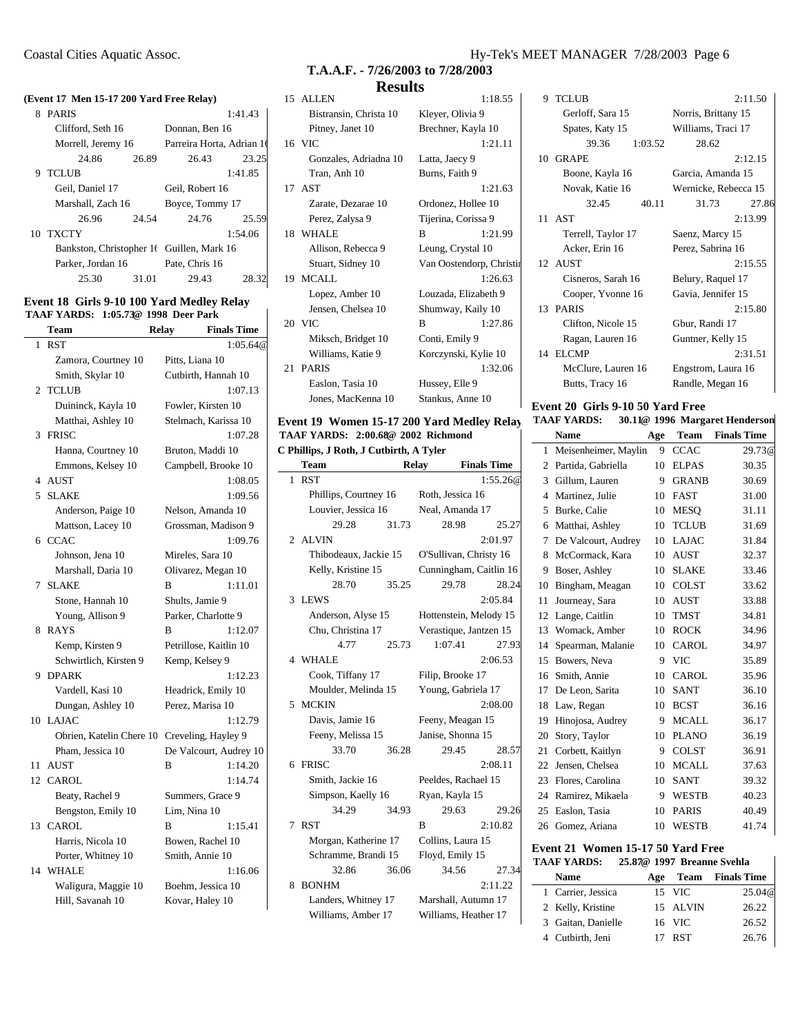## T.A.A.F. - 7/26/2003 to 7/28/2003

## Results

**(Event 17 Men 15-17 200 Yard Free Relay)**

| | Team | Relay | Finals Time |
|---|---|---|---|
| 8 | PARIS | | 1:41.43 |
| | Clifford, Seth 16 | Donnan, Ben 16 | |
| | Morrell, Jeremy 16 | Parreira Horta, Adrian 16 | |
| | 24.86 26.89 | 26.43 23.25 | |
| 9 | TCLUB | | 1:41.85 |
| | Geil, Daniel 17 | Geil, Robert 16 | |
| | Marshall, Zach 16 | Boyce, Tommy 17 | |
| | 26.96 24.54 | 24.76 25.59 | |
| 10 | TXCTY | | 1:54.06 |
| | Bankston, Christopher 16 | Guillen, Mark 16 | |
| | Parker, Jordan 16 | Pate, Chris 16 | |
| | 25.30 31.01 | 29.43 28.32 | |

### Event 18 Girls 9-10 100 Yard Medley Relay

TAAF YARDS: 1:05.73@ 1998 Deer Park

| | Team | Relay | Finals Time |
|---|---|---|---|
| 1 | RST | | 1:05.64@ |
| | Zamora, Courtney 10 | Pitts, Liana 10 | |
| | Smith, Skylar 10 | Cutbirth, Hannah 10 | |
| 2 | TCLUB | | 1:07.13 |
| | Duininck, Kayla 10 | Fowler, Kirsten 10 | |
| | Matthai, Ashley 10 | Stelmach, Karissa 10 | |
| 3 | FRISC | | 1:07.28 |
| | Hanna, Courtney 10 | Bruton, Maddi 10 | |
| | Emmons, Kelsey 10 | Campbell, Brooke 10 | |
| 4 | AUST | | 1:08.05 |
| 5 | SLAKE | | 1:09.56 |
| | Anderson, Paige 10 | Nelson, Amanda 10 | |
| | Mattson, Lacey 10 | Grossman, Madison 9 | |
| 6 | CCAC | | 1:09.76 |
| | Johnson, Jena 10 | Mireles, Sara 10 | |
| | Marshall, Daria 10 | Olivarez, Megan 10 | |
| 7 | SLAKE | B | 1:11.01 |
| | Stone, Hannah 10 | Shults, Jamie 9 | |
| | Young, Allison 9 | Parker, Charlotte 9 | |
| 8 | RAYS | B | 1:12.07 |
| | Kemp, Kirsten 9 | Petrillose, Kaitlin 10 | |
| | Schwirtlich, Kirsten 9 | Kemp, Kelsey 9 | |
| 9 | DPARK | | 1:12.23 |
| | Vardell, Kasi 10 | Headrick, Emily 10 | |
| | Dungan, Ashley 10 | Perez, Marisa 10 | |
| 10 | LAJAC | | 1:12.79 |
| | Obrien, Katelin Chere 10 | Creveling, Hayley 9 | |
| | Pham, Jessica 10 | De Valcourt, Audrey 10 | |
| 11 | AUST | B | 1:14.20 |
| 12 | CAROL | | 1:14.74 |
| | Beaty, Rachel 9 | Summers, Grace 9 | |
| | Bengston, Emily 10 | Lim, Nina 10 | |
| 13 | CAROL | B | 1:15.41 |
| | Harris, Nicola 10 | Bowen, Rachel 10 | |
| | Porter, Whitney 10 | Smith, Annie 10 | |
| 14 | WHALE | | 1:16.06 |
| | Waligura, Maggie 10 | Boehm, Jessica 10 | |
| | Hill, Savanah 10 | Kovar, Haley 10 | |
| 15 | ALLEN | | 1:18.55 |
| | Bistransin, Christa 10 | Kleyer, Olivia 9 | |
| | Pitney, Janet 10 | Brechner, Kayla 10 | |
| 16 | VIC | | 1:21.11 |
| | Gonzales, Adriadna 10 | Latta, Jaecy 9 | |
| | Tran, Anh 10 | Burns, Faith 9 | |
| 17 | AST | | 1:21.63 |
| | Zarate, Dezarae 10 | Ordonez, Hollee 10 | |
| | Perez, Zalysa 9 | Tijerina, Corissa 9 | |
| 18 | WHALE | B | 1:21.99 |
| | Allison, Rebecca 9 | Leung, Crystal 10 | |
| | Stuart, Sidney 10 | Van Oostendorp, Christin | |
| 19 | MCALL | | 1:26.63 |
| | Lopez, Amber 10 | Louzada, Elizabeth 9 | |
| | Jensen, Chelsea 10 | Shumway, Kaily 10 | |
| 20 | VIC | B | 1:27.86 |
| | Miksch, Bridget 10 | Conti, Emily 9 | |
| | Williams, Katie 9 | Korczynski, Kylie 10 | |
| 21 | PARIS | | 1:32.06 |
| | Easlon, Tasia 10 | Hussey, Elle 9 | |
| | Jones, MacKenna 10 | Stankus, Anne 10 | |

### Event 19 Women 15-17 200 Yard Medley Relay

TAAF YARDS: 2:00.68@ 2002 Richmond
C Phillips, J Roth, J Cutbirth, A Tyler

| | Team | Relay | Finals Time |
|---|---|---|---|
| 1 | RST | | 1:55.26@ |
| | Phillips, Courtney 16 | Roth, Jessica 16 | |
| | Louvier, Jessica 16 | Neal, Amanda 17 | |
| | 29.28 31.73 | 28.98 25.27 | |
| 2 | ALVIN | | 2:01.97 |
| | Thibodeaux, Jackie 15 | O'Sullivan, Christy 16 | |
| | Kelly, Kristine 15 | Cunningham, Caitlin 16 | |
| | 28.70 35.25 | 29.78 28.24 | |
| 3 | LEWS | | 2:05.84 |
| | Anderson, Alyse 15 | Hottenstein, Melody 15 | |
| | Chu, Christina 17 | Verastique, Jantzen 15 | |
| | 4.77 25.73 | 1:07.41 27.93 | |
| 4 | WHALE | | 2:06.53 |
| | Cook, Tiffany 17 | Filip, Brooke 17 | |
| | Moulder, Melinda 15 | Young, Gabriela 17 | |
| 5 | MCKIN | | 2:08.00 |
| | Davis, Jamie 16 | Feeny, Meagan 15 | |
| | Feeny, Melissa 15 | Janise, Shonna 15 | |
| | 33.70 36.28 | 29.45 28.57 | |
| 6 | FRISC | | 2:08.11 |
| | Smith, Jackie 16 | Peeldes, Rachael 15 | |
| | Simpson, Kaelly 16 | Ryan, Kayla 15 | |
| | 34.29 34.93 | 29.63 29.26 | |
| 7 | RST | B | 2:10.82 |
| | Morgan, Katherine 17 | Collins, Laura 15 | |
| | Schramme, Brandi 15 | Floyd, Emily 15 | |
| | 32.86 36.06 | 34.56 27.34 | |
| 8 | BONHM | | 2:11.22 |
| | Landers, Whitney 17 | Marshall, Autumn 17 | |
| | Williams, Amber 17 | Williams, Heather 17 | |
| 9 | TCLUB | | 2:11.50 |
| | Gerloff, Sara 15 | Norris, Brittany 15 | |
| | Spates, Katy 15 | Williams, Traci 17 | |
| | 39.36 1:03.52 | 28.62 | |
| 10 | GRAPE | | 2:12.15 |
| | Boone, Kayla 16 | Garcia, Amanda 15 | |
| | Novak, Katie 16 | Wernicke, Rebecca 15 | |
| | 32.45 40.11 | 31.73 27.86 | |
| 11 | AST | | 2:13.99 |
| | Terrell, Taylor 17 | Saenz, Marcy 15 | |
| | Acker, Erin 16 | Perez, Sabrina 16 | |
| 12 | AUST | | 2:15.55 |
| | Cisneros, Sarah 16 | Belury, Raquel 17 | |
| | Cooper, Yvonne 16 | Gavia, Jennifer 15 | |
| 13 | PARIS | | 2:15.80 |
| | Clifton, Nicole 15 | Gbur, Randi 17 | |
| | Ragan, Lauren 16 | Guntner, Kelly 15 | |
| 14 | ELCMP | | 2:31.51 |
| | McClure, Lauren 16 | Engstrom, Laura 16 | |
| | Butts, Tracy 16 | Randle, Megan 16 | |

### Event 20 Girls 9-10 50 Yard Free

TAAF YARDS: 30.11@ 1996 Margaret Henderson

| | Name | Age | Team | Finals Time |
|---|---|---|---|---|
| 1 | Meisenheimer, Maylin | 9 | CCAC | 29.73@ |
| 2 | Partida, Gabriella | 10 | ELPAS | 30.35 |
| 3 | Gillum, Lauren | 9 | GRANB | 30.69 |
| 4 | Martinez, Julie | 10 | FAST | 31.00 |
| 5 | Burke, Calie | 10 | MESQ | 31.11 |
| 6 | Matthai, Ashley | 10 | TCLUB | 31.69 |
| 7 | De Valcourt, Audrey | 10 | LAJAC | 31.84 |
| 8 | McCormack, Kara | 10 | AUST | 32.37 |
| 9 | Boser, Ashley | 10 | SLAKE | 33.46 |
| 10 | Bingham, Meagan | 10 | COLST | 33.62 |
| 11 | Journeay, Sara | 10 | AUST | 33.88 |
| 12 | Lange, Caitlin | 10 | TMST | 34.81 |
| 13 | Womack, Amber | 10 | ROCK | 34.96 |
| 14 | Spearman, Malanie | 10 | CAROL | 34.97 |
| 15 | Bowers, Neva | 9 | VIC | 35.89 |
| 16 | Smith, Annie | 10 | CAROL | 35.96 |
| 17 | De Leon, Sarita | 10 | SANT | 36.10 |
| 18 | Law, Regan | 10 | BCST | 36.16 |
| 19 | Hinojosa, Audrey | 9 | MCALL | 36.17 |
| 20 | Story, Taylor | 10 | PLANO | 36.19 |
| 21 | Corbett, Kaitlyn | 9 | COLST | 36.91 |
| 22 | Jensen, Chelsea | 10 | MCALL | 37.63 |
| 23 | Flores, Carolina | 10 | SANT | 39.32 |
| 24 | Ramirez, Mikaela | 9 | WESTB | 40.23 |
| 25 | Easlon, Tasia | 10 | PARIS | 40.49 |
| 26 | Gomez, Ariana | 10 | WESTB | 41.74 |

### Event 21 Women 15-17 50 Yard Free

TAAF YARDS: 25.87@ 1997 Breanne Svehla

| | Name | Age | Team | Finals Time |
|---|---|---|---|---|
| 1 | Carrier, Jessica | 15 | VIC | 25.04@ |
| 2 | Kelly, Kristine | 15 | ALVIN | 26.22 |
| 3 | Gaitan, Danielle | 16 | VIC | 26.52 |
| 4 | Cutbirth, Jeni | 17 | RST | 26.76 |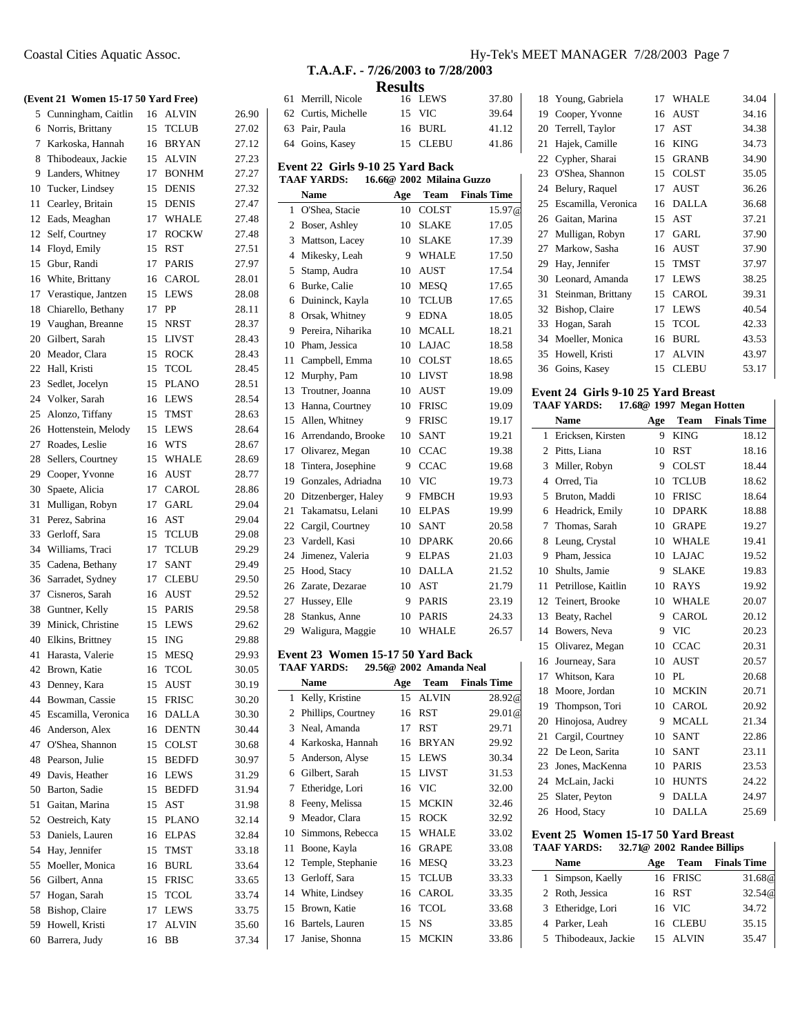## T.A.A.F. - 7/26/2003 to 7/28/2003

### Results

**(Event 21 Women 15-17 50 Yard Free)**

| | Name | Age | Team | Finals Time |
|---|---|---|---|---|
| 5 | Cunningham, Caitlin | 16 | ALVIN | 26.90 |
| 6 | Norris, Brittany | 15 | TCLUB | 27.02 |
| 7 | Karkoska, Hannah | 16 | BRYAN | 27.12 |
| 8 | Thibodeaux, Jackie | 15 | ALVIN | 27.23 |
| 9 | Landers, Whitney | 17 | BONHM | 27.27 |
| 10 | Tucker, Lindsey | 15 | DENIS | 27.32 |
| 11 | Cearley, Britain | 15 | DENIS | 27.47 |
| 12 | Eads, Meaghan | 17 | WHALE | 27.48 |
| 12 | Self, Courtney | 17 | ROCKW | 27.48 |
| 14 | Floyd, Emily | 15 | RST | 27.51 |
| 15 | Gbur, Randi | 17 | PARIS | 27.97 |
| 16 | White, Brittany | 16 | CAROL | 28.01 |
| 17 | Verastique, Jantzen | 15 | LEWS | 28.08 |
| 18 | Chiarello, Bethany | 17 | PP | 28.11 |
| 19 | Vaughan, Breanne | 15 | NRST | 28.37 |
| 20 | Gilbert, Sarah | 15 | LIVST | 28.43 |
| 20 | Meador, Clara | 15 | ROCK | 28.43 |
| 22 | Hall, Kristi | 15 | TCOL | 28.45 |
| 23 | Sedlet, Jocelyn | 15 | PLANO | 28.51 |
| 24 | Volker, Sarah | 16 | LEWS | 28.54 |
| 25 | Alonzo, Tiffany | 15 | TMST | 28.63 |
| 26 | Hottenstein, Melody | 15 | LEWS | 28.64 |
| 27 | Roades, Leslie | 16 | WTS | 28.67 |
| 28 | Sellers, Courtney | 15 | WHALE | 28.69 |
| 29 | Cooper, Yvonne | 16 | AUST | 28.77 |
| 30 | Spaete, Alicia | 17 | CAROL | 28.86 |
| 31 | Mulligan, Robyn | 17 | GARL | 29.04 |
| 31 | Perez, Sabrina | 16 | AST | 29.04 |
| 33 | Gerloff, Sara | 15 | TCLUB | 29.08 |
| 34 | Williams, Traci | 17 | TCLUB | 29.29 |
| 35 | Cadena, Bethany | 17 | SANT | 29.49 |
| 36 | Sarradet, Sydney | 17 | CLEBU | 29.50 |
| 37 | Cisneros, Sarah | 16 | AUST | 29.52 |
| 38 | Guntner, Kelly | 15 | PARIS | 29.58 |
| 39 | Minick, Christine | 15 | LEWS | 29.62 |
| 40 | Elkins, Brittney | 15 | ING | 29.88 |
| 41 | Harasta, Valerie | 15 | MESQ | 29.93 |
| 42 | Brown, Katie | 16 | TCOL | 30.05 |
| 43 | Denney, Kara | 15 | AUST | 30.19 |
| 44 | Bowman, Cassie | 15 | FRISC | 30.20 |
| 45 | Escamilla, Veronica | 16 | DALLA | 30.30 |
| 46 | Anderson, Alex | 16 | DENTN | 30.44 |
| 47 | O'Shea, Shannon | 15 | COLST | 30.68 |
| 48 | Pearson, Julie | 15 | BEDFD | 30.97 |
| 49 | Davis, Heather | 16 | LEWS | 31.29 |
| 50 | Barton, Sadie | 15 | BEDFD | 31.94 |
| 51 | Gaitan, Marina | 15 | AST | 31.98 |
| 52 | Oestreich, Katy | 15 | PLANO | 32.14 |
| 53 | Daniels, Lauren | 16 | ELPAS | 32.84 |
| 54 | Hay, Jennifer | 15 | TMST | 33.18 |
| 55 | Moeller, Monica | 16 | BURL | 33.64 |
| 56 | Gilbert, Anna | 15 | FRISC | 33.65 |
| 57 | Hogan, Sarah | 15 | TCOL | 33.74 |
| 58 | Bishop, Claire | 17 | LEWS | 33.75 |
| 59 | Howell, Kristi | 17 | ALVIN | 35.60 |
| 60 | Barrera, Judy | 16 | BB | 37.34 |
| 61 | Merrill, Nicole | 16 | LEWS | 37.80 |
| 62 | Curtis, Michelle | 15 | VIC | 39.64 |
| 63 | Pair, Paula | 16 | BURL | 41.12 |
| 64 | Goins, Kasey | 15 | CLEBU | 41.86 |

### Event 22 Girls 9-10 25 Yard Back

**TAAF YARDS:** 16.66@ 2002 Milaina Guzzo

| | Name | Age | Team | Finals Time |
|---|---|---|---|---|
| 1 | O'Shea, Stacie | 10 | COLST | 15.97@ |
| 2 | Boser, Ashley | 10 | SLAKE | 17.05 |
| 3 | Mattson, Lacey | 10 | SLAKE | 17.39 |
| 4 | Mikesky, Leah | 9 | WHALE | 17.50 |
| 5 | Stamp, Audra | 10 | AUST | 17.54 |
| 6 | Burke, Calie | 10 | MESQ | 17.65 |
| 6 | Duininck, Kayla | 10 | TCLUB | 17.65 |
| 8 | Orsak, Whitney | 9 | EDNA | 18.05 |
| 9 | Pereira, Niharika | 10 | MCALL | 18.21 |
| 10 | Pham, Jessica | 10 | LAJAC | 18.58 |
| 11 | Campbell, Emma | 10 | COLST | 18.65 |
| 12 | Murphy, Pam | 10 | LIVST | 18.98 |
| 13 | Troutner, Joanna | 10 | AUST | 19.09 |
| 13 | Hanna, Courtney | 10 | FRISC | 19.09 |
| 15 | Allen, Whitney | 9 | FRISC | 19.17 |
| 16 | Arrendando, Brooke | 10 | SANT | 19.21 |
| 17 | Olivarez, Megan | 10 | CCAC | 19.38 |
| 18 | Tintera, Josephine | 9 | CCAC | 19.68 |
| 19 | Gonzales, Adriadna | 10 | VIC | 19.73 |
| 20 | Ditzenberger, Haley | 9 | FMBCH | 19.93 |
| 21 | Takamatsu, Lelani | 10 | ELPAS | 19.99 |
| 22 | Cargil, Courtney | 10 | SANT | 20.58 |
| 23 | Vardell, Kasi | 10 | DPARK | 20.66 |
| 24 | Jimenez, Valeria | 9 | ELPAS | 21.03 |
| 25 | Hood, Stacy | 10 | DALLA | 21.52 |
| 26 | Zarate, Dezarae | 10 | AST | 21.79 |
| 27 | Hussey, Elle | 9 | PARIS | 23.19 |
| 28 | Stankus, Anne | 10 | PARIS | 24.33 |
| 29 | Waligura, Maggie | 10 | WHALE | 26.57 |

### Event 23 Women 15-17 50 Yard Back

**TAAF YARDS:** 29.56@ 2002 Amanda Neal

| | Name | Age | Team | Finals Time |
|---|---|---|---|---|
| 1 | Kelly, Kristine | 15 | ALVIN | 28.92@ |
| 2 | Phillips, Courtney | 16 | RST | 29.01@ |
| 3 | Neal, Amanda | 17 | RST | 29.71 |
| 4 | Karkoska, Hannah | 16 | BRYAN | 29.92 |
| 5 | Anderson, Alyse | 15 | LEWS | 30.34 |
| 6 | Gilbert, Sarah | 15 | LIVST | 31.53 |
| 7 | Etheridge, Lori | 16 | VIC | 32.00 |
| 8 | Feeny, Melissa | 15 | MCKIN | 32.46 |
| 9 | Meador, Clara | 15 | ROCK | 32.92 |
| 10 | Simmons, Rebecca | 15 | WHALE | 33.02 |
| 11 | Boone, Kayla | 16 | GRAPE | 33.08 |
| 12 | Temple, Stephanie | 16 | MESQ | 33.23 |
| 13 | Gerloff, Sara | 15 | TCLUB | 33.33 |
| 14 | White, Lindsey | 16 | CAROL | 33.35 |
| 15 | Brown, Katie | 16 | TCOL | 33.68 |
| 16 | Bartels, Lauren | 15 | NS | 33.85 |
| 17 | Janise, Shonna | 15 | MCKIN | 33.86 |
| 18 | Young, Gabriela | 17 | WHALE | 34.04 |
| 19 | Cooper, Yvonne | 16 | AUST | 34.16 |
| 20 | Terrell, Taylor | 17 | AST | 34.38 |
| 21 | Hajek, Camille | 16 | KING | 34.73 |
| 22 | Cypher, Sharai | 15 | GRANB | 34.90 |
| 23 | O'Shea, Shannon | 15 | COLST | 35.05 |
| 24 | Belury, Raquel | 17 | AUST | 36.26 |
| 25 | Escamilla, Veronica | 16 | DALLA | 36.68 |
| 26 | Gaitan, Marina | 15 | AST | 37.21 |
| 27 | Mulligan, Robyn | 17 | GARL | 37.90 |
| 27 | Markow, Sasha | 16 | AUST | 37.90 |
| 29 | Hay, Jennifer | 15 | TMST | 37.97 |
| 30 | Leonard, Amanda | 17 | LEWS | 38.25 |
| 31 | Steinman, Brittany | 15 | CAROL | 39.31 |
| 32 | Bishop, Claire | 17 | LEWS | 40.54 |
| 33 | Hogan, Sarah | 15 | TCOL | 42.33 |
| 34 | Moeller, Monica | 16 | BURL | 43.53 |
| 35 | Howell, Kristi | 17 | ALVIN | 43.97 |
| 36 | Goins, Kasey | 15 | CLEBU | 53.17 |

### Event 24 Girls 9-10 25 Yard Breast

**TAAF YARDS:** 17.68@ 1997 Megan Hotten

| | Name | Age | Team | Finals Time |
|---|---|---|---|---|
| 1 | Ericksen, Kirsten | 9 | KING | 18.12 |
| 2 | Pitts, Liana | 10 | RST | 18.16 |
| 3 | Miller, Robyn | 9 | COLST | 18.44 |
| 4 | Orred, Tia | 10 | TCLUB | 18.62 |
| 5 | Bruton, Maddi | 10 | FRISC | 18.64 |
| 6 | Headrick, Emily | 10 | DPARK | 18.88 |
| 7 | Thomas, Sarah | 10 | GRAPE | 19.27 |
| 8 | Leung, Crystal | 10 | WHALE | 19.41 |
| 9 | Pham, Jessica | 10 | LAJAC | 19.52 |
| 10 | Shults, Jamie | 9 | SLAKE | 19.83 |
| 11 | Petrillose, Kaitlin | 10 | RAYS | 19.92 |
| 12 | Teinert, Brooke | 10 | WHALE | 20.07 |
| 13 | Beaty, Rachel | 9 | CAROL | 20.12 |
| 14 | Bowers, Neva | 9 | VIC | 20.23 |
| 15 | Olivarez, Megan | 10 | CCAC | 20.31 |
| 16 | Journeay, Sara | 10 | AUST | 20.57 |
| 17 | Whitson, Kara | 10 | PL | 20.68 |
| 18 | Moore, Jordan | 10 | MCKIN | 20.71 |
| 19 | Thompson, Tori | 10 | CAROL | 20.92 |
| 20 | Hinojosa, Audrey | 9 | MCALL | 21.34 |
| 21 | Cargil, Courtney | 10 | SANT | 22.86 |
| 22 | De Leon, Sarita | 10 | SANT | 23.11 |
| 23 | Jones, MacKenna | 10 | PARIS | 23.53 |
| 24 | McLain, Jacki | 10 | HUNTS | 24.22 |
| 25 | Slater, Peyton | 9 | DALLA | 24.97 |
| 26 | Hood, Stacy | 10 | DALLA | 25.69 |

### Event 25 Women 15-17 50 Yard Breast

**TAAF YARDS:** 32.71@ 2002 Randee Billips

| | Name | Age | Team | Finals Time |
|---|---|---|---|---|
| 1 | Simpson, Kaelly | 16 | FRISC | 31.68@ |
| 2 | Roth, Jessica | 16 | RST | 32.54@ |
| 3 | Etheridge, Lori | 16 | VIC | 34.72 |
| 4 | Parker, Leah | 16 | CLEBU | 35.15 |
| 5 | Thibodeaux, Jackie | 15 | ALVIN | 35.47 |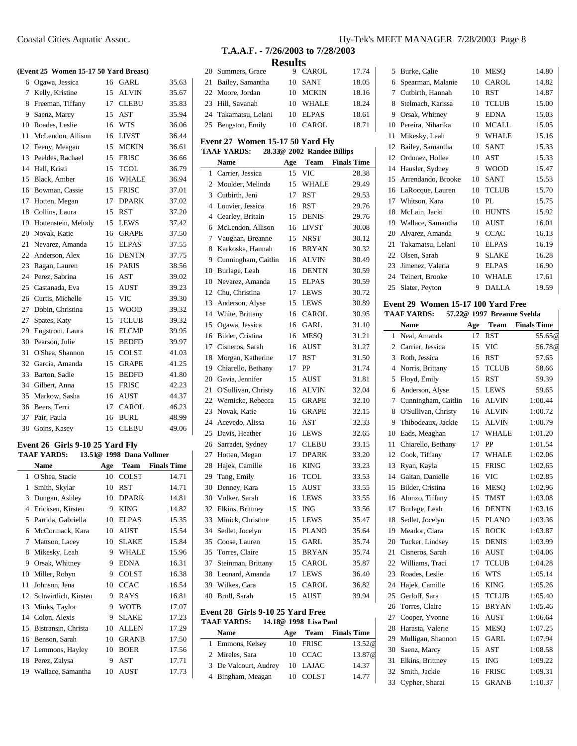**T.A.A.F. - 7/26/2003 to 7/28/2003**

**Results**

**(Event 25 Women 15-17 50 Yard Breast)**

| | Name | Age | Team | Finals Time |
|---|---|---|---|---|
| 6 | Ogawa, Jessica | 16 | GARL | 35.63 |
| 7 | Kelly, Kristine | 15 | ALVIN | 35.67 |
| 8 | Freeman, Tiffany | 17 | CLEBU | 35.83 |
| 9 | Saenz, Marcy | 15 | AST | 35.94 |
| 10 | Roades, Leslie | 16 | WTS | 36.06 |
| 11 | McLendon, Allison | 16 | LIVST | 36.44 |
| 12 | Feeny, Meagan | 15 | MCKIN | 36.61 |
| 13 | Peeldes, Rachael | 15 | FRISC | 36.66 |
| 14 | Hall, Kristi | 15 | TCOL | 36.79 |
| 15 | Black, Amber | 16 | WHALE | 36.94 |
| 16 | Bowman, Cassie | 15 | FRISC | 37.01 |
| 17 | Hotten, Megan | 17 | DPARK | 37.02 |
| 18 | Collins, Laura | 15 | RST | 37.20 |
| 19 | Hottenstein, Melody | 15 | LEWS | 37.42 |
| 20 | Novak, Katie | 16 | GRAPE | 37.50 |
| 21 | Nevarez, Amanda | 15 | ELPAS | 37.55 |
| 22 | Anderson, Alex | 16 | DENTN | 37.75 |
| 23 | Ragan, Lauren | 16 | PARIS | 38.56 |
| 24 | Perez, Sabrina | 16 | AST | 39.02 |
| 25 | Castanada, Eva | 15 | AUST | 39.23 |
| 26 | Curtis, Michelle | 15 | VIC | 39.30 |
| 27 | Dobin, Christina | 15 | WOOD | 39.32 |
| 27 | Spates, Katy | 15 | TCLUB | 39.32 |
| 29 | Engstrom, Laura | 16 | ELCMP | 39.95 |
| 30 | Pearson, Julie | 15 | BEDFD | 39.97 |
| 31 | O'Shea, Shannon | 15 | COLST | 41.03 |
| 32 | Garcia, Amanda | 15 | GRAPE | 41.25 |
| 33 | Barton, Sadie | 15 | BEDFD | 41.80 |
| 34 | Gilbert, Anna | 15 | FRISC | 42.23 |
| 35 | Markow, Sasha | 16 | AUST | 44.37 |
| 36 | Beers, Terri | 17 | CAROL | 46.23 |
| 37 | Pair, Paula | 16 | BURL | 48.99 |
| 38 | Goins, Kasey | 15 | CLEBU | 49.06 |

### Event 26 Girls 9-10 25 Yard Fly

**TAAF YARDS: 13.51@ 1998 Dana Vollmer**

| | Name | Age | Team | Finals Time |
|---|---|---|---|---|
| 1 | O'Shea, Stacie | 10 | COLST | 14.71 |
| 1 | Smith, Skylar | 10 | RST | 14.71 |
| 3 | Dungan, Ashley | 10 | DPARK | 14.81 |
| 4 | Ericksen, Kirsten | 9 | KING | 14.82 |
| 5 | Partida, Gabriella | 10 | ELPAS | 15.35 |
| 6 | McCormack, Kara | 10 | AUST | 15.54 |
| 7 | Mattson, Lacey | 10 | SLAKE | 15.84 |
| 8 | Mikesky, Leah | 9 | WHALE | 15.96 |
| 9 | Orsak, Whitney | 9 | EDNA | 16.31 |
| 10 | Miller, Robyn | 9 | COLST | 16.38 |
| 11 | Johnson, Jena | 10 | CCAC | 16.54 |
| 12 | Schwirtlich, Kirsten | 9 | RAYS | 16.81 |
| 13 | Minks, Taylor | 9 | WOTB | 17.07 |
| 14 | Colon, Alexis | 9 | SLAKE | 17.23 |
| 15 | Bistransin, Christa | 10 | ALLEN | 17.29 |
| 16 | Benson, Sarah | 10 | GRANB | 17.50 |
| 17 | Lemmons, Hayley | 10 | BOER | 17.56 |
| 18 | Perez, Zalysa | 9 | AST | 17.71 |
| 19 | Wallace, Samantha | 10 | AUST | 17.73 |
| 20 | Summers, Grace | 9 | CAROL | 17.74 |
| 21 | Bailey, Samantha | 10 | SANT | 18.05 |
| 22 | Moore, Jordan | 10 | MCKIN | 18.16 |
| 23 | Hill, Savanah | 10 | WHALE | 18.24 |
| 24 | Takamatsu, Lelani | 10 | ELPAS | 18.61 |
| 25 | Bengston, Emily | 10 | CAROL | 18.71 |

### Event 27 Women 15-17 50 Yard Fly

**TAAF YARDS: 28.33@ 2002 Randee Billips**

| | Name | Age | Team | Finals Time |
|---|---|---|---|---|
| 1 | Carrier, Jessica | 15 | VIC | 28.38 |
| 2 | Moulder, Melinda | 15 | WHALE | 29.49 |
| 3 | Cutbirth, Jeni | 17 | RST | 29.53 |
| 4 | Louvier, Jessica | 16 | RST | 29.76 |
| 4 | Cearley, Britain | 15 | DENIS | 29.76 |
| 6 | McLendon, Allison | 16 | LIVST | 30.08 |
| 7 | Vaughan, Breanne | 15 | NRST | 30.12 |
| 8 | Karkoska, Hannah | 16 | BRYAN | 30.32 |
| 9 | Cunningham, Caitlin | 16 | ALVIN | 30.49 |
| 10 | Burlage, Leah | 16 | DENTN | 30.59 |
| 10 | Nevarez, Amanda | 15 | ELPAS | 30.59 |
| 12 | Chu, Christina | 17 | LEWS | 30.72 |
| 13 | Anderson, Alyse | 15 | LEWS | 30.89 |
| 14 | White, Brittany | 16 | CAROL | 30.95 |
| 15 | Ogawa, Jessica | 16 | GARL | 31.10 |
| 16 | Bilder, Cristina | 16 | MESQ | 31.21 |
| 17 | Cisneros, Sarah | 16 | AUST | 31.27 |
| 18 | Morgan, Katherine | 17 | RST | 31.50 |
| 19 | Chiarello, Bethany | 17 | PP | 31.74 |
| 20 | Gavia, Jennifer | 15 | AUST | 31.81 |
| 21 | O'Sullivan, Christy | 16 | ALVIN | 32.04 |
| 22 | Wernicke, Rebecca | 15 | GRAPE | 32.10 |
| 23 | Novak, Katie | 16 | GRAPE | 32.15 |
| 24 | Acevedo, Alissa | 16 | AST | 32.33 |
| 25 | Davis, Heather | 16 | LEWS | 32.65 |
| 26 | Sarradet, Sydney | 17 | CLEBU | 33.15 |
| 27 | Hotten, Megan | 17 | DPARK | 33.20 |
| 28 | Hajek, Camille | 16 | KING | 33.23 |
| 29 | Tang, Emily | 16 | TCOL | 33.53 |
| 30 | Denney, Kara | 15 | AUST | 33.55 |
| 30 | Volker, Sarah | 16 | LEWS | 33.55 |
| 32 | Elkins, Brittney | 15 | ING | 33.56 |
| 33 | Minick, Christine | 15 | LEWS | 35.47 |
| 34 | Sedlet, Jocelyn | 15 | PLANO | 35.64 |
| 35 | Coose, Lauren | 15 | GARL | 35.74 |
| 35 | Torres, Claire | 15 | BRYAN | 35.74 |
| 37 | Steinman, Brittany | 15 | CAROL | 35.87 |
| 38 | Leonard, Amanda | 17 | LEWS | 36.40 |
| 39 | Wilkes, Cara | 15 | CAROL | 36.82 |
| 40 | Broll, Sarah | 15 | AUST | 39.94 |

### Event 28 Girls 9-10 25 Yard Free

**TAAF YARDS: 14.18@ 1998 Lisa Paul**

| | Name | Age | Team | Finals Time |
|---|---|---|---|---|
| 1 | Emmons, Kelsey | 10 | FRISC | 13.52@ |
| 2 | Mireles, Sara | 10 | CCAC | 13.87@ |
| 3 | De Valcourt, Audrey | 10 | LAJAC | 14.37 |
| 4 | Bingham, Meagan | 10 | COLST | 14.77 |
| 5 | Burke, Calie | 10 | MESQ | 14.80 |
| 6 | Spearman, Malanie | 10 | CAROL | 14.82 |
| 7 | Cutbirth, Hannah | 10 | RST | 14.87 |
| 8 | Stelmach, Karissa | 10 | TCLUB | 15.00 |
| 9 | Orsak, Whitney | 9 | EDNA | 15.03 |
| 10 | Pereira, Niharika | 10 | MCALL | 15.05 |
| 11 | Mikesky, Leah | 9 | WHALE | 15.16 |
| 12 | Bailey, Samantha | 10 | SANT | 15.33 |
| 12 | Ordonez, Hollee | 10 | AST | 15.33 |
| 14 | Hausler, Sydney | 9 | WOOD | 15.47 |
| 15 | Arrendando, Brooke | 10 | SANT | 15.53 |
| 16 | LaRocque, Lauren | 10 | TCLUB | 15.70 |
| 17 | Whitson, Kara | 10 | PL | 15.75 |
| 18 | McLain, Jacki | 10 | HUNTS | 15.92 |
| 19 | Wallace, Samantha | 10 | AUST | 16.01 |
| 20 | Alvarez, Amanda | 9 | CCAC | 16.13 |
| 21 | Takamatsu, Lelani | 10 | ELPAS | 16.19 |
| 22 | Olsen, Sarah | 9 | SLAKE | 16.28 |
| 23 | Jimenez, Valeria | 9 | ELPAS | 16.90 |
| 24 | Teinert, Brooke | 10 | WHALE | 17.61 |
| 25 | Slater, Peyton | 9 | DALLA | 19.59 |

### Event 29 Women 15-17 100 Yard Free

**TAAF YARDS: 57.22@ 1997 Breanne Svehla**

| | Name | Age | Team | Finals Time |
|---|---|---|---|---|
| 1 | Neal, Amanda | 17 | RST | 55.65@ |
| 2 | Carrier, Jessica | 15 | VIC | 56.78@ |
| 3 | Roth, Jessica | 16 | RST | 57.65 |
| 4 | Norris, Brittany | 15 | TCLUB | 58.66 |
| 5 | Floyd, Emily | 15 | RST | 59.39 |
| 6 | Anderson, Alyse | 15 | LEWS | 59.65 |
| 7 | Cunningham, Caitlin | 16 | ALVIN | 1:00.44 |
| 8 | O'Sullivan, Christy | 16 | ALVIN | 1:00.72 |
| 9 | Thibodeaux, Jackie | 15 | ALVIN | 1:00.79 |
| 10 | Eads, Meaghan | 17 | WHALE | 1:01.20 |
| 11 | Chiarello, Bethany | 17 | PP | 1:01.54 |
| 12 | Cook, Tiffany | 17 | WHALE | 1:02.06 |
| 13 | Ryan, Kayla | 15 | FRISC | 1:02.65 |
| 14 | Gaitan, Danielle | 16 | VIC | 1:02.85 |
| 15 | Bilder, Cristina | 16 | MESQ | 1:02.96 |
| 16 | Alonzo, Tiffany | 15 | TMST | 1:03.08 |
| 17 | Burlage, Leah | 16 | DENTN | 1:03.16 |
| 18 | Sedlet, Jocelyn | 15 | PLANO | 1:03.36 |
| 19 | Meador, Clara | 15 | ROCK | 1:03.87 |
| 20 | Tucker, Lindsey | 15 | DENIS | 1:03.99 |
| 21 | Cisneros, Sarah | 16 | AUST | 1:04.06 |
| 22 | Williams, Traci | 17 | TCLUB | 1:04.28 |
| 23 | Roades, Leslie | 16 | WTS | 1:05.14 |
| 24 | Hajek, Camille | 16 | KING | 1:05.26 |
| 25 | Gerloff, Sara | 15 | TCLUB | 1:05.40 |
| 26 | Torres, Claire | 15 | BRYAN | 1:05.46 |
| 27 | Cooper, Yvonne | 16 | AUST | 1:06.64 |
| 28 | Harasta, Valerie | 15 | MESQ | 1:07.25 |
| 29 | Mulligan, Shannon | 15 | GARL | 1:07.94 |
| 30 | Saenz, Marcy | 15 | AST | 1:08.58 |
| 31 | Elkins, Brittney | 15 | ING | 1:09.22 |
| 32 | Smith, Jackie | 16 | FRISC | 1:09.31 |
| 33 | Cypher, Sharai | 15 | GRANB | 1:10.37 |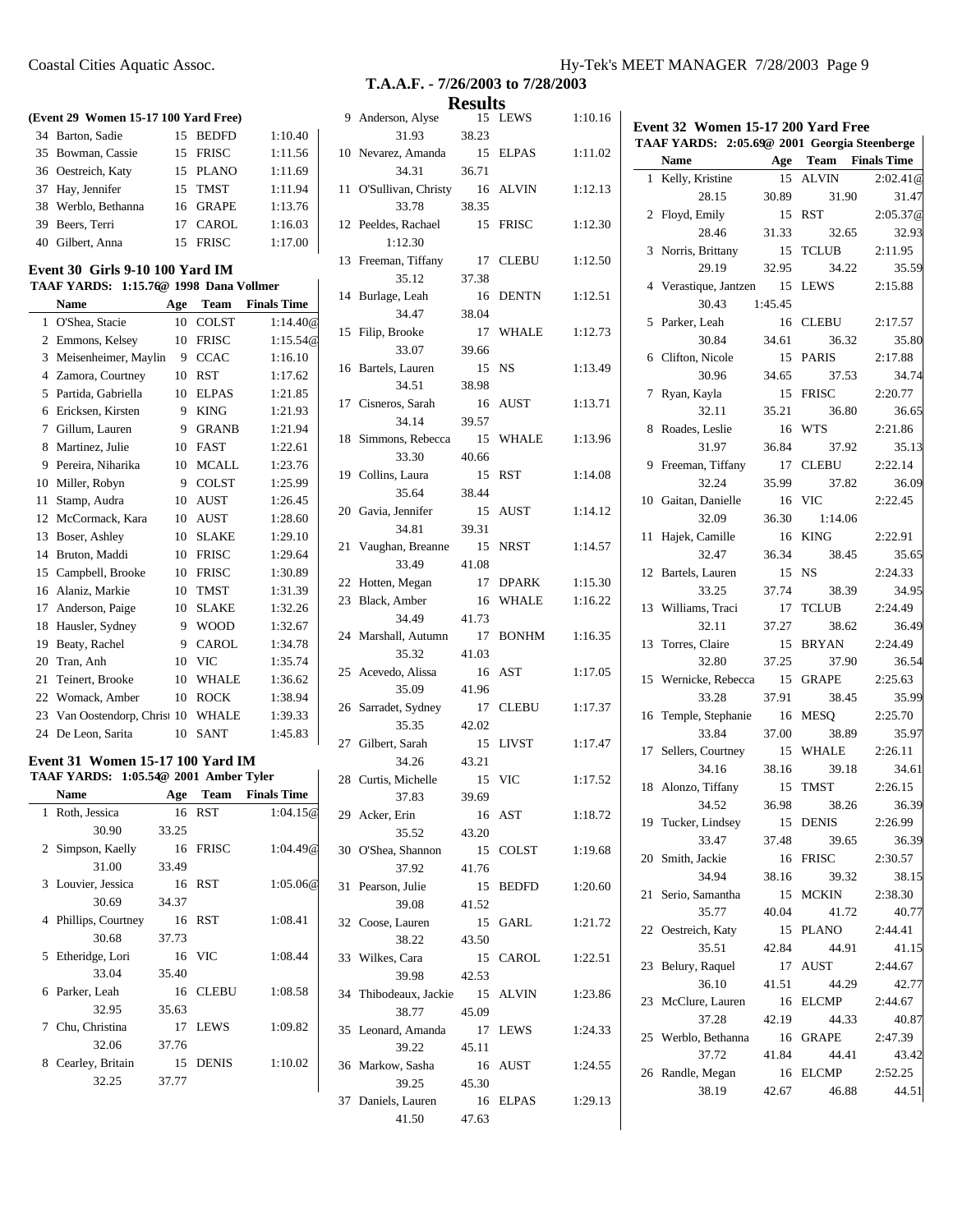## T.A.A.F. - 7/26/2003 to 7/28/2003

### Results

**(Event 29 Women 15-17 100 Yard Free)**

| | Name | Age | Team | Finals Time |
|---|---|---|---|---|
| 34 | Barton, Sadie | 15 | BEDFD | 1:10.40 |
| 35 | Bowman, Cassie | 15 | FRISC | 1:11.56 |
| 36 | Oestreich, Katy | 15 | PLANO | 1:11.69 |
| 37 | Hay, Jennifer | 15 | TMST | 1:11.94 |
| 38 | Werblo, Bethanna | 16 | GRAPE | 1:13.76 |
| 39 | Beers, Terri | 17 | CAROL | 1:16.03 |
| 40 | Gilbert, Anna | 15 | FRISC | 1:17.00 |

### Event 30 Girls 9-10 100 Yard IM

TAAF YARDS: 1:15.76@ 1998 Dana Vollmer

| | Name | Age | Team | Finals Time |
|---|---|---|---|---|
| 1 | O'Shea, Stacie | 10 | COLST | 1:14.40@ |
| 2 | Emmons, Kelsey | 10 | FRISC | 1:15.54@ |
| 3 | Meisenheimer, Maylin | 9 | CCAC | 1:16.10 |
| 4 | Zamora, Courtney | 10 | RST | 1:17.62 |
| 5 | Partida, Gabriella | 10 | ELPAS | 1:21.85 |
| 6 | Ericksen, Kirsten | 9 | KING | 1:21.93 |
| 7 | Gillum, Lauren | 9 | GRANB | 1:21.94 |
| 8 | Martinez, Julie | 10 | FAST | 1:22.61 |
| 9 | Pereira, Niharika | 10 | MCALL | 1:23.76 |
| 10 | Miller, Robyn | 9 | COLST | 1:25.99 |
| 11 | Stamp, Audra | 10 | AUST | 1:26.45 |
| 12 | McCormack, Kara | 10 | AUST | 1:28.60 |
| 13 | Boser, Ashley | 10 | SLAKE | 1:29.10 |
| 14 | Bruton, Maddi | 10 | FRISC | 1:29.64 |
| 15 | Campbell, Brooke | 10 | FRISC | 1:30.89 |
| 16 | Alaniz, Markie | 10 | TMST | 1:31.39 |
| 17 | Anderson, Paige | 10 | SLAKE | 1:32.26 |
| 18 | Hausler, Sydney | 9 | WOOD | 1:32.67 |
| 19 | Beaty, Rachel | 9 | CAROL | 1:34.78 |
| 20 | Tran, Anh | 10 | VIC | 1:35.74 |
| 21 | Teinert, Brooke | 10 | WHALE | 1:36.62 |
| 22 | Womack, Amber | 10 | ROCK | 1:38.94 |
| 23 | Van Oostendorp, Christi | 10 | WHALE | 1:39.33 |
| 24 | De Leon, Sarita | 10 | SANT | 1:45.83 |

### Event 31 Women 15-17 100 Yard IM

TAAF YARDS: 1:05.54@ 2001 Amber Tyler

| | Name | Age | Team | Finals Time |
|---|---|---|---|---|
| 1 | Roth, Jessica | 16 | RST | 1:04.15@ |
| | 30.90 | 33.25 | | |
| 2 | Simpson, Kaelly | 16 | FRISC | 1:04.49@ |
| | 31.00 | 33.49 | | |
| 3 | Louvier, Jessica | 16 | RST | 1:05.06@ |
| | 30.69 | 34.37 | | |
| 4 | Phillips, Courtney | 16 | RST | 1:08.41 |
| | 30.68 | 37.73 | | |
| 5 | Etheridge, Lori | 16 | VIC | 1:08.44 |
| | 33.04 | 35.40 | | |
| 6 | Parker, Leah | 16 | CLEBU | 1:08.58 |
| | 32.95 | 35.63 | | |
| 7 | Chu, Christina | 17 | LEWS | 1:09.82 |
| | 32.06 | 37.76 | | |
| 8 | Cearley, Britain | 15 | DENIS | 1:10.02 |
| | 32.25 | 37.77 | | |
| 9 | Anderson, Alyse | 15 | LEWS | 1:10.16 |
| | 31.93 | 38.23 | | |
| 10 | Nevarez, Amanda | 15 | ELPAS | 1:11.02 |
| | 34.31 | 36.71 | | |
| 11 | O'Sullivan, Christy | 16 | ALVIN | 1:12.13 |
| | 33.78 | 38.35 | | |
| 12 | Peeldes, Rachael | 15 | FRISC | 1:12.30 |
| | 1:12.30 | | | |
| 13 | Freeman, Tiffany | 17 | CLEBU | 1:12.50 |
| | 35.12 | 37.38 | | |
| 14 | Burlage, Leah | 16 | DENTN | 1:12.51 |
| | 34.47 | 38.04 | | |
| 15 | Filip, Brooke | 17 | WHALE | 1:12.73 |
| | 33.07 | 39.66 | | |
| 16 | Bartels, Lauren | 15 | NS | 1:13.49 |
| | 34.51 | 38.98 | | |
| 17 | Cisneros, Sarah | 16 | AUST | 1:13.71 |
| | 34.14 | 39.57 | | |
| 18 | Simmons, Rebecca | 15 | WHALE | 1:13.96 |
| | 33.30 | 40.66 | | |
| 19 | Collins, Laura | 15 | RST | 1:14.08 |
| | 35.64 | 38.44 | | |
| 20 | Gavia, Jennifer | 15 | AUST | 1:14.12 |
| | 34.81 | 39.31 | | |
| 21 | Vaughan, Breanne | 15 | NRST | 1:14.57 |
| | 33.49 | 41.08 | | |
| 22 | Hotten, Megan | 17 | DPARK | 1:15.30 |
| 23 | Black, Amber | 16 | WHALE | 1:16.22 |
| | 34.49 | 41.73 | | |
| 24 | Marshall, Autumn | 17 | BONHM | 1:16.35 |
| | 35.32 | 41.03 | | |
| 25 | Acevedo, Alissa | 16 | AST | 1:17.05 |
| | 35.09 | 41.96 | | |
| 26 | Sarradet, Sydney | 17 | CLEBU | 1:17.37 |
| | 35.35 | 42.02 | | |
| 27 | Gilbert, Sarah | 15 | LIVST | 1:17.47 |
| | 34.26 | 43.21 | | |
| 28 | Curtis, Michelle | 15 | VIC | 1:17.52 |
| | 37.83 | 39.69 | | |
| 29 | Acker, Erin | 16 | AST | 1:18.72 |
| | 35.52 | 43.20 | | |
| 30 | O'Shea, Shannon | 15 | COLST | 1:19.68 |
| | 37.92 | 41.76 | | |
| 31 | Pearson, Julie | 15 | BEDFD | 1:20.60 |
| | 39.08 | 41.52 | | |
| 32 | Coose, Lauren | 15 | GARL | 1:21.72 |
| | 38.22 | 43.50 | | |
| 33 | Wilkes, Cara | 15 | CAROL | 1:22.51 |
| | 39.98 | 42.53 | | |
| 34 | Thibodeaux, Jackie | 15 | ALVIN | 1:23.86 |
| | 38.77 | 45.09 | | |
| 35 | Leonard, Amanda | 17 | LEWS | 1:24.33 |
| | 39.22 | 45.11 | | |
| 36 | Markow, Sasha | 16 | AUST | 1:24.55 |
| | 39.25 | 45.30 | | |
| 37 | Daniels, Lauren | 16 | ELPAS | 1:29.13 |
| | 41.50 | 47.63 | | |

### Event 32 Women 15-17 200 Yard Free

TAAF YARDS: 2:05.69@ 2001 Georgia Steenberge

| | Name | Age | Team | Finals Time |
|---|---|---|---|---|
| 1 | Kelly, Kristine | 15 | ALVIN | 2:02.41@ |
| | 28.15 | 30.89 | 31.90 | 31.47 |
| 2 | Floyd, Emily | 15 | RST | 2:05.37@ |
| | 28.46 | 31.33 | 32.65 | 32.93 |
| 3 | Norris, Brittany | 15 | TCLUB | 2:11.95 |
| | 29.19 | 32.95 | 34.22 | 35.59 |
| 4 | Verastique, Jantzen | 15 | LEWS | 2:15.88 |
| | 30.43 | 1:45.45 | | |
| 5 | Parker, Leah | 16 | CLEBU | 2:17.57 |
| | 30.84 | 34.61 | 36.32 | 35.80 |
| 6 | Clifton, Nicole | 15 | PARIS | 2:17.88 |
| | 30.96 | 34.65 | 37.53 | 34.74 |
| 7 | Ryan, Kayla | 15 | FRISC | 2:20.77 |
| | 32.11 | 35.21 | 36.80 | 36.65 |
| 8 | Roades, Leslie | 16 | WTS | 2:21.86 |
| | 31.97 | 36.84 | 37.92 | 35.13 |
| 9 | Freeman, Tiffany | 17 | CLEBU | 2:22.14 |
| | 32.24 | 35.99 | 37.82 | 36.09 |
| 10 | Gaitan, Danielle | 16 | VIC | 2:22.45 |
| | 32.09 | 36.30 | 1:14.06 | |
| 11 | Hajek, Camille | 16 | KING | 2:22.91 |
| | 32.47 | 36.34 | 38.45 | 35.65 |
| 12 | Bartels, Lauren | 15 | NS | 2:24.33 |
| | 33.25 | 37.74 | 38.39 | 34.95 |
| 13 | Williams, Traci | 17 | TCLUB | 2:24.49 |
| | 32.11 | 37.27 | 38.62 | 36.49 |
| 13 | Torres, Claire | 15 | BRYAN | 2:24.49 |
| | 32.80 | 37.25 | 37.90 | 36.54 |
| 15 | Wernicke, Rebecca | 15 | GRAPE | 2:25.63 |
| | 33.28 | 37.91 | 38.45 | 35.99 |
| 16 | Temple, Stephanie | 16 | MESQ | 2:25.70 |
| | 33.84 | 37.00 | 38.89 | 35.97 |
| 17 | Sellers, Courtney | 15 | WHALE | 2:26.11 |
| | 34.16 | 38.16 | 39.18 | 34.61 |
| 18 | Alonzo, Tiffany | 15 | TMST | 2:26.15 |
| | 34.52 | 36.98 | 38.26 | 36.39 |
| 19 | Tucker, Lindsey | 15 | DENIS | 2:26.99 |
| | 33.47 | 37.48 | 39.65 | 36.39 |
| 20 | Smith, Jackie | 16 | FRISC | 2:30.57 |
| | 34.94 | 38.16 | 39.32 | 38.15 |
| 21 | Serio, Samantha | 15 | MCKIN | 2:38.30 |
| | 35.77 | 40.04 | 41.72 | 40.77 |
| 22 | Oestreich, Katy | 15 | PLANO | 2:44.41 |
| | 35.51 | 42.84 | 44.91 | 41.15 |
| 23 | Belury, Raquel | 17 | AUST | 2:44.67 |
| | 36.10 | 41.51 | 44.29 | 42.77 |
| 23 | McClure, Lauren | 16 | ELCMP | 2:44.67 |
| | 37.28 | 42.19 | 44.33 | 40.87 |
| 25 | Werblo, Bethanna | 16 | GRAPE | 2:47.39 |
| | 37.72 | 41.84 | 44.41 | 43.42 |
| 26 | Randle, Megan | 16 | ELCMP | 2:52.25 |
| | 38.19 | 42.67 | 46.88 | 44.51 |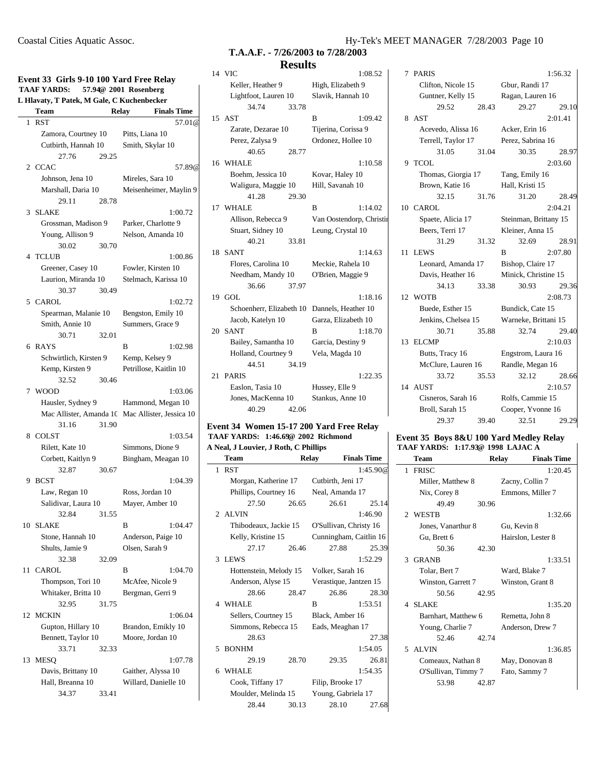**T.A.A.F. - 7/26/2003 to 7/28/2003**

**Results**

### Event 33 Girls 9-10 100 Yard Free Relay

**TAAF YARDS: 57.94@ 2001 Rosenberg**
**L Hlavaty, T Patek, M Gale, C Kuchenbecker**

| | Team | Relay | Finals Time |
|---|---|---|---|
| 1 | RST | | 57.01@ |
| | Zamora, Courtney 10 | Pitts, Liana 10 | |
| | Cutbirth, Hannah 10 | Smith, Skylar 10 | |
| | 27.76 | 29.25 | |
| 2 | CCAC | | 57.89@ |
| | Johnson, Jena 10 | Mireles, Sara 10 | |
| | Marshall, Daria 10 | Meisenheimer, Maylin 9 | |
| | 29.11 | 28.78 | |
| 3 | SLAKE | | 1:00.72 |
| | Grossman, Madison 9 | Parker, Charlotte 9 | |
| | Young, Allison 9 | Nelson, Amanda 10 | |
| | 30.02 | 30.70 | |
| 4 | TCLUB | | 1:00.86 |
| | Greener, Casey 10 | Fowler, Kirsten 10 | |
| | Laurion, Miranda 10 | Stelmach, Karissa 10 | |
| | 30.37 | 30.49 | |
| 5 | CAROL | | 1:02.72 |
| | Spearman, Malanie 10 | Bengston, Emily 10 | |
| | Smith, Annie 10 | Summers, Grace 9 | |
| | 30.71 | 32.01 | |
| 6 | RAYS | B | 1:02.98 |
| | Schwirtlich, Kirsten 9 | Kemp, Kelsey 9 | |
| | Kemp, Kirsten 9 | Petrillose, Kaitlin 10 | |
| | 32.52 | 30.46 | |
| 7 | WOOD | | 1:03.06 |
| | Hausler, Sydney 9 | Hammond, Megan 10 | |
| | Mac Allister, Amanda 10 | Mac Allister, Jessica 10 | |
| | 31.16 | 31.90 | |
| 8 | COLST | | 1:03.54 |
| | Rilett, Kate 10 | Simmons, Dione 9 | |
| | Corbett, Kaitlyn 9 | Bingham, Meagan 10 | |
| | 32.87 | 30.67 | |
| 9 | BCST | | 1:04.39 |
| | Law, Regan 10 | Ross, Jordan 10 | |
| | Salidivar, Laura 10 | Mayer, Amber 10 | |
| | 32.84 | 31.55 | |
| 10 | SLAKE | B | 1:04.47 |
| | Stone, Hannah 10 | Anderson, Paige 10 | |
| | Shults, Jamie 9 | Olsen, Sarah 9 | |
| | 32.38 | 32.09 | |
| 11 | CAROL | B | 1:04.70 |
| | Thompson, Tori 10 | McAfee, Nicole 9 | |
| | Whitaker, Britta 10 | Bergman, Gerri 9 | |
| | 32.95 | 31.75 | |
| 12 | MCKIN | | 1:06.04 |
| | Gupton, Hillary 10 | Brandon, Emikly 10 | |
| | Bennett, Taylor 10 | Moore, Jordan 10 | |
| | 33.71 | 32.33 | |
| 13 | MESQ | | 1:07.78 |
| | Davis, Brittany 10 | Gaither, Alyssa 10 | |
| | Hall, Breanna 10 | Willard, Danielle 10 | |
| | 34.37 | 33.41 | |
| 14 | VIC | | 1:08.52 |
| | Keller, Heather 9 | High, Elizabeth 9 | |
| | Lightfoot, Lauren 10 | Slavik, Hannah 10 | |
| | 34.74 | 33.78 | |
| 15 | AST | B | 1:09.42 |
| | Zarate, Dezarae 10 | Tijerina, Corissa 9 | |
| | Perez, Zalysa 9 | Ordonez, Hollee 10 | |
| | 40.65 | 28.77 | |
| 16 | WHALE | | 1:10.58 |
| | Boehm, Jessica 10 | Kovar, Haley 10 | |
| | Waligura, Maggie 10 | Hill, Savanah 10 | |
| | 41.28 | 29.30 | |
| 17 | WHALE | B | 1:14.02 |
| | Allison, Rebecca 9 | Van Oostendorp, Christin | |
| | Stuart, Sidney 10 | Leung, Crystal 10 | |
| | 40.21 | 33.81 | |
| 18 | SANT | | 1:14.63 |
| | Flores, Carolina 10 | Meckie, Rahela 10 | |
| | Needham, Mandy 10 | O'Brien, Maggie 9 | |
| | 36.66 | 37.97 | |
| 19 | GOL | | 1:18.16 |
| | Schoenherr, Elizabeth 10 | Dannels, Heather 10 | |
| | Jacob, Katelyn 10 | Garza, Elizabeth 10 | |
| 20 | SANT | B | 1:18.70 |
| | Bailey, Samantha 10 | Garcia, Destiny 9 | |
| | Holland, Courtney 9 | Vela, Magda 10 | |
| | 44.51 | 34.19 | |
| 21 | PARIS | | 1:22.35 |
| | Easlon, Tasia 10 | Hussey, Elle 9 | |
| | Jones, MacKenna 10 | Stankus, Anne 10 | |
| | 40.29 | 42.06 | |

### Event 34 Women 15-17 200 Yard Free Relay

**TAAF YARDS: 1:46.69@ 2002 Richmond**
**A Neal, J Louvier, J Roth, C Phillips**

| | Team | | Relay | Finals Time |
|---|---|---|---|---|
| 1 | RST | | | 1:45.90@ |
| | Morgan, Katherine 17 | | Cutbirth, Jeni 17 | |
| | Phillips, Courtney 16 | | Neal, Amanda 17 | |
| | 27.50 | 26.65 | 26.61 | 25.14 |
| 2 | ALVIN | | | 1:46.90 |
| | Thibodeaux, Jackie 15 | | O'Sullivan, Christy 16 | |
| | Kelly, Kristine 15 | | Cunningham, Caitlin 16 | |
| | 27.17 | 26.46 | 27.88 | 25.39 |
| 3 | LEWS | | | 1:52.29 |
| | Hottenstein, Melody 15 | | Volker, Sarah 16 | |
| | Anderson, Alyse 15 | | Verastique, Jantzen 15 | |
| | 28.66 | 28.47 | 26.86 | 28.30 |
| 4 | WHALE | | B | 1:53.51 |
| | Sellers, Courtney 15 | | Black, Amber 16 | |
| | Simmons, Rebecca 15 | | Eads, Meaghan 17 | |
| | 28.63 | | | 27.38 |
| 5 | BONHM | | | 1:54.05 |
| | 29.19 | 28.70 | 29.35 | 26.81 |
| 6 | WHALE | | | 1:54.35 |
| | Cook, Tiffany 17 | | Filip, Brooke 17 | |
| | Moulder, Melinda 15 | | Young, Gabriela 17 | |
| | 28.44 | 30.13 | 28.10 | 27.68 |
| 7 | PARIS | | | 1:56.32 |
| | Clifton, Nicole 15 | | Gbur, Randi 17 | |
| | Guntner, Kelly 15 | | Ragan, Lauren 16 | |
| | 29.52 | 28.43 | 29.27 | 29.10 |
| 8 | AST | | | 2:01.41 |
| | Acevedo, Alissa 16 | | Acker, Erin 16 | |
| | Terrell, Taylor 17 | | Perez, Sabrina 16 | |
| | 31.05 | 31.04 | 30.35 | 28.97 |
| 9 | TCOL | | | 2:03.60 |
| | Thomas, Giorgia 17 | | Tang, Emily 16 | |
| | Brown, Katie 16 | | Hall, Kristi 15 | |
| | 32.15 | 31.76 | 31.20 | 28.49 |
| 10 | CAROL | | | 2:04.21 |
| | Spaete, Alicia 17 | | Steinman, Brittany 15 | |
| | Beers, Terri 17 | | Kleiner, Anna 15 | |
| | 31.29 | 31.32 | 32.69 | 28.91 |
| 11 | LEWS | | B | 2:07.80 |
| | Leonard, Amanda 17 | | Bishop, Claire 17 | |
| | Davis, Heather 16 | | Minick, Christine 15 | |
| | 34.13 | 33.38 | 30.93 | 29.36 |
| 12 | WOTB | | | 2:08.73 |
| | Buede, Esther 15 | | Bundick, Cate 15 | |
| | Jenkins, Chelsea 15 | | Warneke, Brittani 15 | |
| | 30.71 | 35.88 | 32.74 | 29.40 |
| 13 | ELCMP | | | 2:10.03 |
| | Butts, Tracy 16 | | Engstrom, Laura 16 | |
| | McClure, Lauren 16 | | Randle, Megan 16 | |
| | 33.72 | 35.53 | 32.12 | 28.66 |
| 14 | AUST | | | 2:10.57 |
| | Cisneros, Sarah 16 | | Rolfs, Cammie 15 | |
| | Broll, Sarah 15 | | Cooper, Yvonne 16 | |
| | 29.37 | 39.40 | 32.51 | 29.29 |

### Event 35 Boys 8&U 100 Yard Medley Relay

**TAAF YARDS: 1:17.93@ 1998 LAJAC A**

| | Team | Relay | Finals Time |
|---|---|---|---|
| 1 | FRISC | | 1:20.45 |
| | Miller, Matthew 8 | Zacny, Collin 7 | |
| | Nix, Corey 8 | Emmons, Miller 7 | |
| | 49.49 | 30.96 | |
| 2 | WESTB | | 1:32.66 |
| | Jones, Vanarthur 8 | Gu, Kevin 8 | |
| | Gu, Brett 6 | Hairslon, Lester 8 | |
| | 50.36 | 42.30 | |
| 3 | GRANB | | 1:33.51 |
| | Tolar, Bert 7 | Ward, Blake 7 | |
| | Winston, Garrett 7 | Winston, Grant 8 | |
| | 50.56 | 42.95 | |
| 4 | SLAKE | | 1:35.20 |
| | Barnhart, Matthew 6 | Remetta, John 8 | |
| | Young, Charlie 7 | Anderson, Drew 7 | |
| | 52.46 | 42.74 | |
| 5 | ALVIN | | 1:36.85 |
| | Comeaux, Nathan 8 | May, Donovan 8 | |
| | O'Sullivan, Timmy 7 | Fato, Sammy 7 | |
| | 53.98 | 42.87 | |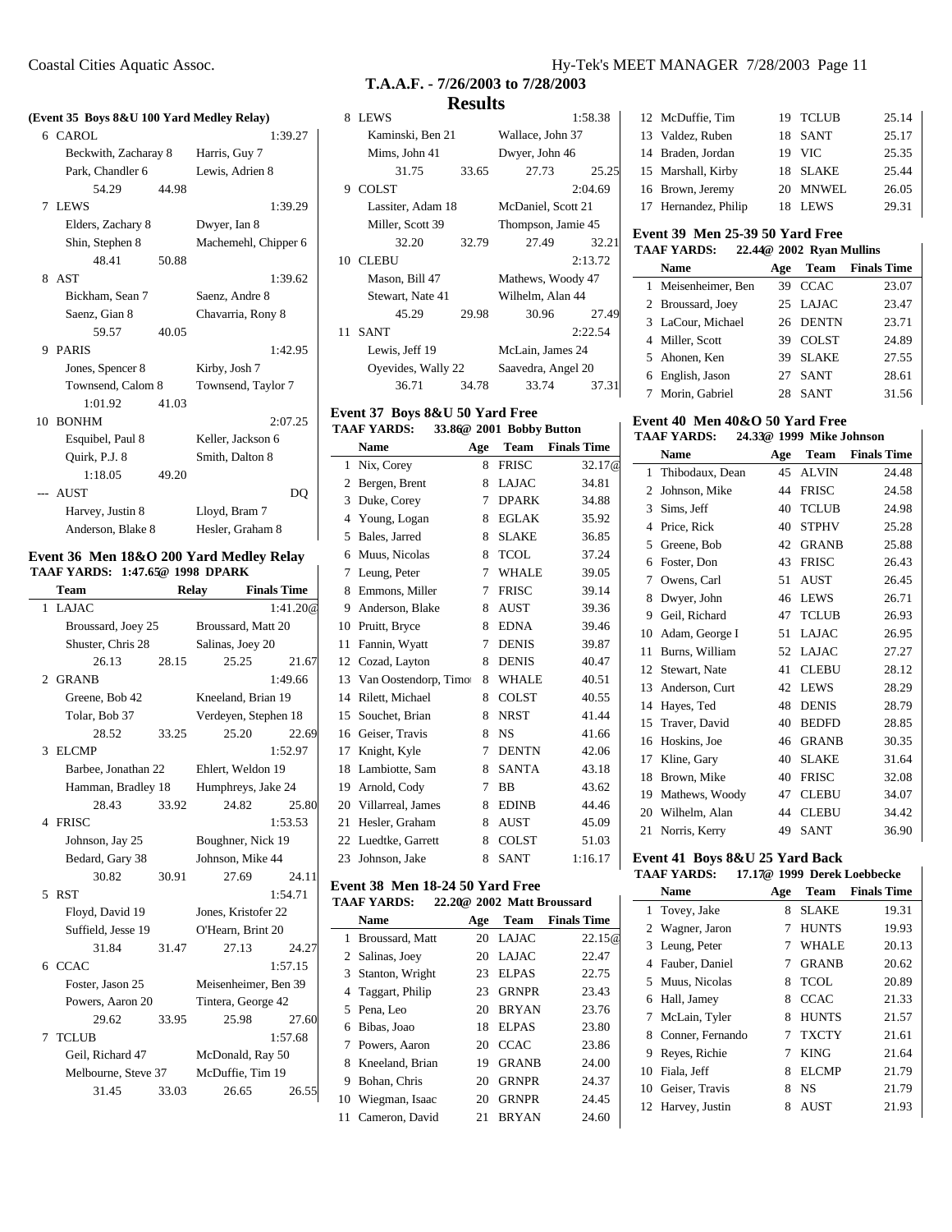# T.A.A.F. - 7/26/2003 to 7/28/2003

## Results

### (Event 35 Boys 8&U 100 Yard Medley Relay)

| | Team | | | Finals Time |
|---|---|---|---|---|
| 6 | CAROL | | | 1:39.27 |
| | Beckwith, Zacharay 8 | | Harris, Guy 7 | |
| | Park, Chandler 6 | | Lewis, Adrien 8 | |
| | 54.29 | 44.98 | | |
| 7 | LEWS | | | 1:39.29 |
| | Elders, Zachary 8 | | Dwyer, Ian 8 | |
| | Shin, Stephen 8 | | Machemehl, Chipper 6 | |
| | 48.41 | 50.88 | | |
| 8 | AST | | | 1:39.62 |
| | Bickham, Sean 7 | | Saenz, Andre 8 | |
| | Saenz, Gian 8 | | Chavarria, Rony 8 | |
| | 59.57 | 40.05 | | |
| 9 | PARIS | | | 1:42.95 |
| | Jones, Spencer 8 | | Kirby, Josh 7 | |
| | Townsend, Calom 8 | | Townsend, Taylor 7 | |
| | 1:01.92 | 41.03 | | |
| 10 | BONHM | | | 2:07.25 |
| | Esquibel, Paul 8 | | Keller, Jackson 6 | |
| | Quirk, P.J. 8 | | Smith, Dalton 8 | |
| | 1:18.05 | 49.20 | | |
| --- | AUST | | | DQ |
| | Harvey, Justin 8 | | Lloyd, Bram 7 | |
| | Anderson, Blake 8 | | Hesler, Graham 8 | |

### Event 36 Men 18&O 200 Yard Medley Relay

TAAF YARDS: 1:47.65@ 1998 DPARK

| | Team | Relay | | | Finals Time |
|---|---|---|---|---|---|
| 1 | LAJAC | | | | 1:41.20@ |
| | Broussard, Joey 25 | | Broussard, Matt 20 | | |
| | Shuster, Chris 28 | | Salinas, Joey 20 | | |
| | 26.13 | 28.15 | 25.25 | 21.67 | |
| 2 | GRANB | | | | 1:49.66 |
| | Greene, Bob 42 | | Kneeland, Brian 19 | | |
| | Tolar, Bob 37 | | Verdeyen, Stephen 18 | | |
| | 28.52 | 33.25 | 25.20 | 22.69 | |
| 3 | ELCMP | | | | 1:52.97 |
| | Barbee, Jonathan 22 | | Ehlert, Weldon 19 | | |
| | Hamman, Bradley 18 | | Humphreys, Jake 24 | | |
| | 28.43 | 33.92 | 24.82 | 25.80 | |
| 4 | FRISC | | | | 1:53.53 |
| | Johnson, Jay 25 | | Boughner, Nick 19 | | |
| | Bedard, Gary 38 | | Johnson, Mike 44 | | |
| | 30.82 | 30.91 | 27.69 | 24.11 | |
| 5 | RST | | | | 1:54.71 |
| | Floyd, David 19 | | Jones, Kristofer 22 | | |
| | Suffield, Jesse 19 | | O'Hearn, Brint 20 | | |
| | 31.84 | 31.47 | 27.13 | 24.27 | |
| 6 | CCAC | | | | 1:57.15 |
| | Foster, Jason 25 | | Meisenheimer, Ben 39 | | |
| | Powers, Aaron 20 | | Tintera, George 42 | | |
| | 29.62 | 33.95 | 25.98 | 27.60 | |
| 7 | TCLUB | | | | 1:57.68 |
| | Geil, Richard 47 | | McDonald, Ray 50 | | |
| | Melbourne, Steve 37 | | McDuffie, Tim 19 | | |
| | 31.45 | 33.03 | 26.65 | 26.55 | |
| 8 | LEWS | | | | 1:58.38 |
| | Kaminski, Ben 21 | | Wallace, John 37 | | |
| | Mims, John 41 | | Dwyer, John 46 | | |
| | 31.75 | 33.65 | 27.73 | 25.25 | |
| 9 | COLST | | | | 2:04.69 |
| | Lassiter, Adam 18 | | McDaniel, Scott 21 | | |
| | Miller, Scott 39 | | Thompson, Jamie 45 | | |
| | 32.20 | 32.79 | 27.49 | 32.21 | |
| 10 | CLEBU | | | | 2:13.72 |
| | Mason, Bill 47 | | Mathews, Woody 47 | | |
| | Stewart, Nate 41 | | Wilhelm, Alan 44 | | |
| | 45.29 | 29.98 | 30.96 | 27.49 | |
| 11 | SANT | | | | 2:22.54 |
| | Lewis, Jeff 19 | | McLain, James 24 | | |
| | Oyevides, Wally 22 | | Saavedra, Angel 20 | | |
| | 36.71 | 34.78 | 33.74 | 37.31 | |

### Event 37 Boys 8&U 50 Yard Free

TAAF YARDS: 33.86@ 2001 Bobby Button

| | Name | Age | Team | Finals Time |
|---|---|---|---|---|
| 1 | Nix, Corey | 8 | FRISC | 32.17@ |
| 2 | Bergen, Brent | 8 | LAJAC | 34.81 |
| 3 | Duke, Corey | 7 | DPARK | 34.88 |
| 4 | Young, Logan | 8 | EGLAK | 35.92 |
| 5 | Bales, Jarred | 8 | SLAKE | 36.85 |
| 6 | Muus, Nicolas | 8 | TCOL | 37.24 |
| 7 | Leung, Peter | 7 | WHALE | 39.05 |
| 8 | Emmons, Miller | 7 | FRISC | 39.14 |
| 9 | Anderson, Blake | 8 | AUST | 39.36 |
| 10 | Pruitt, Bryce | 8 | EDNA | 39.46 |
| 11 | Fannin, Wyatt | 7 | DENIS | 39.87 |
| 12 | Cozad, Layton | 8 | DENIS | 40.47 |
| 13 | Van Oostendorp, Timo | 8 | WHALE | 40.51 |
| 14 | Rilett, Michael | 8 | COLST | 40.55 |
| 15 | Souchet, Brian | 8 | NRST | 41.44 |
| 16 | Geiser, Travis | 8 | NS | 41.66 |
| 17 | Knight, Kyle | 7 | DENTN | 42.06 |
| 18 | Lambiotte, Sam | 8 | SANTA | 43.18 |
| 19 | Arnold, Cody | 7 | BB | 43.62 |
| 20 | Villarreal, James | 8 | EDINB | 44.46 |
| 21 | Hesler, Graham | 8 | AUST | 45.09 |
| 22 | Luedtke, Garrett | 8 | COLST | 51.03 |
| 23 | Johnson, Jake | 8 | SANT | 1:16.17 |

### Event 38 Men 18-24 50 Yard Free

TAAF YARDS: 22.20@ 2002 Matt Broussard

| | Name | Age | Team | Finals Time |
|---|---|---|---|---|
| 1 | Broussard, Matt | 20 | LAJAC | 22.15@ |
| 2 | Salinas, Joey | 20 | LAJAC | 22.47 |
| 3 | Stanton, Wright | 23 | ELPAS | 22.75 |
| 4 | Taggart, Philip | 23 | GRNPR | 23.43 |
| 5 | Pena, Leo | 20 | BRYAN | 23.76 |
| 6 | Bibas, Joao | 18 | ELPAS | 23.80 |
| 7 | Powers, Aaron | 20 | CCAC | 23.86 |
| 8 | Kneeland, Brian | 19 | GRANB | 24.00 |
| 9 | Bohan, Chris | 20 | GRNPR | 24.37 |
| 10 | Wiegman, Isaac | 20 | GRNPR | 24.45 |
| 11 | Cameron, David | 21 | BRYAN | 24.60 |
| 12 | McDuffie, Tim | 19 | TCLUB | 25.14 |
| 13 | Valdez, Ruben | 18 | SANT | 25.17 |
| 14 | Braden, Jordan | 19 | VIC | 25.35 |
| 15 | Marshall, Kirby | 18 | SLAKE | 25.44 |
| 16 | Brown, Jeremy | 20 | MNWEL | 26.05 |
| 17 | Hernandez, Philip | 18 | LEWS | 29.31 |

### Event 39 Men 25-39 50 Yard Free

TAAF YARDS: 22.44@ 2002 Ryan Mullins

| | Name | Age | Team | Finals Time |
|---|---|---|---|---|
| 1 | Meisenheimer, Ben | 39 | CCAC | 23.07 |
| 2 | Broussard, Joey | 25 | LAJAC | 23.47 |
| 3 | LaCour, Michael | 26 | DENTN | 23.71 |
| 4 | Miller, Scott | 39 | COLST | 24.89 |
| 5 | Ahonen, Ken | 39 | SLAKE | 27.55 |
| 6 | English, Jason | 27 | SANT | 28.61 |
| 7 | Morin, Gabriel | 28 | SANT | 31.56 |

### Event 40 Men 40&O 50 Yard Free

TAAF YARDS: 24.33@ 1999 Mike Johnson

| | Name | Age | Team | Finals Time |
|---|---|---|---|---|
| 1 | Thibodaux, Dean | 45 | ALVIN | 24.48 |
| 2 | Johnson, Mike | 44 | FRISC | 24.58 |
| 3 | Sims, Jeff | 40 | TCLUB | 24.98 |
| 4 | Price, Rick | 40 | STPHV | 25.28 |
| 5 | Greene, Bob | 42 | GRANB | 25.88 |
| 6 | Foster, Don | 43 | FRISC | 26.43 |
| 7 | Owens, Carl | 51 | AUST | 26.45 |
| 8 | Dwyer, John | 46 | LEWS | 26.71 |
| 9 | Geil, Richard | 47 | TCLUB | 26.93 |
| 10 | Adam, George I | 51 | LAJAC | 26.95 |
| 11 | Burns, William | 52 | LAJAC | 27.27 |
| 12 | Stewart, Nate | 41 | CLEBU | 28.12 |
| 13 | Anderson, Curt | 42 | LEWS | 28.29 |
| 14 | Hayes, Ted | 48 | DENIS | 28.79 |
| 15 | Traver, David | 40 | BEDFD | 28.85 |
| 16 | Hoskins, Joe | 46 | GRANB | 30.35 |
| 17 | Kline, Gary | 40 | SLAKE | 31.64 |
| 18 | Brown, Mike | 40 | FRISC | 32.08 |
| 19 | Mathews, Woody | 47 | CLEBU | 34.07 |
| 20 | Wilhelm, Alan | 44 | CLEBU | 34.42 |
| 21 | Norris, Kerry | 49 | SANT | 36.90 |

### Event 41 Boys 8&U 25 Yard Back

TAAF YARDS: 17.17@ 1999 Derek Loebbecke

| | Name | Age | Team | Finals Time |
|---|---|---|---|---|
| 1 | Tovey, Jake | 8 | SLAKE | 19.31 |
| 2 | Wagner, Jaron | 7 | HUNTS | 19.93 |
| 3 | Leung, Peter | 7 | WHALE | 20.13 |
| 4 | Fauber, Daniel | 7 | GRANB | 20.62 |
| 5 | Muus, Nicolas | 8 | TCOL | 20.89 |
| 6 | Hall, Jamey | 8 | CCAC | 21.33 |
| 7 | McLain, Tyler | 8 | HUNTS | 21.57 |
| 8 | Conner, Fernando | 7 | TXCTY | 21.61 |
| 9 | Reyes, Richie | 7 | KING | 21.64 |
| 10 | Fiala, Jeff | 8 | ELCMP | 21.79 |
| 10 | Geiser, Travis | 8 | NS | 21.79 |
| 12 | Harvey, Justin | 8 | AUST | 21.93 |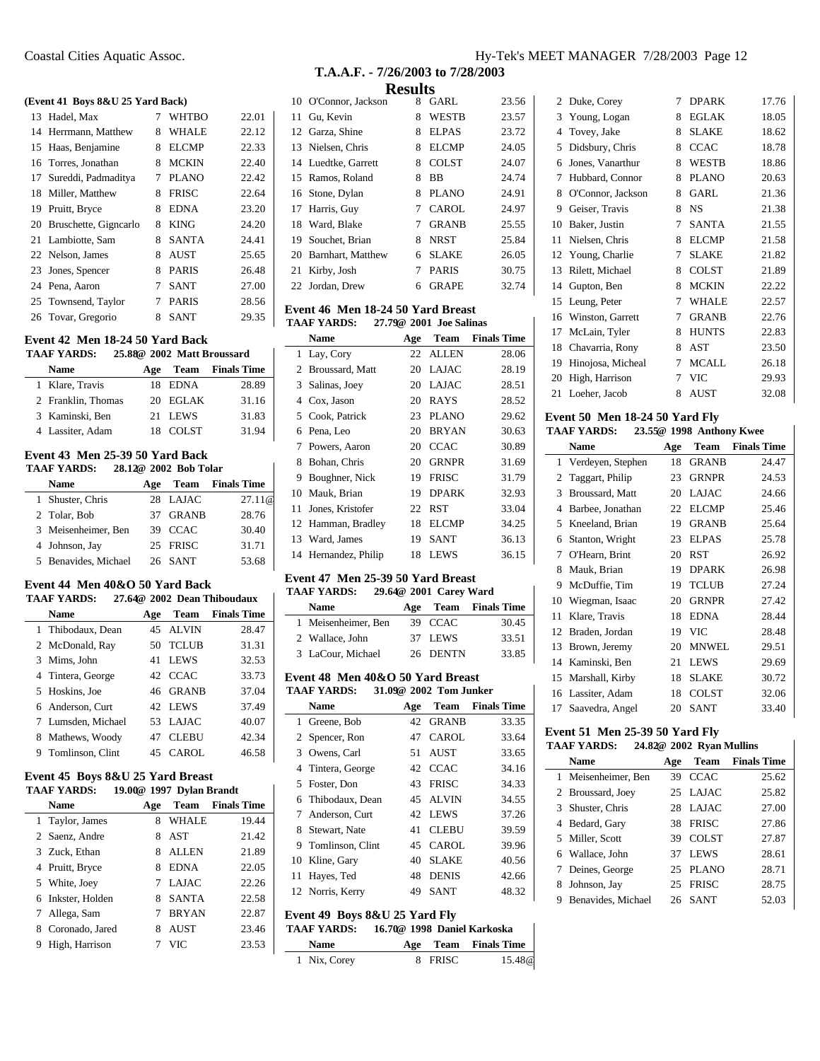# T.A.A.F. - 7/26/2003 to 7/28/2003

## Results

### (Event 41 Boys 8&U 25 Yard Back)

| | Name | Age | Team | Finals Time |
|---|---|---|---|---|
| 13 | Hadel, Max | 7 | WHTBO | 22.01 |
| 14 | Herrmann, Matthew | 8 | WHALE | 22.12 |
| 15 | Haas, Benjamine | 8 | ELCMP | 22.33 |
| 16 | Torres, Jonathan | 8 | MCKIN | 22.40 |
| 17 | Sureddi, Padmaditya | 7 | PLANO | 22.42 |
| 18 | Miller, Matthew | 8 | FRISC | 22.64 |
| 19 | Pruitt, Bryce | 8 | EDNA | 23.20 |
| 20 | Bruschette, Gigncarlo | 8 | KING | 24.20 |
| 21 | Lambiotte, Sam | 8 | SANTA | 24.41 |
| 22 | Nelson, James | 8 | AUST | 25.65 |
| 23 | Jones, Spencer | 8 | PARIS | 26.48 |
| 24 | Pena, Aaron | 7 | SANT | 27.00 |
| 25 | Townsend, Taylor | 7 | PARIS | 28.56 |
| 26 | Tovar, Gregorio | 8 | SANT | 29.35 |

### Event 42 Men 18-24 50 Yard Back

TAAF YARDS: 25.88@ 2002 Matt Broussard

| | Name | Age | Team | Finals Time |
|---|---|---|---|---|
| 1 | Klare, Travis | 18 | EDNA | 28.89 |
| 2 | Franklin, Thomas | 20 | EGLAK | 31.16 |
| 3 | Kaminski, Ben | 21 | LEWS | 31.83 |
| 4 | Lassiter, Adam | 18 | COLST | 31.94 |

### Event 43 Men 25-39 50 Yard Back

TAAF YARDS: 28.12@ 2002 Bob Tolar

| | Name | Age | Team | Finals Time |
|---|---|---|---|---|
| 1 | Shuster, Chris | 28 | LAJAC | 27.11@ |
| 2 | Tolar, Bob | 37 | GRANB | 28.76 |
| 3 | Meisenheimer, Ben | 39 | CCAC | 30.40 |
| 4 | Johnson, Jay | 25 | FRISC | 31.71 |
| 5 | Benavides, Michael | 26 | SANT | 53.68 |

### Event 44 Men 40&O 50 Yard Back

TAAF YARDS: 27.64@ 2002 Dean Thiboudaux

| | Name | Age | Team | Finals Time |
|---|---|---|---|---|
| 1 | Thibodaux, Dean | 45 | ALVIN | 28.47 |
| 2 | McDonald, Ray | 50 | TCLUB | 31.31 |
| 3 | Mims, John | 41 | LEWS | 32.53 |
| 4 | Tintera, George | 42 | CCAC | 33.73 |
| 5 | Hoskins, Joe | 46 | GRANB | 37.04 |
| 6 | Anderson, Curt | 42 | LEWS | 37.49 |
| 7 | Lumsden, Michael | 53 | LAJAC | 40.07 |
| 8 | Mathews, Woody | 47 | CLEBU | 42.34 |
| 9 | Tomlinson, Clint | 45 | CAROL | 46.58 |

### Event 45 Boys 8&U 25 Yard Breast

TAAF YARDS: 19.00@ 1997 Dylan Brandt

| | Name | Age | Team | Finals Time |
|---|---|---|---|---|
| 1 | Taylor, James | 8 | WHALE | 19.44 |
| 2 | Saenz, Andre | 8 | AST | 21.42 |
| 3 | Zuck, Ethan | 8 | ALLEN | 21.89 |
| 4 | Pruitt, Bryce | 8 | EDNA | 22.05 |
| 5 | White, Joey | 7 | LAJAC | 22.26 |
| 6 | Inkster, Holden | 8 | SANTA | 22.58 |
| 7 | Allega, Sam | 7 | BRYAN | 22.87 |
| 8 | Coronado, Jared | 8 | AUST | 23.46 |
| 9 | High, Harrison | 7 | VIC | 23.53 |
| 10 | O'Connor, Jackson | 8 | GARL | 23.56 |
| 11 | Gu, Kevin | 8 | WESTB | 23.57 |
| 12 | Garza, Shine | 8 | ELPAS | 23.72 |
| 13 | Nielsen, Chris | 8 | ELCMP | 24.05 |
| 14 | Luedtke, Garrett | 8 | COLST | 24.07 |
| 15 | Ramos, Roland | 8 | BB | 24.74 |
| 16 | Stone, Dylan | 8 | PLANO | 24.91 |
| 17 | Harris, Guy | 7 | CAROL | 24.97 |
| 18 | Ward, Blake | 7 | GRANB | 25.55 |
| 19 | Souchet, Brian | 8 | NRST | 25.84 |
| 20 | Barnhart, Matthew | 6 | SLAKE | 26.05 |
| 21 | Kirby, Josh | 7 | PARIS | 30.75 |
| 22 | Jordan, Drew | 6 | GRAPE | 32.74 |

### Event 46 Men 18-24 50 Yard Breast

TAAF YARDS: 27.79@ 2001 Joe Salinas

| | Name | Age | Team | Finals Time |
|---|---|---|---|---|
| 1 | Lay, Cory | 22 | ALLEN | 28.06 |
| 2 | Broussard, Matt | 20 | LAJAC | 28.19 |
| 3 | Salinas, Joey | 20 | LAJAC | 28.51 |
| 4 | Cox, Jason | 20 | RAYS | 28.52 |
| 5 | Cook, Patrick | 23 | PLANO | 29.62 |
| 6 | Pena, Leo | 20 | BRYAN | 30.63 |
| 7 | Powers, Aaron | 20 | CCAC | 30.89 |
| 8 | Bohan, Chris | 20 | GRNPR | 31.69 |
| 9 | Boughner, Nick | 19 | FRISC | 31.79 |
| 10 | Mauk, Brian | 19 | DPARK | 32.93 |
| 11 | Jones, Kristofer | 22 | RST | 33.04 |
| 12 | Hamman, Bradley | 18 | ELCMP | 34.25 |
| 13 | Ward, James | 19 | SANT | 36.13 |
| 14 | Hernandez, Philip | 18 | LEWS | 36.15 |

### Event 47 Men 25-39 50 Yard Breast

TAAF YARDS: 29.64@ 2001 Carey Ward

| | Name | Age | Team | Finals Time |
|---|---|---|---|---|
| 1 | Meisenheimer, Ben | 39 | CCAC | 30.45 |
| 2 | Wallace, John | 37 | LEWS | 33.51 |
| 3 | LaCour, Michael | 26 | DENTN | 33.85 |

### Event 48 Men 40&O 50 Yard Breast

TAAF YARDS: 31.09@ 2002 Tom Junker

| | Name | Age | Team | Finals Time |
|---|---|---|---|---|
| 1 | Greene, Bob | 42 | GRANB | 33.35 |
| 2 | Spencer, Ron | 47 | CAROL | 33.64 |
| 3 | Owens, Carl | 51 | AUST | 33.65 |
| 4 | Tintera, George | 42 | CCAC | 34.16 |
| 5 | Foster, Don | 43 | FRISC | 34.33 |
| 6 | Thibodaux, Dean | 45 | ALVIN | 34.55 |
| 7 | Anderson, Curt | 42 | LEWS | 37.26 |
| 8 | Stewart, Nate | 41 | CLEBU | 39.59 |
| 9 | Tomlinson, Clint | 45 | CAROL | 39.96 |
| 10 | Kline, Gary | 40 | SLAKE | 40.56 |
| 11 | Hayes, Ted | 48 | DENIS | 42.66 |
| 12 | Norris, Kerry | 49 | SANT | 48.32 |

### Event 49 Boys 8&U 25 Yard Fly

TAAF YARDS: 16.70@ 1998 Daniel Karkoska

| | Name | Age | Team | Finals Time |
|---|---|---|---|---|
| 1 | Nix, Corey | 8 | FRISC | 15.48@ |
| 2 | Duke, Corey | 7 | DPARK | 17.76 |
| 3 | Young, Logan | 8 | EGLAK | 18.05 |
| 4 | Tovey, Jake | 8 | SLAKE | 18.62 |
| 5 | Didsbury, Chris | 8 | CCAC | 18.78 |
| 6 | Jones, Vanarthur | 8 | WESTB | 18.86 |
| 7 | Hubbard, Connor | 8 | PLANO | 20.63 |
| 8 | O'Connor, Jackson | 8 | GARL | 21.36 |
| 9 | Geiser, Travis | 8 | NS | 21.38 |
| 10 | Baker, Justin | 7 | SANTA | 21.55 |
| 11 | Nielsen, Chris | 8 | ELCMP | 21.58 |
| 12 | Young, Charlie | 7 | SLAKE | 21.82 |
| 13 | Rilett, Michael | 8 | COLST | 21.89 |
| 14 | Gupton, Ben | 8 | MCKIN | 22.22 |
| 15 | Leung, Peter | 7 | WHALE | 22.57 |
| 16 | Winston, Garrett | 7 | GRANB | 22.76 |
| 17 | McLain, Tyler | 8 | HUNTS | 22.83 |
| 18 | Chavarria, Rony | 8 | AST | 23.50 |
| 19 | Hinojosa, Micheal | 7 | MCALL | 26.18 |
| 20 | High, Harrison | 7 | VIC | 29.93 |
| 21 | Loeher, Jacob | 8 | AUST | 32.08 |

### Event 50 Men 18-24 50 Yard Fly

TAAF YARDS: 23.55@ 1998 Anthony Kwee

| | Name | Age | Team | Finals Time |
|---|---|---|---|---|
| 1 | Verdeyen, Stephen | 18 | GRANB | 24.47 |
| 2 | Taggart, Philip | 23 | GRNPR | 24.53 |
| 3 | Broussard, Matt | 20 | LAJAC | 24.66 |
| 4 | Barbee, Jonathan | 22 | ELCMP | 25.46 |
| 5 | Kneeland, Brian | 19 | GRANB | 25.64 |
| 6 | Stanton, Wright | 23 | ELPAS | 25.78 |
| 7 | O'Hearn, Brint | 20 | RST | 26.92 |
| 8 | Mauk, Brian | 19 | DPARK | 26.98 |
| 9 | McDuffie, Tim | 19 | TCLUB | 27.24 |
| 10 | Wiegman, Isaac | 20 | GRNPR | 27.42 |
| 11 | Klare, Travis | 18 | EDNA | 28.44 |
| 12 | Braden, Jordan | 19 | VIC | 28.48 |
| 13 | Brown, Jeremy | 20 | MNWEL | 29.51 |
| 14 | Kaminski, Ben | 21 | LEWS | 29.69 |
| 15 | Marshall, Kirby | 18 | SLAKE | 30.72 |
| 16 | Lassiter, Adam | 18 | COLST | 32.06 |
| 17 | Saavedra, Angel | 20 | SANT | 33.40 |

### Event 51 Men 25-39 50 Yard Fly

TAAF YARDS: 24.82@ 2002 Ryan Mullins

| | Name | Age | Team | Finals Time |
|---|---|---|---|---|
| 1 | Meisenheimer, Ben | 39 | CCAC | 25.62 |
| 2 | Broussard, Joey | 25 | LAJAC | 25.82 |
| 3 | Shuster, Chris | 28 | LAJAC | 27.00 |
| 4 | Bedard, Gary | 38 | FRISC | 27.86 |
| 5 | Miller, Scott | 39 | COLST | 27.87 |
| 6 | Wallace, John | 37 | LEWS | 28.61 |
| 7 | Deines, George | 25 | PLANO | 28.71 |
| 8 | Johnson, Jay | 25 | FRISC | 28.75 |
| 9 | Benavides, Michael | 26 | SANT | 52.03 |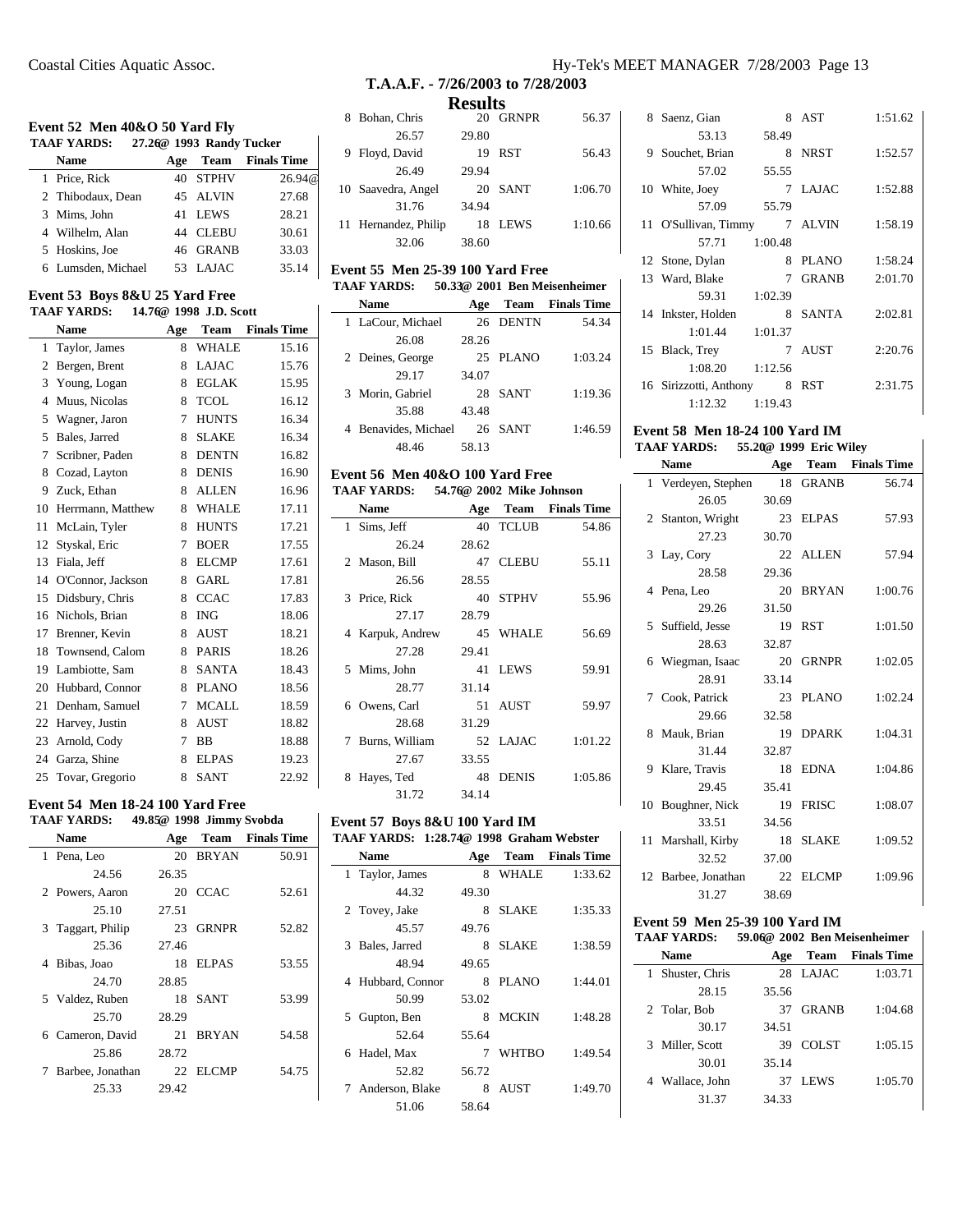# T.A.A.F. - 7/26/2003 to 7/28/2003

## Results

### Event 52 Men 40&O 50 Yard Fly

TAAF YARDS: 27.26@ 1993 Randy Tucker

| | Name | Age | Team | Finals Time |
|---|---|---|---|---|
| 1 | Price, Rick | 40 | STPHV | 26.94@ |
| 2 | Thibodaux, Dean | 45 | ALVIN | 27.68 |
| 3 | Mims, John | 41 | LEWS | 28.21 |
| 4 | Wilhelm, Alan | 44 | CLEBU | 30.61 |
| 5 | Hoskins, Joe | 46 | GRANB | 33.03 |
| 6 | Lumsden, Michael | 53 | LAJAC | 35.14 |

### Event 53 Boys 8&U 25 Yard Free

TAAF YARDS: 14.76@ 1998 J.D. Scott

| | Name | Age | Team | Finals Time |
|---|---|---|---|---|
| 1 | Taylor, James | 8 | WHALE | 15.16 |
| 2 | Bergen, Brent | 8 | LAJAC | 15.76 |
| 3 | Young, Logan | 8 | EGLAK | 15.95 |
| 4 | Muus, Nicolas | 8 | TCOL | 16.12 |
| 5 | Wagner, Jaron | 7 | HUNTS | 16.34 |
| 5 | Bales, Jarred | 8 | SLAKE | 16.34 |
| 7 | Scribner, Paden | 8 | DENTN | 16.82 |
| 8 | Cozad, Layton | 8 | DENIS | 16.90 |
| 9 | Zuck, Ethan | 8 | ALLEN | 16.96 |
| 10 | Herrmann, Matthew | 8 | WHALE | 17.11 |
| 11 | McLain, Tyler | 8 | HUNTS | 17.21 |
| 12 | Styskal, Eric | 7 | BOER | 17.55 |
| 13 | Fiala, Jeff | 8 | ELCMP | 17.61 |
| 14 | O'Connor, Jackson | 8 | GARL | 17.81 |
| 15 | Didsbury, Chris | 8 | CCAC | 17.83 |
| 16 | Nichols, Brian | 8 | ING | 18.06 |
| 17 | Brenner, Kevin | 8 | AUST | 18.21 |
| 18 | Townsend, Calom | 8 | PARIS | 18.26 |
| 19 | Lambiotte, Sam | 8 | SANTA | 18.43 |
| 20 | Hubbard, Connor | 8 | PLANO | 18.56 |
| 21 | Denham, Samuel | 7 | MCALL | 18.59 |
| 22 | Harvey, Justin | 8 | AUST | 18.82 |
| 23 | Arnold, Cody | 7 | BB | 18.88 |
| 24 | Garza, Shine | 8 | ELPAS | 19.23 |
| 25 | Tovar, Gregorio | 8 | SANT | 22.92 |

### Event 54 Men 18-24 100 Yard Free

TAAF YARDS: 49.85@ 1998 Jimmy Svobda

| | Name | Age | Team | Finals Time |
|---|---|---|---|---|
| 1 | Pena, Leo | 20 | BRYAN | 50.91 |
| | 24.56 | 26.35 | | |
| 2 | Powers, Aaron | 20 | CCAC | 52.61 |
| | 25.10 | 27.51 | | |
| 3 | Taggart, Philip | 23 | GRNPR | 52.82 |
| | 25.36 | 27.46 | | |
| 4 | Bibas, Joao | 18 | ELPAS | 53.55 |
| | 24.70 | 28.85 | | |
| 5 | Valdez, Ruben | 18 | SANT | 53.99 |
| | 25.70 | 28.29 | | |
| 6 | Cameron, David | 21 | BRYAN | 54.58 |
| | 25.86 | 28.72 | | |
| 7 | Barbee, Jonathan | 22 | ELCMP | 54.75 |
| | 25.33 | 29.42 | | |
| 8 | Bohan, Chris | 20 | GRNPR | 56.37 |
| | 26.57 | 29.80 | | |
| 9 | Floyd, David | 19 | RST | 56.43 |
| | 26.49 | 29.94 | | |
| 10 | Saavedra, Angel | 20 | SANT | 1:06.70 |
| | 31.76 | 34.94 | | |
| 11 | Hernandez, Philip | 18 | LEWS | 1:10.66 |
| | 32.06 | 38.60 | | |

### Event 55 Men 25-39 100 Yard Free

TAAF YARDS: 50.33@ 2001 Ben Meisenheimer

| | Name | Age | Team | Finals Time |
|---|---|---|---|---|
| 1 | LaCour, Michael | 26 | DENTN | 54.34 |
| | 26.08 | 28.26 | | |
| 2 | Deines, George | 25 | PLANO | 1:03.24 |
| | 29.17 | 34.07 | | |
| 3 | Morin, Gabriel | 28 | SANT | 1:19.36 |
| | 35.88 | 43.48 | | |
| 4 | Benavides, Michael | 26 | SANT | 1:46.59 |
| | 48.46 | 58.13 | | |

### Event 56 Men 40&O 100 Yard Free

TAAF YARDS: 54.76@ 2002 Mike Johnson

| | Name | Age | Team | Finals Time |
|---|---|---|---|---|
| 1 | Sims, Jeff | 40 | TCLUB | 54.86 |
| | 26.24 | 28.62 | | |
| 2 | Mason, Bill | 47 | CLEBU | 55.11 |
| | 26.56 | 28.55 | | |
| 3 | Price, Rick | 40 | STPHV | 55.96 |
| | 27.17 | 28.79 | | |
| 4 | Karpuk, Andrew | 45 | WHALE | 56.69 |
| | 27.28 | 29.41 | | |
| 5 | Mims, John | 41 | LEWS | 59.91 |
| | 28.77 | 31.14 | | |
| 6 | Owens, Carl | 51 | AUST | 59.97 |
| | 28.68 | 31.29 | | |
| 7 | Burns, William | 52 | LAJAC | 1:01.22 |
| | 27.67 | 33.55 | | |
| 8 | Hayes, Ted | 48 | DENIS | 1:05.86 |
| | 31.72 | 34.14 | | |

### Event 57 Boys 8&U 100 Yard IM

TAAF YARDS: 1:28.74@ 1998 Graham Webster

| | Name | Age | Team | Finals Time |
|---|---|---|---|---|
| 1 | Taylor, James | 8 | WHALE | 1:33.62 |
| | 44.32 | 49.30 | | |
| 2 | Tovey, Jake | 8 | SLAKE | 1:35.33 |
| | 45.57 | 49.76 | | |
| 3 | Bales, Jarred | 8 | SLAKE | 1:38.59 |
| | 48.94 | 49.65 | | |
| 4 | Hubbard, Connor | 8 | PLANO | 1:44.01 |
| | 50.99 | 53.02 | | |
| 5 | Gupton, Ben | 8 | MCKIN | 1:48.28 |
| | 52.64 | 55.64 | | |
| 6 | Hadel, Max | 7 | WHTBO | 1:49.54 |
| | 52.82 | 56.72 | | |
| 7 | Anderson, Blake | 8 | AUST | 1:49.70 |
| | 51.06 | 58.64 | | |
| 8 | Saenz, Gian | 8 | AST | 1:51.62 |
| | 53.13 | 58.49 | | |
| 9 | Souchet, Brian | 8 | NRST | 1:52.57 |
| | 57.02 | 55.55 | | |
| 10 | White, Joey | 7 | LAJAC | 1:52.88 |
| | 57.09 | 55.79 | | |
| 11 | O'Sullivan, Timmy | 7 | ALVIN | 1:58.19 |
| | 57.71 | 1:00.48 | | |
| 12 | Stone, Dylan | 8 | PLANO | 1:58.24 |
| 13 | Ward, Blake | 7 | GRANB | 2:01.70 |
| | 59.31 | 1:02.39 | | |
| 14 | Inkster, Holden | 8 | SANTA | 2:02.81 |
| | 1:01.44 | 1:01.37 | | |
| 15 | Black, Trey | 7 | AUST | 2:20.76 |
| | 1:08.20 | 1:12.56 | | |
| 16 | Sirizzotti, Anthony | 8 | RST | 2:31.75 |
| | 1:12.32 | 1:19.43 | | |

### Event 58 Men 18-24 100 Yard IM

TAAF YARDS: 55.20@ 1999 Eric Wiley

| | Name | Age | Team | Finals Time |
|---|---|---|---|---|
| 1 | Verdeyen, Stephen | 18 | GRANB | 56.74 |
| | 26.05 | 30.69 | | |
| 2 | Stanton, Wright | 23 | ELPAS | 57.93 |
| | 27.23 | 30.70 | | |
| 3 | Lay, Cory | 22 | ALLEN | 57.94 |
| | 28.58 | 29.36 | | |
| 4 | Pena, Leo | 20 | BRYAN | 1:00.76 |
| | 29.26 | 31.50 | | |
| 5 | Suffield, Jesse | 19 | RST | 1:01.50 |
| | 28.63 | 32.87 | | |
| 6 | Wiegman, Isaac | 20 | GRNPR | 1:02.05 |
| | 28.91 | 33.14 | | |
| 7 | Cook, Patrick | 23 | PLANO | 1:02.24 |
| | 29.66 | 32.58 | | |
| 8 | Mauk, Brian | 19 | DPARK | 1:04.31 |
| | 31.44 | 32.87 | | |
| 9 | Klare, Travis | 18 | EDNA | 1:04.86 |
| | 29.45 | 35.41 | | |
| 10 | Boughner, Nick | 19 | FRISC | 1:08.07 |
| | 33.51 | 34.56 | | |
| 11 | Marshall, Kirby | 18 | SLAKE | 1:09.52 |
| | 32.52 | 37.00 | | |
| 12 | Barbee, Jonathan | 22 | ELCMP | 1:09.96 |
| | 31.27 | 38.69 | | |

### Event 59 Men 25-39 100 Yard IM

TAAF YARDS: 59.06@ 2002 Ben Meisenheimer

| | Name | Age | Team | Finals Time |
|---|---|---|---|---|
| 1 | Shuster, Chris | 28 | LAJAC | 1:03.71 |
| | 28.15 | 35.56 | | |
| 2 | Tolar, Bob | 37 | GRANB | 1:04.68 |
| | 30.17 | 34.51 | | |
| 3 | Miller, Scott | 39 | COLST | 1:05.15 |
| | 30.01 | 35.14 | | |
| 4 | Wallace, John | 37 | LEWS | 1:05.70 |
| | 31.37 | 34.33 | | |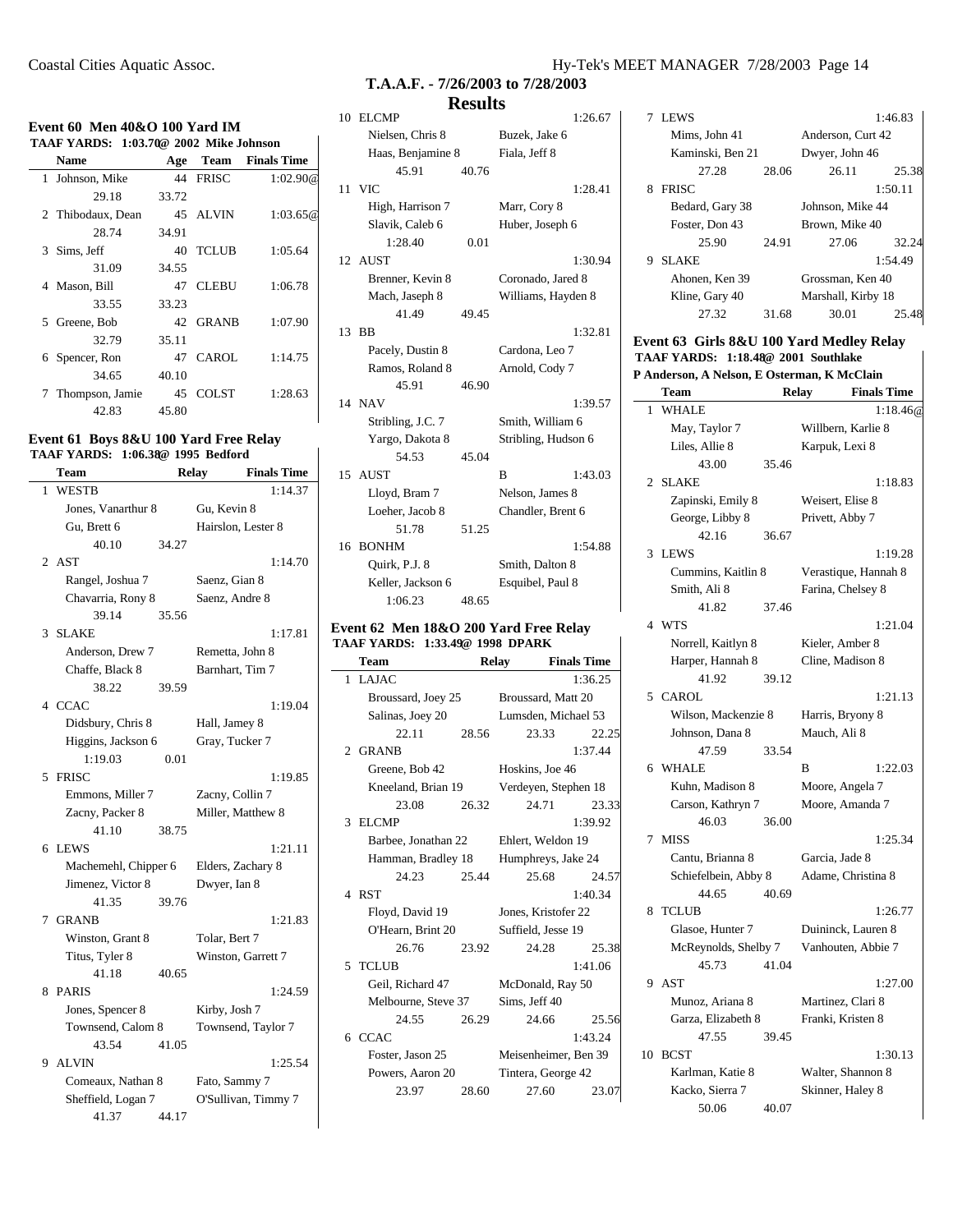# T.A.A.F. - 7/26/2003 to 7/28/2003

## Results

### Event 60 Men 40&O 100 Yard IM

TAAF YARDS: 1:03.70@ 2002 Mike Johnson

| | Name | Age | Team | Finals Time |
|---|---|---|---|---|
| 1 | Johnson, Mike | 44 | FRISC | 1:02.90@ |
| | 29.18 | 33.72 | | |
| 2 | Thibodaux, Dean | 45 | ALVIN | 1:03.65@ |
| | 28.74 | 34.91 | | |
| 3 | Sims, Jeff | 40 | TCLUB | 1:05.64 |
| | 31.09 | 34.55 | | |
| 4 | Mason, Bill | 47 | CLEBU | 1:06.78 |
| | 33.55 | 33.23 | | |
| 5 | Greene, Bob | 42 | GRANB | 1:07.90 |
| | 32.79 | 35.11 | | |
| 6 | Spencer, Ron | 47 | CAROL | 1:14.75 |
| | 34.65 | 40.10 | | |
| 7 | Thompson, Jamie | 45 | COLST | 1:28.63 |
| | 42.83 | 45.80 | | |

### Event 61 Boys 8&U 100 Yard Free Relay

TAAF YARDS: 1:06.38@ 1995 Bedford

| | Team | | Relay | Finals Time |
|---|---|---|---|---|
| 1 | WESTB | | | 1:14.37 |
| | Jones, Vanarthur 8 | | Gu, Kevin 8 | |
| | Gu, Brett 6 | | Hairslon, Lester 8 | |
| | 40.10 | 34.27 | | |
| 2 | AST | | | 1:14.70 |
| | Rangel, Joshua 7 | | Saenz, Gian 8 | |
| | Chavarria, Rony 8 | | Saenz, Andre 8 | |
| | 39.14 | 35.56 | | |
| 3 | SLAKE | | | 1:17.81 |
| | Anderson, Drew 7 | | Remetta, John 8 | |
| | Chaffe, Black 8 | | Barnhart, Tim 7 | |
| | 38.22 | 39.59 | | |
| 4 | CCAC | | | 1:19.04 |
| | Didsbury, Chris 8 | | Hall, Jamey 8 | |
| | Higgins, Jackson 6 | | Gray, Tucker 7 | |
| | 1:19.03 | 0.01 | | |
| 5 | FRISC | | | 1:19.85 |
| | Emmons, Miller 7 | | Zacny, Collin 7 | |
| | Zacny, Packer 8 | | Miller, Matthew 8 | |
| | 41.10 | 38.75 | | |
| 6 | LEWS | | | 1:21.11 |
| | Machemehl, Chipper 6 | | Elders, Zachary 8 | |
| | Jimenez, Victor 8 | | Dwyer, Ian 8 | |
| | 41.35 | 39.76 | | |
| 7 | GRANB | | | 1:21.83 |
| | Winston, Grant 8 | | Tolar, Bert 7 | |
| | Titus, Tyler 8 | | Winston, Garrett 7 | |
| | 41.18 | 40.65 | | |
| 8 | PARIS | | | 1:24.59 |
| | Jones, Spencer 8 | | Kirby, Josh 7 | |
| | Townsend, Calom 8 | | Townsend, Taylor 7 | |
| | 43.54 | 41.05 | | |
| 9 | ALVIN | | | 1:25.54 |
| | Comeaux, Nathan 8 | | Fato, Sammy 7 | |
| | Sheffield, Logan 7 | | O'Sullivan, Timmy 7 | |
| | 41.37 | 44.17 | | |
| 10 | ELCMP | | | 1:26.67 |
| | Nielsen, Chris 8 | | Buzek, Jake 6 | |
| | Haas, Benjamine 8 | | Fiala, Jeff 8 | |
| | 45.91 | 40.76 | | |
| 11 | VIC | | | 1:28.41 |
| | High, Harrison 7 | | Marr, Cory 8 | |
| | Slavik, Caleb 6 | | Huber, Joseph 6 | |
| | 1:28.40 | 0.01 | | |
| 12 | AUST | | | 1:30.94 |
| | Brenner, Kevin 8 | | Coronado, Jared 8 | |
| | Mach, Jaseph 8 | | Williams, Hayden 8 | |
| | 41.49 | 49.45 | | |
| 13 | BB | | | 1:32.81 |
| | Pacely, Dustin 8 | | Cardona, Leo 7 | |
| | Ramos, Roland 8 | | Arnold, Cody 7 | |
| | 45.91 | 46.90 | | |
| 14 | NAV | | | 1:39.57 |
| | Stribling, J.C. 7 | | Smith, William 6 | |
| | Yargo, Dakota 8 | | Stribling, Hudson 6 | |
| | 54.53 | 45.04 | | |
| 15 | AUST | | B | 1:43.03 |
| | Lloyd, Bram 7 | | Nelson, James 8 | |
| | Loeher, Jacob 8 | | Chandler, Brent 6 | |
| | 51.78 | 51.25 | | |
| 16 | BONHM | | | 1:54.88 |
| | Quirk, P.J. 8 | | Smith, Dalton 8 | |
| | Keller, Jackson 6 | | Esquibel, Paul 8 | |
| | 1:06.23 | 48.65 | | |

### Event 62 Men 18&O 200 Yard Free Relay

TAAF YARDS: 1:33.49@ 1998 DPARK

| | Team | | Relay | Finals Time |
|---|---|---|---|---|
| 1 | LAJAC | | | 1:36.25 |
| | Broussard, Joey 25 | | Broussard, Matt 20 | |
| | Salinas, Joey 20 | | Lumsden, Michael 53 | |
| | 22.11 | 28.56 | 23.33 | 22.25 |
| 2 | GRANB | | | 1:37.44 |
| | Greene, Bob 42 | | Hoskins, Joe 46 | |
| | Kneeland, Brian 19 | | Verdeyen, Stephen 18 | |
| | 23.08 | 26.32 | 24.71 | 23.33 |
| 3 | ELCMP | | | 1:39.92 |
| | Barbee, Jonathan 22 | | Ehlert, Weldon 19 | |
| | Hamman, Bradley 18 | | Humphreys, Jake 24 | |
| | 24.23 | 25.44 | 25.68 | 24.57 |
| 4 | RST | | | 1:40.34 |
| | Floyd, David 19 | | Jones, Kristofer 22 | |
| | O'Hearn, Brint 20 | | Suffield, Jesse 19 | |
| | 26.76 | 23.92 | 24.28 | 25.38 |
| 5 | TCLUB | | | 1:41.06 |
| | Geil, Richard 47 | | McDonald, Ray 50 | |
| | Melbourne, Steve 37 | | Sims, Jeff 40 | |
| | 24.55 | 26.29 | 24.66 | 25.56 |
| 6 | CCAC | | | 1:43.24 |
| | Foster, Jason 25 | | Meisenheimer, Ben 39 | |
| | Powers, Aaron 20 | | Tintera, George 42 | |
| | 23.97 | 28.60 | 27.60 | 23.07 |
| 7 | LEWS | | | 1:46.83 |
| | Mims, John 41 | | Anderson, Curt 42 | |
| | Kaminski, Ben 21 | | Dwyer, John 46 | |
| | 27.28 | 28.06 | 26.11 | 25.38 |
| 8 | FRISC | | | 1:50.11 |
| | Bedard, Gary 38 | | Johnson, Mike 44 | |
| | Foster, Don 43 | | Brown, Mike 40 | |
| | 25.90 | 24.91 | 27.06 | 32.24 |
| 9 | SLAKE | | | 1:54.49 |
| | Ahonen, Ken 39 | | Grossman, Ken 40 | |
| | Kline, Gary 40 | | Marshall, Kirby 18 | |
| | 27.32 | 31.68 | 30.01 | 25.48 |

### Event 63 Girls 8&U 100 Yard Medley Relay

TAAF YARDS: 1:18.48@ 2001 Southlake
P Anderson, A Nelson, E Osterman, K McClain

| | Team | | Relay | Finals Time |
|---|---|---|---|---|
| 1 | WHALE | | | 1:18.46@ |
| | May, Taylor 7 | | Willbern, Karlie 8 | |
| | Liles, Allie 8 | | Karpuk, Lexi 8 | |
| | 43.00 | 35.46 | | |
| 2 | SLAKE | | | 1:18.83 |
| | Zapinski, Emily 8 | | Weisert, Elise 8 | |
| | George, Libby 8 | | Privett, Abby 7 | |
| | 42.16 | 36.67 | | |
| 3 | LEWS | | | 1:19.28 |
| | Cummins, Kaitlin 8 | | Verastique, Hannah 8 | |
| | Smith, Ali 8 | | Farina, Chelsey 8 | |
| | 41.82 | 37.46 | | |
| 4 | WTS | | | 1:21.04 |
| | Norrell, Kaitlyn 8 | | Kieler, Amber 8 | |
| | Harper, Hannah 8 | | Cline, Madison 8 | |
| | 41.92 | 39.12 | | |
| 5 | CAROL | | | 1:21.13 |
| | Wilson, Mackenzie 8 | | Harris, Bryony 8 | |
| | Johnson, Dana 8 | | Mauch, Ali 8 | |
| | 47.59 | 33.54 | | |
| 6 | WHALE | | B | 1:22.03 |
| | Kuhn, Madison 8 | | Moore, Angela 7 | |
| | Carson, Kathryn 7 | | Moore, Amanda 7 | |
| | 46.03 | 36.00 | | |
| 7 | MISS | | | 1:25.34 |
| | Cantu, Brianna 8 | | Garcia, Jade 8 | |
| | Schiefelbein, Abby 8 | | Adame, Christina 8 | |
| | 44.65 | 40.69 | | |
| 8 | TCLUB | | | 1:26.77 |
| | Glasoe, Hunter 7 | | Duininck, Lauren 8 | |
| | McReynolds, Shelby 7 | | Vanhouten, Abbie 7 | |
| | 45.73 | 41.04 | | |
| 9 | AST | | | 1:27.00 |
| | Munoz, Ariana 8 | | Martinez, Clari 8 | |
| | Garza, Elizabeth 8 | | Franki, Kristen 8 | |
| | 47.55 | 39.45 | | |
| 10 | BCST | | | 1:30.13 |
| | Karlman, Katie 8 | | Walter, Shannon 8 | |
| | Kacko, Sierra 7 | | Skinner, Haley 8 | |
| | 50.06 | 40.07 | | |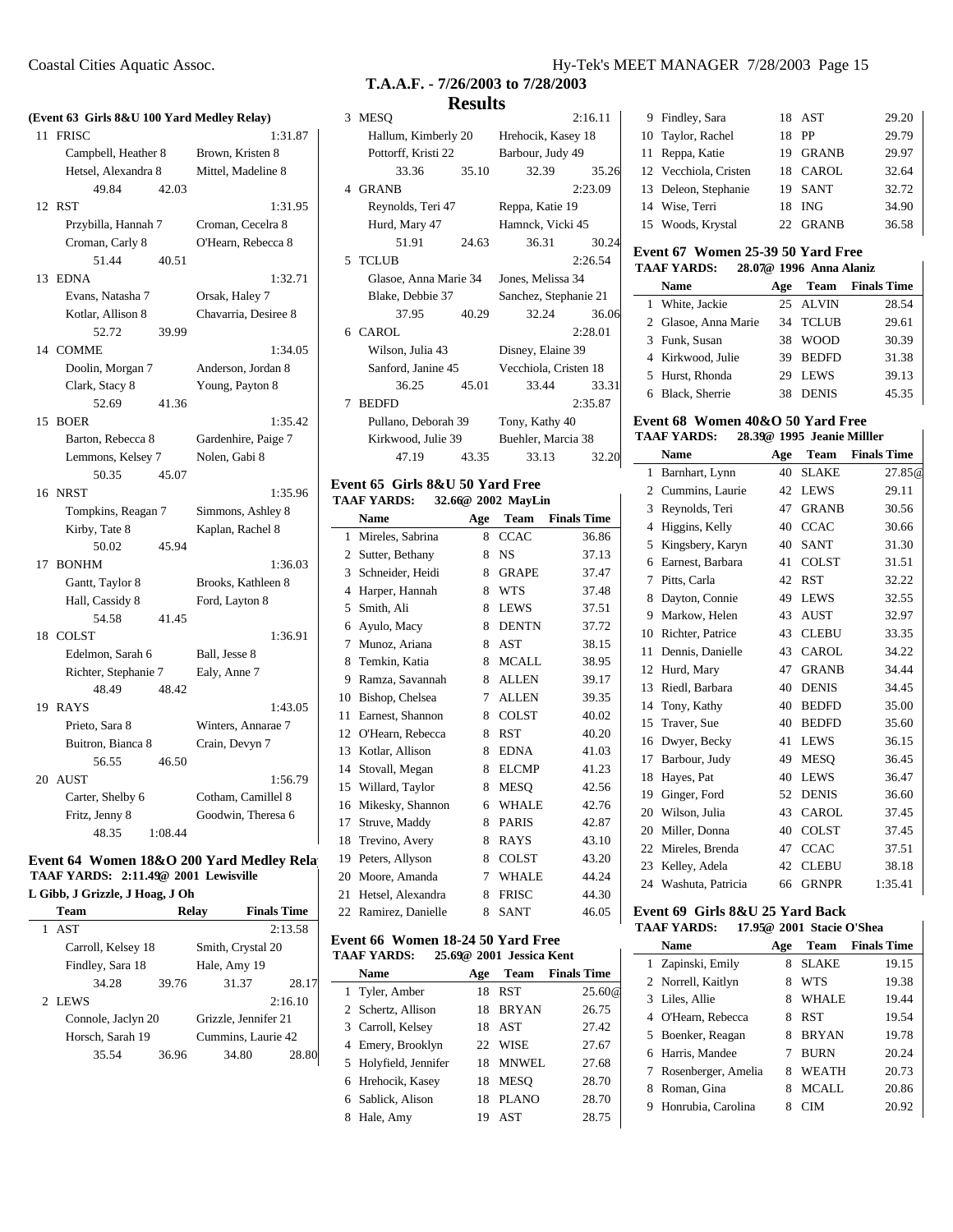## T.A.A.F. - 7/26/2003 to 7/28/2003

## Results

### (Event 63 Girls 8&U 100 Yard Medley Relay)

| | Team | | Finals Time |
|---|---|---|---|
| 11 | FRISC | | 1:31.87 |
| | Campbell, Heather 8 | Brown, Kristen 8 | |
| | Hetsel, Alexandra 8 | Mittel, Madeline 8 | |
| | 49.84 | 42.03 | |
| 12 | RST | | 1:31.95 |
| | Przybilla, Hannah 7 | Croman, Cecelra 8 | |
| | Croman, Carly 8 | O'Hearn, Rebecca 8 | |
| | 51.44 | 40.51 | |
| 13 | EDNA | | 1:32.71 |
| | Evans, Natasha 7 | Orsak, Haley 7 | |
| | Kotlar, Allison 8 | Chavarria, Desiree 8 | |
| | 52.72 | 39.99 | |
| 14 | COMME | | 1:34.05 |
| | Doolin, Morgan 7 | Anderson, Jordan 8 | |
| | Clark, Stacy 8 | Young, Payton 8 | |
| | 52.69 | 41.36 | |
| 15 | BOER | | 1:35.42 |
| | Barton, Rebecca 8 | Gardenhire, Paige 7 | |
| | Lemmons, Kelsey 7 | Nolen, Gabi 8 | |
| | 50.35 | 45.07 | |
| 16 | NRST | | 1:35.96 |
| | Tompkins, Reagan 7 | Simmons, Ashley 8 | |
| | Kirby, Tate 8 | Kaplan, Rachel 8 | |
| | 50.02 | 45.94 | |
| 17 | BONHM | | 1:36.03 |
| | Gantt, Taylor 8 | Brooks, Kathleen 8 | |
| | Hall, Cassidy 8 | Ford, Layton 8 | |
| | 54.58 | 41.45 | |
| 18 | COLST | | 1:36.91 |
| | Edelmon, Sarah 6 | Ball, Jesse 8 | |
| | Richter, Stephanie 7 | Ealy, Anne 7 | |
| | 48.49 | 48.42 | |
| 19 | RAYS | | 1:43.05 |
| | Prieto, Sara 8 | Winters, Annarae 7 | |
| | Buitron, Bianca 8 | Crain, Devyn 7 | |
| | 56.55 | 46.50 | |
| 20 | AUST | | 1:56.79 |
| | Carter, Shelby 6 | Cotham, Camillel 8 | |
| | Fritz, Jenny 8 | Goodwin, Theresa 6 | |
| | 48.35 | 1:08.44 | |

### Event 64 Women 18&O 200 Yard Medley Relay

**TAAF YARDS: 2:11.49@ 2001 Lewisville**
**L Gibb, J Grizzle, J Hoag, J Oh**

| | Team | Relay | | | Finals Time |
|---|---|---|---|---|---|
| 1 | AST | | | | 2:13.58 |
| | Carroll, Kelsey 18 | | Smith, Crystal 20 | | |
| | Findley, Sara 18 | | Hale, Amy 19 | | |
| | 34.28 | 39.76 | 31.37 | 28.17 | |
| 2 | LEWS | | | | 2:16.10 |
| | Connole, Jaclyn 20 | | Grizzle, Jennifer 21 | | |
| | Horsch, Sarah 19 | | Cummins, Laurie 42 | | |
| | 35.54 | 36.96 | 34.80 | 28.80 | |
| 3 | MESQ | | | | 2:16.11 |
| | Hallum, Kimberly 20 | | Hrehocik, Kasey 18 | | |
| | Pottorff, Kristi 22 | | Barbour, Judy 49 | | |
| | 33.36 | 35.10 | 32.39 | 35.26 | |
| 4 | GRANB | | | | 2:23.09 |
| | Reynolds, Teri 47 | | Reppa, Katie 19 | | |
| | Hurd, Mary 47 | | Hamnck, Vicki 45 | | |
| | 51.91 | 24.63 | 36.31 | 30.24 | |
| 5 | TCLUB | | | | 2:26.54 |
| | Glasoe, Anna Marie 34 | | Jones, Melissa 34 | | |
| | Blake, Debbie 37 | | Sanchez, Stephanie 21 | | |
| | 37.95 | 40.29 | 32.24 | 36.06 | |
| 6 | CAROL | | | | 2:28.01 |
| | Wilson, Julia 43 | | Disney, Elaine 39 | | |
| | Sanford, Janine 45 | | Vecchiola, Cristen 18 | | |
| | 36.25 | 45.01 | 33.44 | 33.31 | |
| 7 | BEDFD | | | | 2:35.87 |
| | Pullano, Deborah 39 | | Tony, Kathy 40 | | |
| | Kirkwood, Julie 39 | | Buehler, Marcia 38 | | |
| | 47.19 | 43.35 | 33.13 | 32.20 | |

### Event 65 Girls 8&U 50 Yard Free

**TAAF YARDS: 32.66@ 2002 MayLin**

| | Name | Age | Team | Finals Time |
|---|---|---|---|---|
| 1 | Mireles, Sabrina | 8 | CCAC | 36.86 |
| 2 | Sutter, Bethany | 8 | NS | 37.13 |
| 3 | Schneider, Heidi | 8 | GRAPE | 37.47 |
| 4 | Harper, Hannah | 8 | WTS | 37.48 |
| 5 | Smith, Ali | 8 | LEWS | 37.51 |
| 6 | Ayulo, Macy | 8 | DENTN | 37.72 |
| 7 | Munoz, Ariana | 8 | AST | 38.15 |
| 8 | Temkin, Katia | 8 | MCALL | 38.95 |
| 9 | Ramza, Savannah | 8 | ALLEN | 39.17 |
| 10 | Bishop, Chelsea | 7 | ALLEN | 39.35 |
| 11 | Earnest, Shannon | 8 | COLST | 40.02 |
| 12 | O'Hearn, Rebecca | 8 | RST | 40.20 |
| 13 | Kotlar, Allison | 8 | EDNA | 41.03 |
| 14 | Stovall, Megan | 8 | ELCMP | 41.23 |
| 15 | Willard, Taylor | 8 | MESQ | 42.56 |
| 16 | Mikesky, Shannon | 6 | WHALE | 42.76 |
| 17 | Struve, Maddy | 8 | PARIS | 42.87 |
| 18 | Trevino, Avery | 8 | RAYS | 43.10 |
| 19 | Peters, Allyson | 8 | COLST | 43.20 |
| 20 | Moore, Amanda | 7 | WHALE | 44.24 |
| 21 | Hetsel, Alexandra | 8 | FRISC | 44.30 |
| 22 | Ramirez, Danielle | 8 | SANT | 46.05 |

### Event 66 Women 18-24 50 Yard Free

**TAAF YARDS: 25.69@ 2001 Jessica Kent**

| | Name | Age | Team | Finals Time |
|---|---|---|---|---|
| 1 | Tyler, Amber | 18 | RST | 25.60@ |
| 2 | Schertz, Allison | 18 | BRYAN | 26.75 |
| 3 | Carroll, Kelsey | 18 | AST | 27.42 |
| 4 | Emery, Brooklyn | 22 | WISE | 27.67 |
| 5 | Holyfield, Jennifer | 18 | MNWEL | 27.68 |
| 6 | Hrehocik, Kasey | 18 | MESQ | 28.70 |
| 6 | Sablick, Alison | 18 | PLANO | 28.70 |
| 8 | Hale, Amy | 19 | AST | 28.75 |
| 9 | Findley, Sara | 18 | AST | 29.20 |
| 10 | Taylor, Rachel | 18 | PP | 29.79 |
| 11 | Reppa, Katie | 19 | GRANB | 29.97 |
| 12 | Vecchiola, Cristen | 18 | CAROL | 32.64 |
| 13 | Deleon, Stephanie | 19 | SANT | 32.72 |
| 14 | Wise, Terri | 18 | ING | 34.90 |
| 15 | Woods, Krystal | 22 | GRANB | 36.58 |

### Event 67 Women 25-39 50 Yard Free

**TAAF YARDS: 28.07@ 1996 Anna Alaniz**

| | Name | Age | Team | Finals Time |
|---|---|---|---|---|
| 1 | White, Jackie | 25 | ALVIN | 28.54 |
| 2 | Glasoe, Anna Marie | 34 | TCLUB | 29.61 |
| 3 | Funk, Susan | 38 | WOOD | 30.39 |
| 4 | Kirkwood, Julie | 39 | BEDFD | 31.38 |
| 5 | Hurst, Rhonda | 29 | LEWS | 39.13 |
| 6 | Black, Sherrie | 38 | DENIS | 45.35 |

### Event 68 Women 40&O 50 Yard Free

**TAAF YARDS: 28.39@ 1995 Jeanie Milller**

| | Name | Age | Team | Finals Time |
|---|---|---|---|---|
| 1 | Barnhart, Lynn | 40 | SLAKE | 27.85@ |
| 2 | Cummins, Laurie | 42 | LEWS | 29.11 |
| 3 | Reynolds, Teri | 47 | GRANB | 30.56 |
| 4 | Higgins, Kelly | 40 | CCAC | 30.66 |
| 5 | Kingsbery, Karyn | 40 | SANT | 31.30 |
| 6 | Earnest, Barbara | 41 | COLST | 31.51 |
| 7 | Pitts, Carla | 42 | RST | 32.22 |
| 8 | Dayton, Connie | 49 | LEWS | 32.55 |
| 9 | Markow, Helen | 43 | AUST | 32.97 |
| 10 | Richter, Patrice | 43 | CLEBU | 33.35 |
| 11 | Dennis, Danielle | 43 | CAROL | 34.22 |
| 12 | Hurd, Mary | 47 | GRANB | 34.44 |
| 13 | Riedl, Barbara | 40 | DENIS | 34.45 |
| 14 | Tony, Kathy | 40 | BEDFD | 35.00 |
| 15 | Traver, Sue | 40 | BEDFD | 35.60 |
| 16 | Dwyer, Becky | 41 | LEWS | 36.15 |
| 17 | Barbour, Judy | 49 | MESQ | 36.45 |
| 18 | Hayes, Pat | 40 | LEWS | 36.47 |
| 19 | Ginger, Ford | 52 | DENIS | 36.60 |
| 20 | Wilson, Julia | 43 | CAROL | 37.45 |
| 20 | Miller, Donna | 40 | COLST | 37.45 |
| 22 | Mireles, Brenda | 47 | CCAC | 37.51 |
| 23 | Kelley, Adela | 42 | CLEBU | 38.18 |
| 24 | Washuta, Patricia | 66 | GRNPR | 1:35.41 |

### Event 69 Girls 8&U 25 Yard Back

**TAAF YARDS: 17.95@ 2001 Stacie O'Shea**

| | Name | Age | Team | Finals Time |
|---|---|---|---|---|
| 1 | Zapinski, Emily | 8 | SLAKE | 19.15 |
| 2 | Norrell, Kaitlyn | 8 | WTS | 19.38 |
| 3 | Liles, Allie | 8 | WHALE | 19.44 |
| 4 | O'Hearn, Rebecca | 8 | RST | 19.54 |
| 5 | Boenker, Reagan | 8 | BRYAN | 19.78 |
| 6 | Harris, Mandee | 7 | BURN | 20.24 |
| 7 | Rosenberger, Amelia | 8 | WEATH | 20.73 |
| 8 | Roman, Gina | 8 | MCALL | 20.86 |
| 9 | Honrubia, Carolina | 8 | CIM | 20.92 |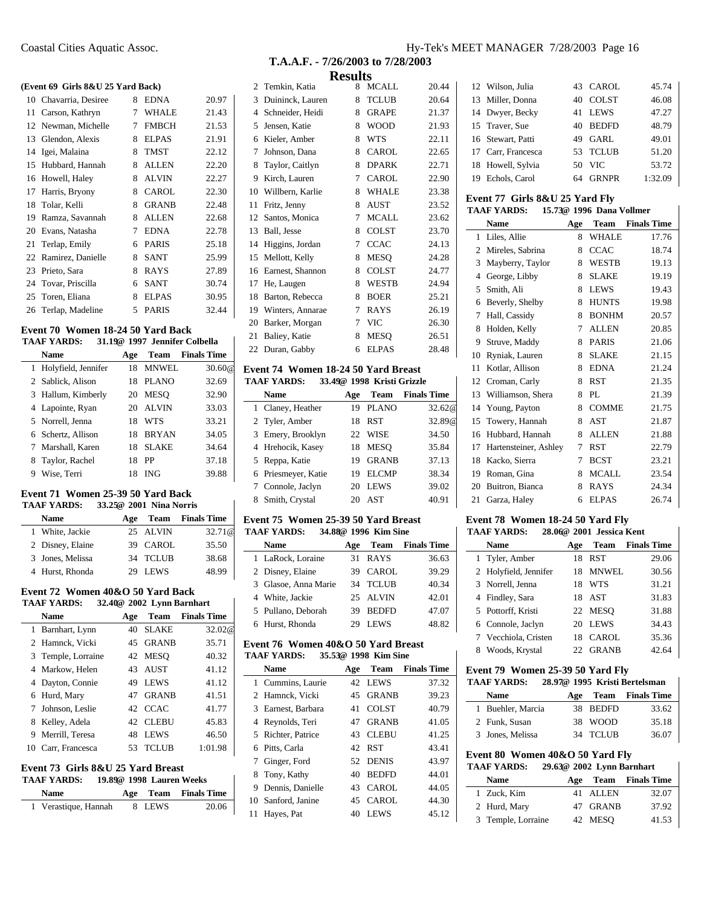**T.A.A.F. - 7/26/2003 to 7/28/2003**

**Results**

**(Event 69 Girls 8&U 25 Yard Back)**

| | Name | Age | Team | Finals Time |
|---|---|---|---|---|
| 10 | Chavarria, Desiree | 8 | EDNA | 20.97 |
| 11 | Carson, Kathryn | 7 | WHALE | 21.43 |
| 12 | Newman, Michelle | 7 | FMBCH | 21.53 |
| 13 | Glendon, Alexis | 8 | ELPAS | 21.91 |
| 14 | Igei, Malaina | 8 | TMST | 22.12 |
| 15 | Hubbard, Hannah | 8 | ALLEN | 22.20 |
| 16 | Howell, Haley | 8 | ALVIN | 22.27 |
| 17 | Harris, Bryony | 8 | CAROL | 22.30 |
| 18 | Tolar, Kelli | 8 | GRANB | 22.48 |
| 19 | Ramza, Savannah | 8 | ALLEN | 22.68 |
| 20 | Evans, Natasha | 7 | EDNA | 22.78 |
| 21 | Terlap, Emily | 6 | PARIS | 25.18 |
| 22 | Ramirez, Danielle | 8 | SANT | 25.99 |
| 23 | Prieto, Sara | 8 | RAYS | 27.89 |
| 24 | Tovar, Priscilla | 6 | SANT | 30.74 |
| 25 | Toren, Eliana | 8 | ELPAS | 30.95 |
| 26 | Terlap, Madeline | 5 | PARIS | 32.44 |

### Event 70 Women 18-24 50 Yard Back

**TAAF YARDS: 31.19@ 1997 Jennifer Colbella**

| | Name | Age | Team | Finals Time |
|---|---|---|---|---|
| 1 | Holyfield, Jennifer | 18 | MNWEL | 30.60@ |
| 2 | Sablick, Alison | 18 | PLANO | 32.69 |
| 3 | Hallum, Kimberly | 20 | MESQ | 32.90 |
| 4 | Lapointe, Ryan | 20 | ALVIN | 33.03 |
| 5 | Norrell, Jenna | 18 | WTS | 33.21 |
| 6 | Schertz, Allison | 18 | BRYAN | 34.05 |
| 7 | Marshall, Karen | 18 | SLAKE | 34.64 |
| 8 | Taylor, Rachel | 18 | PP | 37.18 |
| 9 | Wise, Terri | 18 | ING | 39.88 |

### Event 71 Women 25-39 50 Yard Back

**TAAF YARDS: 33.25@ 2001 Nina Norris**

| | Name | Age | Team | Finals Time |
|---|---|---|---|---|
| 1 | White, Jackie | 25 | ALVIN | 32.71@ |
| 2 | Disney, Elaine | 39 | CAROL | 35.50 |
| 3 | Jones, Melissa | 34 | TCLUB | 38.68 |
| 4 | Hurst, Rhonda | 29 | LEWS | 48.99 |

### Event 72 Women 40&O 50 Yard Back

**TAAF YARDS: 32.40@ 2002 Lynn Barnhart**

| | Name | Age | Team | Finals Time |
|---|---|---|---|---|
| 1 | Barnhart, Lynn | 40 | SLAKE | 32.02@ |
| 2 | Hamnck, Vicki | 45 | GRANB | 35.71 |
| 3 | Temple, Lorraine | 42 | MESQ | 40.32 |
| 4 | Markow, Helen | 43 | AUST | 41.12 |
| 4 | Dayton, Connie | 49 | LEWS | 41.12 |
| 6 | Hurd, Mary | 47 | GRANB | 41.51 |
| 7 | Johnson, Leslie | 42 | CCAC | 41.77 |
| 8 | Kelley, Adela | 42 | CLEBU | 45.83 |
| 9 | Merrill, Teresa | 48 | LEWS | 46.50 |
| 10 | Carr, Francesca | 53 | TCLUB | 1:01.98 |

### Event 73 Girls 8&U 25 Yard Breast

**TAAF YARDS: 19.89@ 1998 Lauren Weeks**

| | Name | Age | Team | Finals Time |
|---|---|---|---|---|
| 1 | Verastique, Hannah | 8 | LEWS | 20.06 |
| 2 | Temkin, Katia | 8 | MCALL | 20.44 |
| 3 | Duininck, Lauren | 8 | TCLUB | 20.64 |
| 4 | Schneider, Heidi | 8 | GRAPE | 21.37 |
| 5 | Jensen, Katie | 8 | WOOD | 21.93 |
| 6 | Kieler, Amber | 8 | WTS | 22.11 |
| 7 | Johnson, Dana | 8 | CAROL | 22.65 |
| 8 | Taylor, Caitlyn | 8 | DPARK | 22.71 |
| 9 | Kirch, Lauren | 7 | CAROL | 22.90 |
| 10 | Willbern, Karlie | 8 | WHALE | 23.38 |
| 11 | Fritz, Jenny | 8 | AUST | 23.52 |
| 12 | Santos, Monica | 7 | MCALL | 23.62 |
| 13 | Ball, Jesse | 8 | COLST | 23.70 |
| 14 | Higgins, Jordan | 7 | CCAC | 24.13 |
| 15 | Mellott, Kelly | 8 | MESQ | 24.28 |
| 16 | Earnest, Shannon | 8 | COLST | 24.77 |
| 17 | He, Laugen | 8 | WESTB | 24.94 |
| 18 | Barton, Rebecca | 8 | BOER | 25.21 |
| 19 | Winters, Annarae | 7 | RAYS | 26.19 |
| 20 | Barker, Morgan | 7 | VIC | 26.30 |
| 21 | Baliey, Katie | 8 | MESQ | 26.51 |
| 22 | Duran, Gabby | 6 | ELPAS | 28.48 |

### Event 74 Women 18-24 50 Yard Breast

**TAAF YARDS: 33.49@ 1998 Kristi Grizzle**

| | Name | Age | Team | Finals Time |
|---|---|---|---|---|
| 1 | Claney, Heather | 19 | PLANO | 32.62@ |
| 2 | Tyler, Amber | 18 | RST | 32.89@ |
| 3 | Emery, Brooklyn | 22 | WISE | 34.50 |
| 4 | Hrehocik, Kasey | 18 | MESQ | 35.84 |
| 5 | Reppa, Katie | 19 | GRANB | 37.13 |
| 6 | Priesmeyer, Katie | 19 | ELCMP | 38.34 |
| 7 | Connole, Jaclyn | 20 | LEWS | 39.02 |
| 8 | Smith, Crystal | 20 | AST | 40.91 |

### Event 75 Women 25-39 50 Yard Breast

**TAAF YARDS: 34.88@ 1996 Kim Sine**

| | Name | Age | Team | Finals Time |
|---|---|---|---|---|
| 1 | LaRock, Loraine | 31 | RAYS | 36.63 |
| 2 | Disney, Elaine | 39 | CAROL | 39.29 |
| 3 | Glasoe, Anna Marie | 34 | TCLUB | 40.34 |
| 4 | White, Jackie | 25 | ALVIN | 42.01 |
| 5 | Pullano, Deborah | 39 | BEDFD | 47.07 |
| 6 | Hurst, Rhonda | 29 | LEWS | 48.82 |

### Event 76 Women 40&O 50 Yard Breast

**TAAF YARDS: 35.53@ 1998 Kim Sine**

| | Name | Age | Team | Finals Time |
|---|---|---|---|---|
| 1 | Cummins, Laurie | 42 | LEWS | 37.32 |
| 2 | Hamnck, Vicki | 45 | GRANB | 39.23 |
| 3 | Earnest, Barbara | 41 | COLST | 40.79 |
| 4 | Reynolds, Teri | 47 | GRANB | 41.05 |
| 5 | Richter, Patrice | 43 | CLEBU | 41.25 |
| 6 | Pitts, Carla | 42 | RST | 43.41 |
| 7 | Ginger, Ford | 52 | DENIS | 43.97 |
| 8 | Tony, Kathy | 40 | BEDFD | 44.01 |
| 9 | Dennis, Danielle | 43 | CAROL | 44.05 |
| 10 | Sanford, Janine | 45 | CAROL | 44.30 |
| 11 | Hayes, Pat | 40 | LEWS | 45.12 |
| 12 | Wilson, Julia | 43 | CAROL | 45.74 |
| 13 | Miller, Donna | 40 | COLST | 46.08 |
| 14 | Dwyer, Becky | 41 | LEWS | 47.27 |
| 15 | Traver, Sue | 40 | BEDFD | 48.79 |
| 16 | Stewart, Patti | 49 | GARL | 49.01 |
| 17 | Carr, Francesca | 53 | TCLUB | 51.20 |
| 18 | Howell, Sylvia | 50 | VIC | 53.72 |
| 19 | Echols, Carol | 64 | GRNPR | 1:32.09 |

### Event 77 Girls 8&U 25 Yard Fly

**TAAF YARDS: 15.73@ 1996 Dana Vollmer**

| | Name | Age | Team | Finals Time |
|---|---|---|---|---|
| 1 | Liles, Allie | 8 | WHALE | 17.76 |
| 2 | Mireles, Sabrina | 8 | CCAC | 18.74 |
| 3 | Mayberry, Taylor | 8 | WESTB | 19.13 |
| 4 | George, Libby | 8 | SLAKE | 19.19 |
| 5 | Smith, Ali | 8 | LEWS | 19.43 |
| 6 | Beverly, Shelby | 8 | HUNTS | 19.98 |
| 7 | Hall, Cassidy | 8 | BONHM | 20.57 |
| 8 | Holden, Kelly | 7 | ALLEN | 20.85 |
| 9 | Struve, Maddy | 8 | PARIS | 21.06 |
| 10 | Ryniak, Lauren | 8 | SLAKE | 21.15 |
| 11 | Kotlar, Allison | 8 | EDNA | 21.24 |
| 12 | Croman, Carly | 8 | RST | 21.35 |
| 13 | Williamson, Shera | 8 | PL | 21.39 |
| 14 | Young, Payton | 8 | COMME | 21.75 |
| 15 | Towery, Hannah | 8 | AST | 21.87 |
| 16 | Hubbard, Hannah | 8 | ALLEN | 21.88 |
| 17 | Hartensteiner, Ashley | 7 | RST | 22.79 |
| 18 | Kacko, Sierra | 7 | BCST | 23.21 |
| 19 | Roman, Gina | 8 | MCALL | 23.54 |
| 20 | Buitron, Bianca | 8 | RAYS | 24.34 |
| 21 | Garza, Haley | 6 | ELPAS | 26.74 |

### Event 78 Women 18-24 50 Yard Fly

**TAAF YARDS: 28.06@ 2001 Jessica Kent**

| | Name | Age | Team | Finals Time |
|---|---|---|---|---|
| 1 | Tyler, Amber | 18 | RST | 29.06 |
| 2 | Holyfield, Jennifer | 18 | MNWEL | 30.56 |
| 3 | Norrell, Jenna | 18 | WTS | 31.21 |
| 4 | Findley, Sara | 18 | AST | 31.83 |
| 5 | Pottorff, Kristi | 22 | MESQ | 31.88 |
| 6 | Connole, Jaclyn | 20 | LEWS | 34.43 |
| 7 | Vecchiola, Cristen | 18 | CAROL | 35.36 |
| 8 | Woods, Krystal | 22 | GRANB | 42.64 |

### Event 79 Women 25-39 50 Yard Fly

**TAAF YARDS: 28.97@ 1995 Kristi Bertelsman**

| | Name | Age | Team | Finals Time |
|---|---|---|---|---|
| 1 | Buehler, Marcia | 38 | BEDFD | 33.62 |
| 2 | Funk, Susan | 38 | WOOD | 35.18 |
| 3 | Jones, Melissa | 34 | TCLUB | 36.07 |

### Event 80 Women 40&O 50 Yard Fly

**TAAF YARDS: 29.63@ 2002 Lynn Barnhart**

| | Name | Age | Team | Finals Time |
|---|---|---|---|---|
| 1 | Zuck, Kim | 41 | ALLEN | 32.07 |
| 2 | Hurd, Mary | 47 | GRANB | 37.92 |
| 3 | Temple, Lorraine | 42 | MESQ | 41.53 |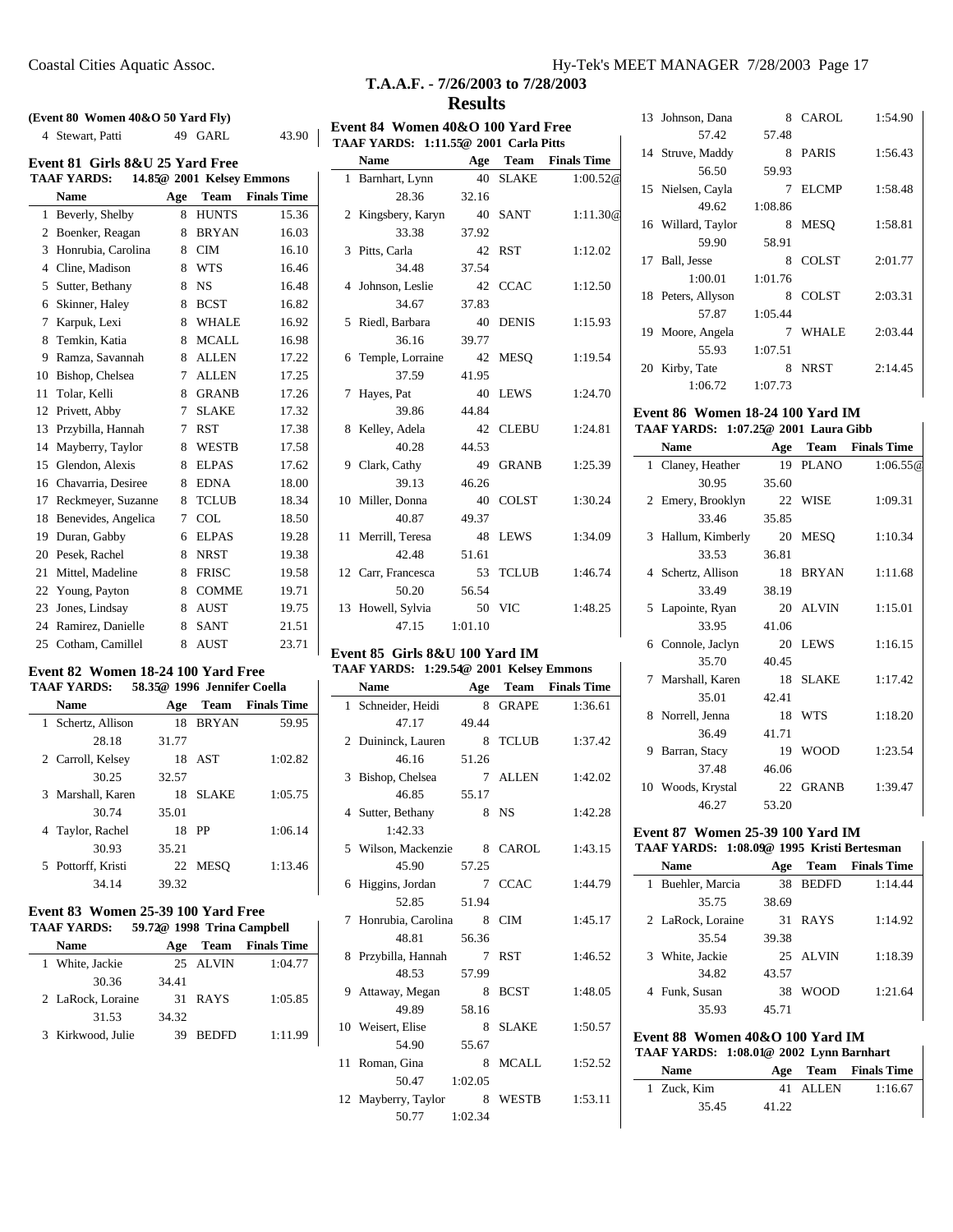## T.A.A.F. - 7/26/2003 to 7/28/2003

## Results

**(Event 80 Women 40&O 50 Yard Fly)**

| | Name | Age | Team | Finals Time |
|---|---|---|---|---|
| 4 | Stewart, Patti | 49 | GARL | 43.90 |

### Event 81 Girls 8&U 25 Yard Free

**TAAF YARDS: 14.85@ 2001 Kelsey Emmons**

| | Name | Age | Team | Finals Time |
|---|---|---|---|---|
| 1 | Beverly, Shelby | 8 | HUNTS | 15.36 |
| 2 | Boenker, Reagan | 8 | BRYAN | 16.03 |
| 3 | Honrubia, Carolina | 8 | CIM | 16.10 |
| 4 | Cline, Madison | 8 | WTS | 16.46 |
| 5 | Sutter, Bethany | 8 | NS | 16.48 |
| 6 | Skinner, Haley | 8 | BCST | 16.82 |
| 7 | Karpuk, Lexi | 8 | WHALE | 16.92 |
| 8 | Temkin, Katia | 8 | MCALL | 16.98 |
| 9 | Ramza, Savannah | 8 | ALLEN | 17.22 |
| 10 | Bishop, Chelsea | 7 | ALLEN | 17.25 |
| 11 | Tolar, Kelli | 8 | GRANB | 17.26 |
| 12 | Privett, Abby | 7 | SLAKE | 17.32 |
| 13 | Przybilla, Hannah | 7 | RST | 17.38 |
| 14 | Mayberry, Taylor | 8 | WESTB | 17.58 |
| 15 | Glendon, Alexis | 8 | ELPAS | 17.62 |
| 16 | Chavarria, Desiree | 8 | EDNA | 18.00 |
| 17 | Reckmeyer, Suzanne | 8 | TCLUB | 18.34 |
| 18 | Benevides, Angelica | 7 | COL | 18.50 |
| 19 | Duran, Gabby | 6 | ELPAS | 19.28 |
| 20 | Pesek, Rachel | 8 | NRST | 19.38 |
| 21 | Mittel, Madeline | 8 | FRISC | 19.58 |
| 22 | Young, Payton | 8 | COMME | 19.71 |
| 23 | Jones, Lindsay | 8 | AUST | 19.75 |
| 24 | Ramirez, Danielle | 8 | SANT | 21.51 |
| 25 | Cotham, Camillel | 8 | AUST | 23.71 |

### Event 82 Women 18-24 100 Yard Free

**TAAF YARDS: 58.35@ 1996 Jennifer Coella**

| | Name | Age | Team | Finals Time |
|---|---|---|---|---|
| 1 | Schertz, Allison | 18 | BRYAN | 59.95 |
| | 28.18 | 31.77 | | |
| 2 | Carroll, Kelsey | 18 | AST | 1:02.82 |
| | 30.25 | 32.57 | | |
| 3 | Marshall, Karen | 18 | SLAKE | 1:05.75 |
| | 30.74 | 35.01 | | |
| 4 | Taylor, Rachel | 18 | PP | 1:06.14 |
| | 30.93 | 35.21 | | |
| 5 | Pottorff, Kristi | 22 | MESQ | 1:13.46 |
| | 34.14 | 39.32 | | |

### Event 83 Women 25-39 100 Yard Free

**TAAF YARDS: 59.72@ 1998 Trina Campbell**

| | Name | Age | Team | Finals Time |
|---|---|---|---|---|
| 1 | White, Jackie | 25 | ALVIN | 1:04.77 |
| | 30.36 | 34.41 | | |
| 2 | LaRock, Loraine | 31 | RAYS | 1:05.85 |
| | 31.53 | 34.32 | | |
| 3 | Kirkwood, Julie | 39 | BEDFD | 1:11.99 |

### Event 84 Women 40&O 100 Yard Free

**TAAF YARDS: 1:11.55@ 2001 Carla Pitts**

| | Name | Age | Team | Finals Time |
|---|---|---|---|---|
| 1 | Barnhart, Lynn | 40 | SLAKE | 1:00.52@ |
| | 28.36 | 32.16 | | |
| 2 | Kingsbery, Karyn | 40 | SANT | 1:11.30@ |
| | 33.38 | 37.92 | | |
| 3 | Pitts, Carla | 42 | RST | 1:12.02 |
| | 34.48 | 37.54 | | |
| 4 | Johnson, Leslie | 42 | CCAC | 1:12.50 |
| | 34.67 | 37.83 | | |
| 5 | Riedl, Barbara | 40 | DENIS | 1:15.93 |
| | 36.16 | 39.77 | | |
| 6 | Temple, Lorraine | 42 | MESQ | 1:19.54 |
| | 37.59 | 41.95 | | |
| 7 | Hayes, Pat | 40 | LEWS | 1:24.70 |
| | 39.86 | 44.84 | | |
| 8 | Kelley, Adela | 42 | CLEBU | 1:24.81 |
| | 40.28 | 44.53 | | |
| 9 | Clark, Cathy | 49 | GRANB | 1:25.39 |
| | 39.13 | 46.26 | | |
| 10 | Miller, Donna | 40 | COLST | 1:30.24 |
| | 40.87 | 49.37 | | |
| 11 | Merrill, Teresa | 48 | LEWS | 1:34.09 |
| | 42.48 | 51.61 | | |
| 12 | Carr, Francesca | 53 | TCLUB | 1:46.74 |
| | 50.20 | 56.54 | | |
| 13 | Howell, Sylvia | 50 | VIC | 1:48.25 |
| | 47.15 | 1:01.10 | | |

### Event 85 Girls 8&U 100 Yard IM

**TAAF YARDS: 1:29.54@ 2001 Kelsey Emmons**

| | Name | Age | Team | Finals Time |
|---|---|---|---|---|
| 1 | Schneider, Heidi | 8 | GRAPE | 1:36.61 |
| | 47.17 | 49.44 | | |
| 2 | Duininck, Lauren | 8 | TCLUB | 1:37.42 |
| | 46.16 | 51.26 | | |
| 3 | Bishop, Chelsea | 7 | ALLEN | 1:42.02 |
| | 46.85 | 55.17 | | |
| 4 | Sutter, Bethany | 8 | NS | 1:42.28 |
| | 1:42.33 | | | |
| 5 | Wilson, Mackenzie | 8 | CAROL | 1:43.15 |
| | 45.90 | 57.25 | | |
| 6 | Higgins, Jordan | 7 | CCAC | 1:44.79 |
| | 52.85 | 51.94 | | |
| 7 | Honrubia, Carolina | 8 | CIM | 1:45.17 |
| | 48.81 | 56.36 | | |
| 8 | Przybilla, Hannah | 7 | RST | 1:46.52 |
| | 48.53 | 57.99 | | |
| 9 | Attaway, Megan | 8 | BCST | 1:48.05 |
| | 49.89 | 58.16 | | |
| 10 | Weisert, Elise | 8 | SLAKE | 1:50.57 |
| | 54.90 | 55.67 | | |
| 11 | Roman, Gina | 8 | MCALL | 1:52.52 |
| | 50.47 | 1:02.05 | | |
| 12 | Mayberry, Taylor | 8 | WESTB | 1:53.11 |
| | 50.77 | 1:02.34 | | |
| 13 | Johnson, Dana | 8 | CAROL | 1:54.90 |
| | 57.42 | 57.48 | | |
| 14 | Struve, Maddy | 8 | PARIS | 1:56.43 |
| | 56.50 | 59.93 | | |
| 15 | Nielsen, Cayla | 7 | ELCMP | 1:58.48 |
| | 49.62 | 1:08.86 | | |
| 16 | Willard, Taylor | 8 | MESQ | 1:58.81 |
| | 59.90 | 58.91 | | |
| 17 | Ball, Jesse | 8 | COLST | 2:01.77 |
| | 1:00.01 | 1:01.76 | | |
| 18 | Peters, Allyson | 8 | COLST | 2:03.31 |
| | 57.87 | 1:05.44 | | |
| 19 | Moore, Angela | 7 | WHALE | 2:03.44 |
| | 55.93 | 1:07.51 | | |
| 20 | Kirby, Tate | 8 | NRST | 2:14.45 |
| | 1:06.72 | 1:07.73 | | |

### Event 86 Women 18-24 100 Yard IM

**TAAF YARDS: 1:07.25@ 2001 Laura Gibb**

| | Name | Age | Team | Finals Time |
|---|---|---|---|---|
| 1 | Claney, Heather | 19 | PLANO | 1:06.55@ |
| | 30.95 | 35.60 | | |
| 2 | Emery, Brooklyn | 22 | WISE | 1:09.31 |
| | 33.46 | 35.85 | | |
| 3 | Hallum, Kimberly | 20 | MESQ | 1:10.34 |
| | 33.53 | 36.81 | | |
| 4 | Schertz, Allison | 18 | BRYAN | 1:11.68 |
| | 33.49 | 38.19 | | |
| 5 | Lapointe, Ryan | 20 | ALVIN | 1:15.01 |
| | 33.95 | 41.06 | | |
| 6 | Connole, Jaclyn | 20 | LEWS | 1:16.15 |
| | 35.70 | 40.45 | | |
| 7 | Marshall, Karen | 18 | SLAKE | 1:17.42 |
| | 35.01 | 42.41 | | |
| 8 | Norrell, Jenna | 18 | WTS | 1:18.20 |
| | 36.49 | 41.71 | | |
| 9 | Barran, Stacy | 19 | WOOD | 1:23.54 |
| | 37.48 | 46.06 | | |
| 10 | Woods, Krystal | 22 | GRANB | 1:39.47 |
| | 46.27 | 53.20 | | |

### Event 87 Women 25-39 100 Yard IM

**TAAF YARDS: 1:08.09@ 1995 Kristi Bertesman**

| | Name | Age | Team | Finals Time |
|---|---|---|---|---|
| 1 | Buehler, Marcia | 38 | BEDFD | 1:14.44 |
| | 35.75 | 38.69 | | |
| 2 | LaRock, Loraine | 31 | RAYS | 1:14.92 |
| | 35.54 | 39.38 | | |
| 3 | White, Jackie | 25 | ALVIN | 1:18.39 |
| | 34.82 | 43.57 | | |
| 4 | Funk, Susan | 38 | WOOD | 1:21.64 |
| | 35.93 | 45.71 | | |

### Event 88 Women 40&O 100 Yard IM

**TAAF YARDS: 1:08.01@ 2002 Lynn Barnhart**

| | Name | Age | Team | Finals Time |
|---|---|---|---|---|
| 1 | Zuck, Kim | 41 | ALLEN | 1:16.67 |
| | 35.45 | 41.22 | | |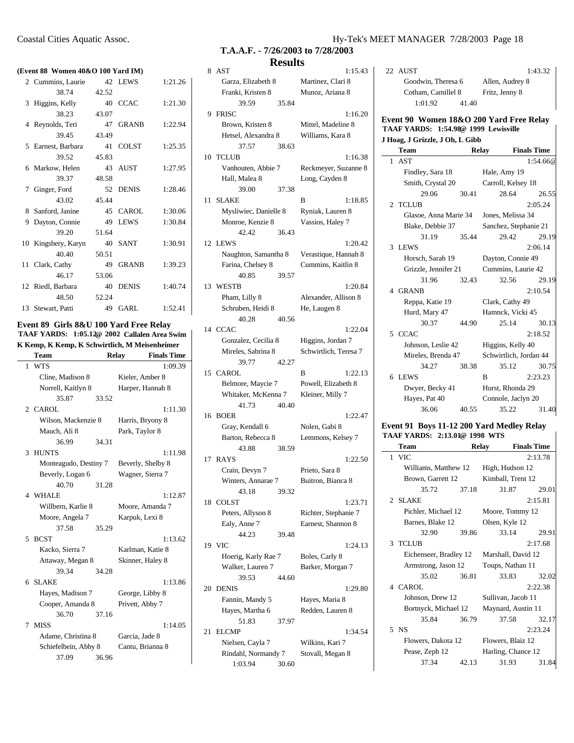## T.A.A.F. - 7/26/2003 to 7/28/2003

## Results

### (Event 88 Women 40&O 100 Yard IM)

| | Name | Age | Team | Finals Time |
|---|---|---|---|---|
| 2 | Cummins, Laurie | 42 | LEWS | 1:21.26 |
| | 38.74 | 42.52 | | |
| 3 | Higgins, Kelly | 40 | CCAC | 1:21.30 |
| | 38.23 | 43.07 | | |
| 4 | Reynolds, Teri | 47 | GRANB | 1:22.94 |
| | 39.45 | 43.49 | | |
| 5 | Earnest, Barbara | 41 | COLST | 1:25.35 |
| | 39.52 | 45.83 | | |
| 6 | Markow, Helen | 43 | AUST | 1:27.95 |
| | 39.37 | 48.58 | | |
| 7 | Ginger, Ford | 52 | DENIS | 1:28.46 |
| | 43.02 | 45.44 | | |
| 8 | Sanford, Janine | 45 | CAROL | 1:30.06 |
| 9 | Dayton, Connie | 49 | LEWS | 1:30.84 |
| | 39.20 | 51.64 | | |
| 10 | Kingsbery, Karyn | 40 | SANT | 1:30.91 |
| | 40.40 | 50.51 | | |
| 11 | Clark, Cathy | 49 | GRANB | 1:39.23 |
| | 46.17 | 53.06 | | |
| 12 | Riedl, Barbara | 40 | DENIS | 1:40.74 |
| | 48.50 | 52.24 | | |
| 13 | Stewart, Patti | 49 | GARL | 1:52.41 |

### Event 89 Girls 8&U 100 Yard Free Relay

**TAAF YARDS: 1:05.12@ 2002 Callalen Area Swim**
**K Kemp, K Kemp, K Schwirtlich, M Meisenheimer**

| | Team | Relay | Finals Time |
|---|---|---|---|
| 1 | WTS | | 1:09.39 |
| | Cline, Madison 8 | Kieler, Amber 8 | |
| | Norrell, Kaitlyn 8 | Harper, Hannah 8 | |
| | 35.87 33.52 | | |
| 2 | CAROL | | 1:11.30 |
| | Wilson, Mackenzie 8 | Harris, Bryony 8 | |
| | Mauch, Ali 8 | Park, Taylor 8 | |
| | 36.99 34.31 | | |
| 3 | HUNTS | | 1:11.98 |
| | Monteagudo, Destiny 7 | Beverly, Shelby 8 | |
| | Beverly, Logan 6 | Wagner, Sierra 7 | |
| | 40.70 31.28 | | |
| 4 | WHALE | | 1:12.87 |
| | Willbern, Karlie 8 | Moore, Amanda 7 | |
| | Moore, Angela 7 | Karpuk, Lexi 8 | |
| | 37.58 35.29 | | |
| 5 | BCST | | 1:13.62 |
| | Kacko, Sierra 7 | Karlman, Katie 8 | |
| | Attaway, Megan 8 | Skinner, Haley 8 | |
| | 39.34 34.28 | | |
| 6 | SLAKE | | 1:13.86 |
| | Hayes, Madison 7 | George, Libby 8 | |
| | Cooper, Amanda 8 | Privett, Abby 7 | |
| | 36.70 37.16 | | |
| 7 | MISS | | 1:14.05 |
| | Adame, Christina 8 | Garcia, Jade 8 | |
| | Schiefelbein, Abby 8 | Cantu, Brianna 8 | |
| | 37.09 36.96 | | |
| 8 | AST | | 1:15.43 |
| | Garza, Elizabeth 8 | Martinez, Clari 8 | |
| | Franki, Kristen 8 | Munoz, Ariana 8 | |
| | 39.59 35.84 | | |
| 9 | FRISC | | 1:16.20 |
| | Brown, Kristen 8 | Mittel, Madeline 8 | |
| | Hetsel, Alexandra 8 | Williams, Kara 8 | |
| | 37.57 38.63 | | |
| 10 | TCLUB | | 1:16.38 |
| | Vanhouten, Abbie 7 | Reckmeyer, Suzanne 8 | |
| | Hall, Malea 8 | Long, Cayden 8 | |
| | 39.00 37.38 | | |
| 11 | SLAKE | B | 1:18.85 |
| | Mysliwiec, Danielle 8 | Ryniak, Lauren 8 | |
| | Monroe, Kenzie 8 | Vassios, Haley 7 | |
| | 42.42 36.43 | | |
| 12 | LEWS | | 1:20.42 |
| | Naughton, Samantha 8 | Verastique, Hannah 8 | |
| | Farina, Chelsey 8 | Cummins, Kaitlin 8 | |
| | 40.85 39.57 | | |
| 13 | WESTB | | 1:20.84 |
| | Pham, Lilly 8 | Alexander, Allison 8 | |
| | Schruben, Heidi 8 | He, Laugen 8 | |
| | 40.28 40.56 | | |
| 14 | CCAC | | 1:22.04 |
| | Gonzalez, Cecilia 8 | Higgins, Jordan 7 | |
| | Mireles, Sabrina 8 | Schwirtlich, Teresa 7 | |
| | 39.77 42.27 | | |
| 15 | CAROL | B | 1:22.13 |
| | Belmore, Maycie 7 | Powell, Elizabeth 8 | |
| | Whitaker, McKenna 7 | Kleiner, Milly 7 | |
| | 41.73 40.40 | | |
| 16 | BOER | | 1:22.47 |
| | Gray, Kendall 6 | Nolen, Gabi 8 | |
| | Barton, Rebecca 8 | Lemmons, Kelsey 7 | |
| | 43.88 38.59 | | |
| 17 | RAYS | | 1:22.50 |
| | Crain, Devyn 7 | Prieto, Sara 8 | |
| | Winters, Annarae 7 | Buitron, Bianca 8 | |
| | 43.18 39.32 | | |
| 18 | COLST | | 1:23.71 |
| | Peters, Allyson 8 | Richter, Stephanie 7 | |
| | Ealy, Anne 7 | Earnest, Shannon 8 | |
| | 44.23 39.48 | | |
| 19 | VIC | | 1:24.13 |
| | Hoerig, Karly Rae 7 | Boles, Carly 8 | |
| | Walker, Lauren 7 | Barker, Morgan 7 | |
| | 39.53 44.60 | | |
| 20 | DENIS | | 1:29.80 |
| | Fannin, Mandy 5 | Hayes, Maria 8 | |
| | Hayes, Martha 6 | Redden, Lauren 8 | |
| | 51.83 37.97 | | |
| 21 | ELCMP | | 1:34.54 |
| | Nielsen, Cayla 7 | Wilkins, Kari 7 | |
| | Rindahl, Normandy 7 | Stovall, Megan 8 | |
| | 1:03.94 30.60 | | |
| 22 | AUST | | 1:43.32 |
| | Goodwin, Theresa 6 | Allen, Audrey 8 | |
| | Cotham, Camillel 8 | Fritz, Jenny 8 | |
| | 1:01.92 41.40 | | |

### Event 90 Women 18&O 200 Yard Free Relay

**TAAF YARDS: 1:54.98@ 1999 Lewisville**
**J Hoag, J Grizzle, J Oh, L Gibb**

| | Team | Relay | Finals Time |
|---|---|---|---|
| 1 | AST | | 1:54.66@ |
| | Findley, Sara 18 | Hale, Amy 19 | |
| | Smith, Crystal 20 | Carroll, Kelsey 18 | |
| | 29.06 30.41 | 28.64 | 26.55 |
| 2 | TCLUB | | 2:05.24 |
| | Glasoe, Anna Marie 34 | Jones, Melissa 34 | |
| | Blake, Debbie 37 | Sanchez, Stephanie 21 | |
| | 31.19 35.44 | 29.42 | 29.19 |
| 3 | LEWS | | 2:06.14 |
| | Horsch, Sarah 19 | Dayton, Connie 49 | |
| | Grizzle, Jennifer 21 | Cummins, Laurie 42 | |
| | 31.96 32.43 | 32.56 | 29.19 |
| 4 | GRANB | | 2:10.54 |
| | Reppa, Katie 19 | Clark, Cathy 49 | |
| | Hurd, Mary 47 | Hamnck, Vicki 45 | |
| | 30.37 44.90 | 25.14 | 30.13 |
| 5 | CCAC | | 2:18.52 |
| | Johnson, Leslie 42 | Higgins, Kelly 40 | |
| | Mireles, Brenda 47 | Schwirtlich, Jordan 44 | |
| | 34.27 38.38 | 35.12 | 30.75 |
| 6 | LEWS | B | 2:23.23 |
| | Dwyer, Becky 41 | Hurst, Rhonda 29 | |
| | Hayes, Pat 40 | Connole, Jaclyn 20 | |
| | 36.06 40.55 | 35.22 | 31.40 |

### Event 91 Boys 11-12 200 Yard Medley Relay

**TAAF YARDS: 2:13.01@ 1998 WTS**

| | Team | Relay | Finals Time |
|---|---|---|---|
| 1 | VIC | | 2:13.78 |
| | Williams, Matthew 12 | High, Hudson 12 | |
| | Brown, Garrett 12 | Kimball, Trent 12 | |
| | 35.72 37.18 | 31.87 | 29.01 |
| 2 | SLAKE | | 2:15.81 |
| | Pichler, Michael 12 | Moore, Tommy 12 | |
| | Barnes, Blake 12 | Olsen, Kyle 12 | |
| | 32.90 39.86 | 33.14 | 29.91 |
| 3 | TCLUB | | 2:17.68 |
| | Eichenseer, Bradley 12 | Marshall, David 12 | |
| | Armstrong, Jason 12 | Toups, Nathan 11 | |
| | 35.02 36.81 | 33.83 | 32.02 |
| 4 | CAROL | | 2:22.38 |
| | Johnson, Drew 12 | Sullivan, Jacob 11 | |
| | Bortnyck, Michael 12 | Maynard, Austin 11 | |
| | 35.84 36.79 | 37.58 | 32.17 |
| 5 | NS | | 2:23.24 |
| | Flowers, Dakota 12 | Flowers, Blaiz 12 | |
| | Pease, Zeph 12 | Harling, Chance 12 | |
| | 37.34 42.13 | 31.93 | 31.84 |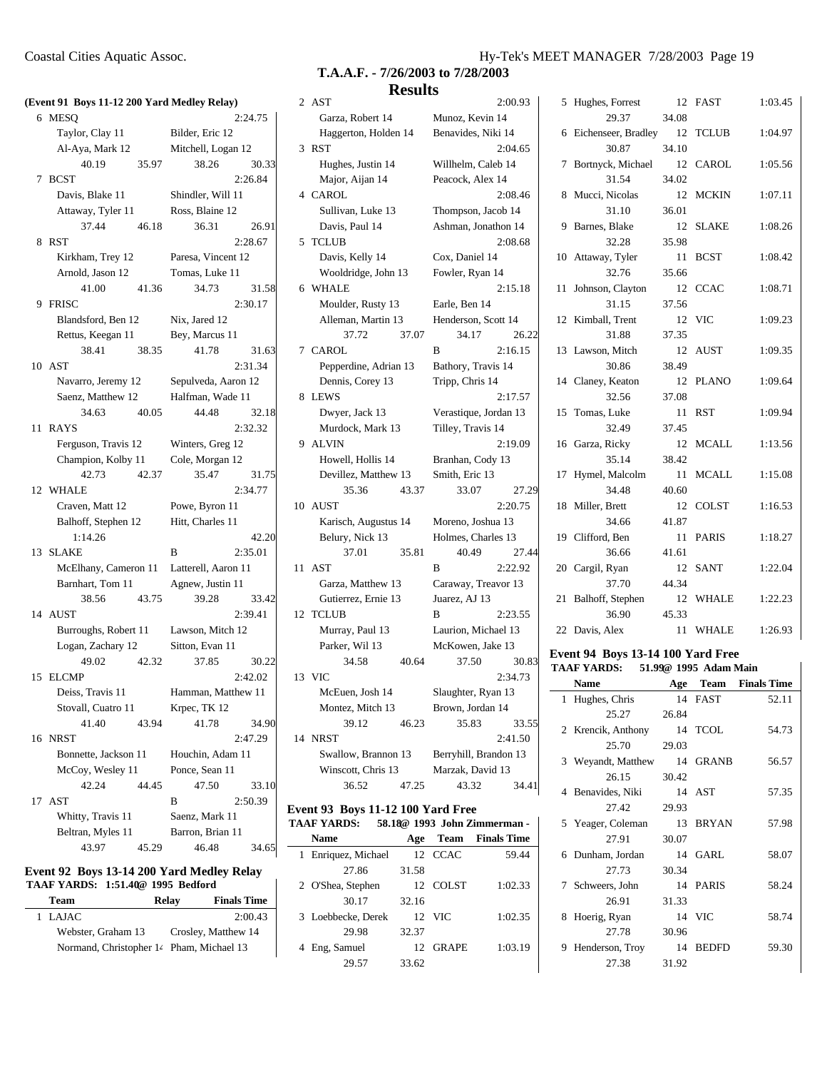## T.A.A.F. - 7/26/2003 to 7/28/2003

## Results

### (Event 91 Boys 11-12 200 Yard Medley Relay)

6 MESQ — 2:24.75
Taylor, Clay 11 / Bilder, Eric 12 / Al-Aya, Mark 12 / Mitchell, Logan 12
40.19 35.97 38.26 30.33

7 BCST — 2:26.84
Davis, Blake 11 / Shindler, Will 11 / Attaway, Tyler 11 / Ross, Blaine 12
37.44 46.18 36.31 26.91

8 RST — 2:28.67
Kirkham, Trey 12 / Paresa, Vincent 12 / Arnold, Jason 12 / Tomas, Luke 11
41.00 41.36 34.73 31.58

9 FRISC — 2:30.17
Blandsford, Ben 12 / Nix, Jared 12 / Rettus, Keegan 11 / Bey, Marcus 11
38.41 38.35 41.78 31.63

10 AST — 2:31.34
Navarro, Jeremy 12 / Sepulveda, Aaron 12 / Saenz, Matthew 12 / Halfman, Wade 11
34.63 40.05 44.48 32.18

11 RAYS — 2:32.32
Ferguson, Travis 12 / Winters, Greg 12 / Champion, Kolby 11 / Cole, Morgan 12
42.73 42.37 35.47 31.75

12 WHALE — 2:34.77
Craven, Matt 12 / Powe, Byron 11 / Balhoff, Stephen 12 / Hitt, Charles 11
1:14.26 42.20

13 SLAKE B — 2:35.01
McElhany, Cameron 11 / Latterell, Aaron 11 / Barnhart, Tom 11 / Agnew, Justin 11
38.56 43.75 39.28 33.42

14 AUST — 2:39.41
Burroughs, Robert 11 / Lawson, Mitch 12 / Logan, Zachary 12 / Sitton, Evan 11
49.02 42.32 37.85 30.22

15 ELCMP — 2:42.02
Deiss, Travis 11 / Hamman, Matthew 11 / Stovall, Cuatro 11 / Krpec, TK 12
41.40 43.94 41.78 34.90

16 NRST — 2:47.29
Bonnette, Jackson 11 / Houchin, Adam 11 / McCoy, Wesley 11 / Ponce, Sean 11
42.24 44.45 47.50 33.10

17 AST B — 2:50.39
Whitty, Travis 11 / Saenz, Mark 11 / Beltran, Myles 11 / Barron, Brian 11
43.97 45.29 46.48 34.65

### Event 92 Boys 13-14 200 Yard Medley Relay

TAAF YARDS: 1:51.40@ 1995 Bedford

| Team | Relay | Finals Time |
|---|---|---|
| 1 LAJAC | | 2:00.43 |
| 2 AST | | 2:00.93 |
| 3 RST | | 2:04.65 |
| 4 CAROL | | 2:08.46 |
| 5 TCLUB | | 2:08.68 |
| 6 WHALE | | 2:15.18 |
| 7 CAROL | B | 2:16.15 |
| 8 LEWS | | 2:17.57 |
| 9 ALVIN | | 2:19.09 |
| 10 AUST | | 2:20.75 |
| 11 AST | B | 2:22.92 |
| 12 TCLUB | B | 2:23.55 |
| 13 VIC | | 2:34.73 |
| 14 NRST | | 2:41.50 |

1 LAJAC: Webster, Graham 13 / Crosley, Matthew 14 / Normand, Christopher 14 / Pham, Michael 13

2 AST: Garza, Robert 14 / Munoz, Kevin 14 / Haggerton, Holden 14 / Benavides, Niki 14

3 RST: Hughes, Justin 14 / Willhelm, Caleb 14 / Major, Aijan 14 / Peacock, Alex 14

4 CAROL: Sullivan, Luke 13 / Thompson, Jacob 14 / Davis, Paul 14 / Ashman, Jonathon 14

5 TCLUB: Davis, Kelly 14 / Cox, Daniel 14 / Wooldridge, John 13 / Fowler, Ryan 14

6 WHALE: Moulder, Rusty 13 / Earle, Ben 14 / Alleman, Martin 13 / Henderson, Scott 14
37.72 37.07 34.17 26.22

7 CAROL B: Pepperdine, Adrian 13 / Bathory, Travis 14 / Dennis, Corey 13 / Tripp, Chris 14

8 LEWS: Dwyer, Jack 13 / Verastique, Jordan 13 / Murdock, Mark 13 / Tilley, Travis 14

9 ALVIN: Howell, Hollis 14 / Branhan, Cody 13 / Devillez, Matthew 13 / Smith, Eric 13
35.36 43.37 33.07 27.29

10 AUST: Karisch, Augustus 14 / Moreno, Joshua 13 / Belury, Nick 13 / Holmes, Charles 13
37.01 35.81 40.49 27.44

11 AST B: Garza, Matthew 13 / Caraway, Treavor 13 / Gutierrez, Ernie 13 / Juarez, AJ 13

12 TCLUB B: Murray, Paul 13 / Laurion, Michael 13 / Parker, Wil 13 / McKowen, Jake 13
34.58 40.64 37.50 30.83

13 VIC: McEuen, Josh 14 / Slaughter, Ryan 13 / Montez, Mitch 13 / Brown, Jordan 14
39.12 46.23 35.83 33.55

14 NRST: Swallow, Brannon 13 / Berryhill, Brandon 13 / Winscott, Chris 13 / Marzak, David 13
36.52 47.25 43.32 34.41

### Event 93 Boys 11-12 100 Yard Free

TAAF YARDS: 58.18@ 1993 John Zimmerman -

| Name | Age | Team | Finals Time | Splits |
|---|---|---|---|---|
| 1 Enriquez, Michael | 12 | CCAC | 59.44 | 27.86 31.58 |
| 2 O'Shea, Stephen | 12 | COLST | 1:02.33 | 30.17 32.16 |
| 3 Loebbecke, Derek | 12 | VIC | 1:02.35 | 29.98 32.37 |
| 4 Eng, Samuel | 12 | GRAPE | 1:03.19 | 29.57 33.62 |
| 5 Hughes, Forrest | 12 | FAST | 1:03.45 | 29.37 34.08 |
| 6 Eichenseer, Bradley | 12 | TCLUB | 1:04.97 | 30.87 34.10 |
| 7 Bortnyck, Michael | 12 | CAROL | 1:05.56 | 31.54 34.02 |
| 8 Mucci, Nicolas | 12 | MCKIN | 1:07.11 | 31.10 36.01 |
| 9 Barnes, Blake | 12 | SLAKE | 1:08.26 | 32.28 35.98 |
| 10 Attaway, Tyler | 11 | BCST | 1:08.42 | 32.76 35.66 |
| 11 Johnson, Clayton | 12 | CCAC | 1:08.71 | 31.15 37.56 |
| 12 Kimball, Trent | 12 | VIC | 1:09.23 | 31.88 37.35 |
| 13 Lawson, Mitch | 12 | AUST | 1:09.35 | 30.86 38.49 |
| 14 Claney, Keaton | 12 | PLANO | 1:09.64 | 32.56 37.08 |
| 15 Tomas, Luke | 11 | RST | 1:09.94 | 32.49 37.45 |
| 16 Garza, Ricky | 12 | MCALL | 1:13.56 | 35.14 38.42 |
| 17 Hymel, Malcolm | 11 | MCALL | 1:15.08 | 34.48 40.60 |
| 18 Miller, Brett | 12 | COLST | 1:16.53 | 34.66 41.87 |
| 19 Clifford, Ben | 11 | PARIS | 1:18.27 | 36.66 41.61 |
| 20 Cargil, Ryan | 12 | SANT | 1:22.04 | 37.70 44.34 |
| 21 Balhoff, Stephen | 12 | WHALE | 1:22.23 | 36.90 45.33 |
| 22 Davis, Alex | 11 | WHALE | 1:26.93 | |

### Event 94 Boys 13-14 100 Yard Free

TAAF YARDS: 51.99@ 1995 Adam Main

| Name | Age | Team | Finals Time | Splits |
|---|---|---|---|---|
| 1 Hughes, Chris | 14 | FAST | 52.11 | 25.27 26.84 |
| 2 Krencik, Anthony | 14 | TCOL | 54.73 | 25.70 29.03 |
| 3 Weyandt, Matthew | 14 | GRANB | 56.57 | 26.15 30.42 |
| 4 Benavides, Niki | 14 | AST | 57.35 | 27.42 29.93 |
| 5 Yeager, Coleman | 13 | BRYAN | 57.98 | 27.91 30.07 |
| 6 Dunham, Jordan | 14 | GARL | 58.07 | 27.73 30.34 |
| 7 Schweers, John | 14 | PARIS | 58.24 | 26.91 31.33 |
| 8 Hoerig, Ryan | 14 | VIC | 58.74 | 27.78 30.96 |
| 9 Henderson, Troy | 14 | BEDFD | 59.30 | 27.38 31.92 |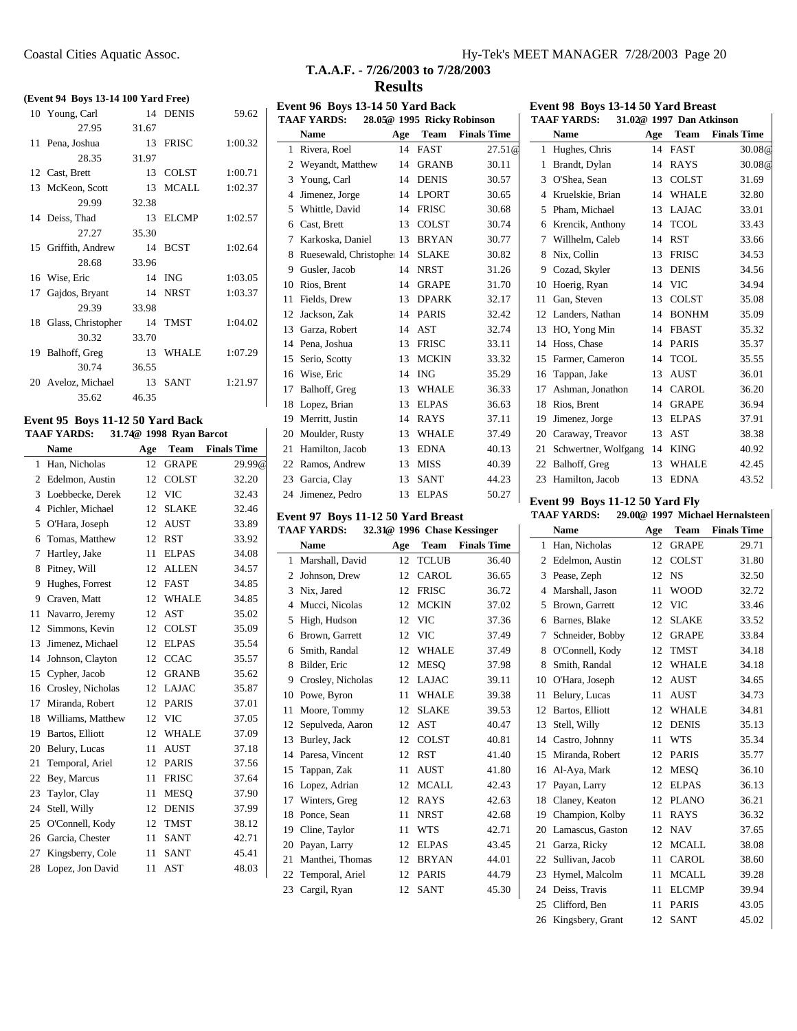# T.A.A.F. - 7/26/2003 to 7/28/2003

## Results

### (Event 94 Boys 13-14 100 Yard Free)

| | Name | Age | Team | Finals Time |
|---|---|---|---|---|
| 10 | Young, Carl | 14 | DENIS | 59.62 |
| | 27.95 | 31.67 | | |
| 11 | Pena, Joshua | 13 | FRISC | 1:00.32 |
| | 28.35 | 31.97 | | |
| 12 | Cast, Brett | 13 | COLST | 1:00.71 |
| 13 | McKeon, Scott | 13 | MCALL | 1:02.37 |
| | 29.99 | 32.38 | | |
| 14 | Deiss, Thad | 13 | ELCMP | 1:02.57 |
| | 27.27 | 35.30 | | |
| 15 | Griffith, Andrew | 14 | BCST | 1:02.64 |
| | 28.68 | 33.96 | | |
| 16 | Wise, Eric | 14 | ING | 1:03.05 |
| 17 | Gajdos, Bryant | 14 | NRST | 1:03.37 |
| | 29.39 | 33.98 | | |
| 18 | Glass, Christopher | 14 | TMST | 1:04.02 |
| | 30.32 | 33.70 | | |
| 19 | Balhoff, Greg | 13 | WHALE | 1:07.29 |
| | 30.74 | 36.55 | | |
| 20 | Aveloz, Michael | 13 | SANT | 1:21.97 |
| | 35.62 | 46.35 | | |

### Event 95 Boys 11-12 50 Yard Back

TAAF YARDS: 31.74@ 1998 Ryan Barcot

| | Name | Age | Team | Finals Time |
|---|---|---|---|---|
| 1 | Han, Nicholas | 12 | GRAPE | 29.99@ |
| 2 | Edelmon, Austin | 12 | COLST | 32.20 |
| 3 | Loebbecke, Derek | 12 | VIC | 32.43 |
| 4 | Pichler, Michael | 12 | SLAKE | 32.46 |
| 5 | O'Hara, Joseph | 12 | AUST | 33.89 |
| 6 | Tomas, Matthew | 12 | RST | 33.92 |
| 7 | Hartley, Jake | 11 | ELPAS | 34.08 |
| 8 | Pitney, Will | 12 | ALLEN | 34.57 |
| 9 | Hughes, Forrest | 12 | FAST | 34.85 |
| 9 | Craven, Matt | 12 | WHALE | 34.85 |
| 11 | Navarro, Jeremy | 12 | AST | 35.02 |
| 12 | Simmons, Kevin | 12 | COLST | 35.09 |
| 13 | Jimenez, Michael | 12 | ELPAS | 35.54 |
| 14 | Johnson, Clayton | 12 | CCAC | 35.57 |
| 15 | Cypher, Jacob | 12 | GRANB | 35.62 |
| 16 | Crosley, Nicholas | 12 | LAJAC | 35.87 |
| 17 | Miranda, Robert | 12 | PARIS | 37.01 |
| 18 | Williams, Matthew | 12 | VIC | 37.05 |
| 19 | Bartos, Elliott | 12 | WHALE | 37.09 |
| 20 | Belury, Lucas | 11 | AUST | 37.18 |
| 21 | Temporal, Ariel | 12 | PARIS | 37.56 |
| 22 | Bey, Marcus | 11 | FRISC | 37.64 |
| 23 | Taylor, Clay | 11 | MESQ | 37.90 |
| 24 | Stell, Willy | 12 | DENIS | 37.99 |
| 25 | O'Connell, Kody | 12 | TMST | 38.12 |
| 26 | Garcia, Chester | 11 | SANT | 42.71 |
| 27 | Kingsberry, Cole | 11 | SANT | 45.41 |
| 28 | Lopez, Jon David | 11 | AST | 48.03 |

### Event 96 Boys 13-14 50 Yard Back

TAAF YARDS: 28.05@ 1995 Ricky Robinson

| | Name | Age | Team | Finals Time |
|---|---|---|---|---|
| 1 | Rivera, Roel | 14 | FAST | 27.51@ |
| 2 | Weyandt, Matthew | 14 | GRANB | 30.11 |
| 3 | Young, Carl | 14 | DENIS | 30.57 |
| 4 | Jimenez, Jorge | 14 | LPORT | 30.65 |
| 5 | Whittle, David | 14 | FRISC | 30.68 |
| 6 | Cast, Brett | 13 | COLST | 30.74 |
| 7 | Karkoska, Daniel | 13 | BRYAN | 30.77 |
| 8 | Ruesewald, Christopher | 14 | SLAKE | 30.82 |
| 9 | Gusler, Jacob | 14 | NRST | 31.26 |
| 10 | Rios, Brent | 14 | GRAPE | 31.70 |
| 11 | Fields, Drew | 13 | DPARK | 32.17 |
| 12 | Jackson, Zak | 14 | PARIS | 32.42 |
| 13 | Garza, Robert | 14 | AST | 32.74 |
| 14 | Pena, Joshua | 13 | FRISC | 33.11 |
| 15 | Serio, Scotty | 13 | MCKIN | 33.32 |
| 16 | Wise, Eric | 14 | ING | 35.29 |
| 17 | Balhoff, Greg | 13 | WHALE | 36.33 |
| 18 | Lopez, Brian | 13 | ELPAS | 36.63 |
| 19 | Merritt, Justin | 14 | RAYS | 37.11 |
| 20 | Moulder, Rusty | 13 | WHALE | 37.49 |
| 21 | Hamilton, Jacob | 13 | EDNA | 40.13 |
| 22 | Ramos, Andrew | 13 | MISS | 40.39 |
| 23 | Garcia, Clay | 13 | SANT | 44.23 |
| 24 | Jimenez, Pedro | 13 | ELPAS | 50.27 |

### Event 97 Boys 11-12 50 Yard Breast

TAAF YARDS: 32.31@ 1996 Chase Kessinger

| | Name | Age | Team | Finals Time |
|---|---|---|---|---|
| 1 | Marshall, David | 12 | TCLUB | 36.40 |
| 2 | Johnson, Drew | 12 | CAROL | 36.65 |
| 3 | Nix, Jared | 12 | FRISC | 36.72 |
| 4 | Mucci, Nicolas | 12 | MCKIN | 37.02 |
| 5 | High, Hudson | 12 | VIC | 37.36 |
| 6 | Brown, Garrett | 12 | VIC | 37.49 |
| 6 | Smith, Randal | 12 | WHALE | 37.49 |
| 8 | Bilder, Eric | 12 | MESQ | 37.98 |
| 9 | Crosley, Nicholas | 12 | LAJAC | 39.11 |
| 10 | Powe, Byron | 11 | WHALE | 39.38 |
| 11 | Moore, Tommy | 12 | SLAKE | 39.53 |
| 12 | Sepulveda, Aaron | 12 | AST | 40.47 |
| 13 | Burley, Jack | 12 | COLST | 40.81 |
| 14 | Paresa, Vincent | 12 | RST | 41.40 |
| 15 | Tappan, Zak | 11 | AUST | 41.80 |
| 16 | Lopez, Adrian | 12 | MCALL | 42.43 |
| 17 | Winters, Greg | 12 | RAYS | 42.63 |
| 18 | Ponce, Sean | 11 | NRST | 42.68 |
| 19 | Cline, Taylor | 11 | WTS | 42.71 |
| 20 | Payan, Larry | 12 | ELPAS | 43.45 |
| 21 | Manthei, Thomas | 12 | BRYAN | 44.01 |
| 22 | Temporal, Ariel | 12 | PARIS | 44.79 |
| 23 | Cargil, Ryan | 12 | SANT | 45.30 |

### Event 98 Boys 13-14 50 Yard Breast

TAAF YARDS: 31.02@ 1997 Dan Atkinson

| | Name | Age | Team | Finals Time |
|---|---|---|---|---|
| 1 | Hughes, Chris | 14 | FAST | 30.08@ |
| 1 | Brandt, Dylan | 14 | RAYS | 30.08@ |
| 3 | O'Shea, Sean | 13 | COLST | 31.69 |
| 4 | Kruelskie, Brian | 14 | WHALE | 32.80 |
| 5 | Pham, Michael | 13 | LAJAC | 33.01 |
| 6 | Krencik, Anthony | 14 | TCOL | 33.43 |
| 7 | Willhelm, Caleb | 14 | RST | 33.66 |
| 8 | Nix, Collin | 13 | FRISC | 34.53 |
| 9 | Cozad, Skyler | 13 | DENIS | 34.56 |
| 10 | Hoerig, Ryan | 14 | VIC | 34.94 |
| 11 | Gan, Steven | 13 | COLST | 35.08 |
| 12 | Landers, Nathan | 14 | BONHM | 35.09 |
| 13 | HO, Yong Min | 14 | FBAST | 35.32 |
| 14 | Hoss, Chase | 14 | PARIS | 35.37 |
| 15 | Farmer, Cameron | 14 | TCOL | 35.55 |
| 16 | Tappan, Jake | 13 | AUST | 36.01 |
| 17 | Ashman, Jonathon | 14 | CAROL | 36.20 |
| 18 | Rios, Brent | 14 | GRAPE | 36.94 |
| 19 | Jimenez, Jorge | 13 | ELPAS | 37.91 |
| 20 | Caraway, Treavor | 13 | AST | 38.38 |
| 21 | Schwertner, Wolfgang | 14 | KING | 40.92 |
| 22 | Balhoff, Greg | 13 | WHALE | 42.45 |
| 23 | Hamilton, Jacob | 13 | EDNA | 43.52 |

### Event 99 Boys 11-12 50 Yard Fly

TAAF YARDS: 29.00@ 1997 Michael Hernalsteen

| | Name | Age | Team | Finals Time |
|---|---|---|---|---|
| 1 | Han, Nicholas | 12 | GRAPE | 29.71 |
| 2 | Edelmon, Austin | 12 | COLST | 31.80 |
| 3 | Pease, Zeph | 12 | NS | 32.50 |
| 4 | Marshall, Jason | 11 | WOOD | 32.72 |
| 5 | Brown, Garrett | 12 | VIC | 33.46 |
| 6 | Barnes, Blake | 12 | SLAKE | 33.52 |
| 7 | Schneider, Bobby | 12 | GRAPE | 33.84 |
| 8 | O'Connell, Kody | 12 | TMST | 34.18 |
| 8 | Smith, Randal | 12 | WHALE | 34.18 |
| 10 | O'Hara, Joseph | 12 | AUST | 34.65 |
| 11 | Belury, Lucas | 11 | AUST | 34.73 |
| 12 | Bartos, Elliott | 12 | WHALE | 34.81 |
| 13 | Stell, Willy | 12 | DENIS | 35.13 |
| 14 | Castro, Johnny | 11 | WTS | 35.34 |
| 15 | Miranda, Robert | 12 | PARIS | 35.77 |
| 16 | Al-Aya, Mark | 12 | MESQ | 36.10 |
| 17 | Payan, Larry | 12 | ELPAS | 36.13 |
| 18 | Claney, Keaton | 12 | PLANO | 36.21 |
| 19 | Champion, Kolby | 11 | RAYS | 36.32 |
| 20 | Lamascus, Gaston | 12 | NAV | 37.65 |
| 21 | Garza, Ricky | 12 | MCALL | 38.08 |
| 22 | Sullivan, Jacob | 11 | CAROL | 38.60 |
| 23 | Hymel, Malcolm | 11 | MCALL | 39.28 |
| 24 | Deiss, Travis | 11 | ELCMP | 39.94 |
| 25 | Clifford, Ben | 11 | PARIS | 43.05 |
| 26 | Kingsbery, Grant | 12 | SANT | 45.02 |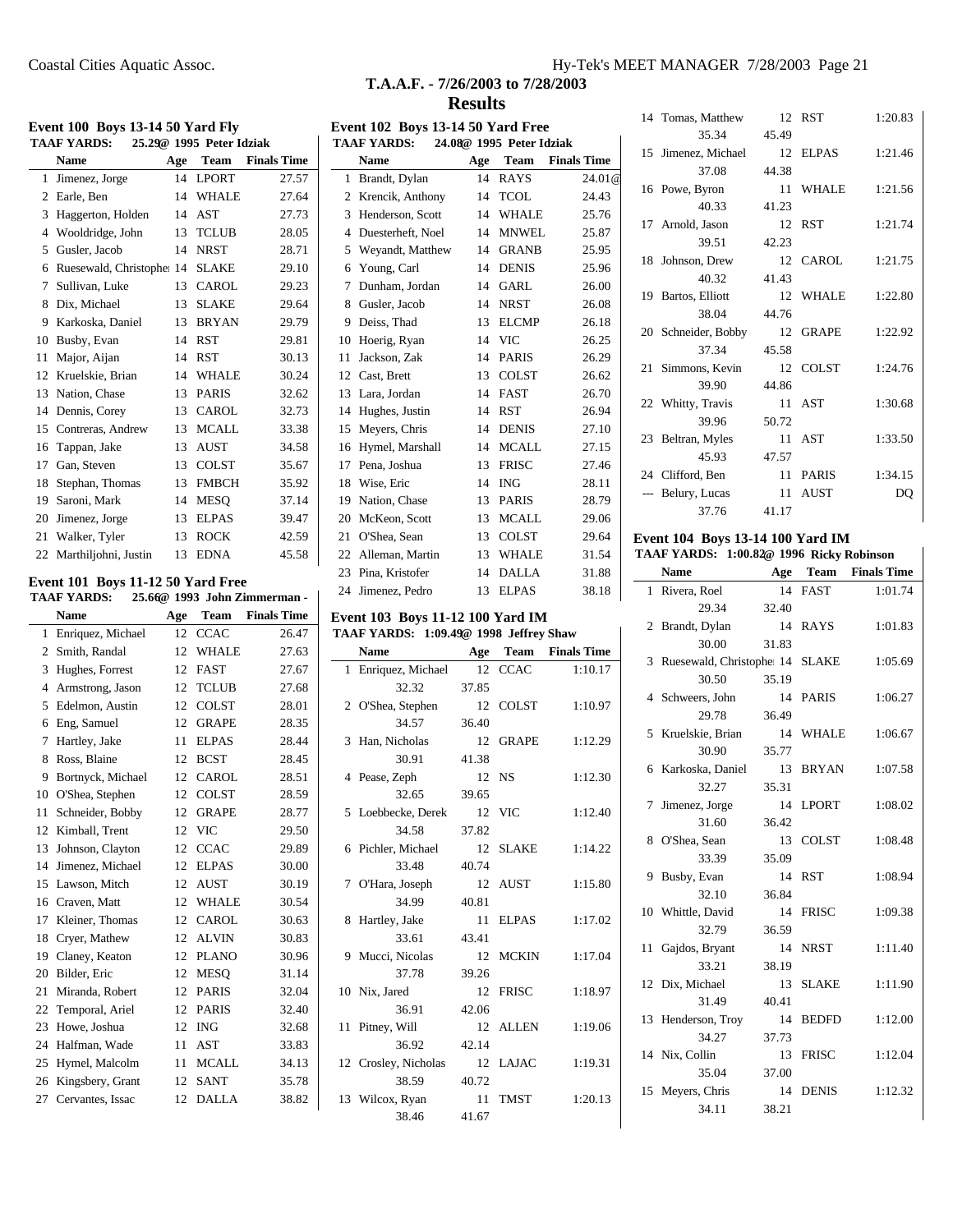# T.A.A.F. - 7/26/2003 to 7/28/2003

## Results

### Event 100 Boys 13-14 50 Yard Fly

**TAAF YARDS: 25.29@ 1995 Peter Idziak**

| | Name | Age | Team | Finals Time |
|---|---|---|---|---|
| 1 | Jimenez, Jorge | 14 | LPORT | 27.57 |
| 2 | Earle, Ben | 14 | WHALE | 27.64 |
| 3 | Haggerton, Holden | 14 | AST | 27.73 |
| 4 | Wooldridge, John | 13 | TCLUB | 28.05 |
| 5 | Gusler, Jacob | 14 | NRST | 28.71 |
| 6 | Ruesewald, Christophe | 14 | SLAKE | 29.10 |
| 7 | Sullivan, Luke | 13 | CAROL | 29.23 |
| 8 | Dix, Michael | 13 | SLAKE | 29.64 |
| 9 | Karkoska, Daniel | 13 | BRYAN | 29.79 |
| 10 | Busby, Evan | 14 | RST | 29.81 |
| 11 | Major, Aijan | 14 | RST | 30.13 |
| 12 | Kruelskie, Brian | 14 | WHALE | 30.24 |
| 13 | Nation, Chase | 13 | PARIS | 32.62 |
| 14 | Dennis, Corey | 13 | CAROL | 32.73 |
| 15 | Contreras, Andrew | 13 | MCALL | 33.38 |
| 16 | Tappan, Jake | 13 | AUST | 34.58 |
| 17 | Gan, Steven | 13 | COLST | 35.67 |
| 18 | Stephan, Thomas | 13 | FMBCH | 35.92 |
| 19 | Saroni, Mark | 14 | MESQ | 37.14 |
| 20 | Jimenez, Jorge | 13 | ELPAS | 39.47 |
| 21 | Walker, Tyler | 13 | ROCK | 42.59 |
| 22 | Marthiljohni, Justin | 13 | EDNA | 45.58 |

### Event 101 Boys 11-12 50 Yard Free

**TAAF YARDS: 25.66@ 1993 John Zimmerman -**

| | Name | Age | Team | Finals Time |
|---|---|---|---|---|
| 1 | Enriquez, Michael | 12 | CCAC | 26.47 |
| 2 | Smith, Randal | 12 | WHALE | 27.63 |
| 3 | Hughes, Forrest | 12 | FAST | 27.67 |
| 4 | Armstrong, Jason | 12 | TCLUB | 27.68 |
| 5 | Edelmon, Austin | 12 | COLST | 28.01 |
| 6 | Eng, Samuel | 12 | GRAPE | 28.35 |
| 7 | Hartley, Jake | 11 | ELPAS | 28.44 |
| 8 | Ross, Blaine | 12 | BCST | 28.45 |
| 9 | Bortnyck, Michael | 12 | CAROL | 28.51 |
| 10 | O'Shea, Stephen | 12 | COLST | 28.59 |
| 11 | Schneider, Bobby | 12 | GRAPE | 28.77 |
| 12 | Kimball, Trent | 12 | VIC | 29.50 |
| 13 | Johnson, Clayton | 12 | CCAC | 29.89 |
| 14 | Jimenez, Michael | 12 | ELPAS | 30.00 |
| 15 | Lawson, Mitch | 12 | AUST | 30.19 |
| 16 | Craven, Matt | 12 | WHALE | 30.54 |
| 17 | Kleiner, Thomas | 12 | CAROL | 30.63 |
| 18 | Cryer, Mathew | 12 | ALVIN | 30.83 |
| 19 | Claney, Keaton | 12 | PLANO | 30.96 |
| 20 | Bilder, Eric | 12 | MESQ | 31.14 |
| 21 | Miranda, Robert | 12 | PARIS | 32.04 |
| 22 | Temporal, Ariel | 12 | PARIS | 32.40 |
| 23 | Howe, Joshua | 12 | ING | 32.68 |
| 24 | Halfman, Wade | 11 | AST | 33.83 |
| 25 | Hymel, Malcolm | 11 | MCALL | 34.13 |
| 26 | Kingsbery, Grant | 12 | SANT | 35.78 |
| 27 | Cervantes, Issac | 12 | DALLA | 38.82 |

### Event 102 Boys 13-14 50 Yard Free

**TAAF YARDS: 24.08@ 1995 Peter Idziak**

| | Name | Age | Team | Finals Time |
|---|---|---|---|---|
| 1 | Brandt, Dylan | 14 | RAYS | 24.01@ |
| 2 | Krencik, Anthony | 14 | TCOL | 24.43 |
| 3 | Henderson, Scott | 14 | WHALE | 25.76 |
| 4 | Duesterheft, Noel | 14 | MNWEL | 25.87 |
| 5 | Weyandt, Matthew | 14 | GRANB | 25.95 |
| 6 | Young, Carl | 14 | DENIS | 25.96 |
| 7 | Dunham, Jordan | 14 | GARL | 26.00 |
| 8 | Gusler, Jacob | 14 | NRST | 26.08 |
| 9 | Deiss, Thad | 13 | ELCMP | 26.18 |
| 10 | Hoerig, Ryan | 14 | VIC | 26.25 |
| 11 | Jackson, Zak | 14 | PARIS | 26.29 |
| 12 | Cast, Brett | 13 | COLST | 26.62 |
| 13 | Lara, Jordan | 14 | FAST | 26.70 |
| 14 | Hughes, Justin | 14 | RST | 26.94 |
| 15 | Meyers, Chris | 14 | DENIS | 27.10 |
| 16 | Hymel, Marshall | 14 | MCALL | 27.15 |
| 17 | Pena, Joshua | 13 | FRISC | 27.46 |
| 18 | Wise, Eric | 14 | ING | 28.11 |
| 19 | Nation, Chase | 13 | PARIS | 28.79 |
| 20 | McKeon, Scott | 13 | MCALL | 29.06 |
| 21 | O'Shea, Sean | 13 | COLST | 29.64 |
| 22 | Alleman, Martin | 13 | WHALE | 31.54 |
| 23 | Pina, Kristofer | 14 | DALLA | 31.88 |
| 24 | Jimenez, Pedro | 13 | ELPAS | 38.18 |

### Event 103 Boys 11-12 100 Yard IM

**TAAF YARDS: 1:09.49@ 1998 Jeffrey Shaw**

| | Name | Age | Team | Finals Time |
|---|---|---|---|---|
| 1 | Enriquez, Michael | 12 | CCAC | 1:10.17 |
| | 32.32 | 37.85 | | |
| 2 | O'Shea, Stephen | 12 | COLST | 1:10.97 |
| | 34.57 | 36.40 | | |
| 3 | Han, Nicholas | 12 | GRAPE | 1:12.29 |
| | 30.91 | 41.38 | | |
| 4 | Pease, Zeph | 12 | NS | 1:12.30 |
| | 32.65 | 39.65 | | |
| 5 | Loebbecke, Derek | 12 | VIC | 1:12.40 |
| | 34.58 | 37.82 | | |
| 6 | Pichler, Michael | 12 | SLAKE | 1:14.22 |
| | 33.48 | 40.74 | | |
| 7 | O'Hara, Joseph | 12 | AUST | 1:15.80 |
| | 34.99 | 40.81 | | |
| 8 | Hartley, Jake | 11 | ELPAS | 1:17.02 |
| | 33.61 | 43.41 | | |
| 9 | Mucci, Nicolas | 12 | MCKIN | 1:17.04 |
| | 37.78 | 39.26 | | |
| 10 | Nix, Jared | 12 | FRISC | 1:18.97 |
| | 36.91 | 42.06 | | |
| 11 | Pitney, Will | 12 | ALLEN | 1:19.06 |
| | 36.92 | 42.14 | | |
| 12 | Crosley, Nicholas | 12 | LAJAC | 1:19.31 |
| | 38.59 | 40.72 | | |
| 13 | Wilcox, Ryan | 11 | TMST | 1:20.13 |
| | 38.46 | 41.67 | | |
| 14 | Tomas, Matthew | 12 | RST | 1:20.83 |
| | 35.34 | 45.49 | | |
| 15 | Jimenez, Michael | 12 | ELPAS | 1:21.46 |
| | 37.08 | 44.38 | | |
| 16 | Powe, Byron | 11 | WHALE | 1:21.56 |
| | 40.33 | 41.23 | | |
| 17 | Arnold, Jason | 12 | RST | 1:21.74 |
| | 39.51 | 42.23 | | |
| 18 | Johnson, Drew | 12 | CAROL | 1:21.75 |
| | 40.32 | 41.43 | | |
| 19 | Bartos, Elliott | 12 | WHALE | 1:22.80 |
| | 38.04 | 44.76 | | |
| 20 | Schneider, Bobby | 12 | GRAPE | 1:22.92 |
| | 37.34 | 45.58 | | |
| 21 | Simmons, Kevin | 12 | COLST | 1:24.76 |
| | 39.90 | 44.86 | | |
| 22 | Whitty, Travis | 11 | AST | 1:30.68 |
| | 39.96 | 50.72 | | |
| 23 | Beltran, Myles | 11 | AST | 1:33.50 |
| | 45.93 | 47.57 | | |
| 24 | Clifford, Ben | 11 | PARIS | 1:34.15 |
| --- | Belury, Lucas | 11 | AUST | DQ |
| | 37.76 | 41.17 | | |

### Event 104 Boys 13-14 100 Yard IM

**TAAF YARDS: 1:00.82@ 1996 Ricky Robinson**

| | Name | Age | Team | Finals Time |
|---|---|---|---|---|
| 1 | Rivera, Roel | 14 | FAST | 1:01.74 |
| | 29.34 | 32.40 | | |
| 2 | Brandt, Dylan | 14 | RAYS | 1:01.83 |
| | 30.00 | 31.83 | | |
| 3 | Ruesewald, Christophe | 14 | SLAKE | 1:05.69 |
| | 30.50 | 35.19 | | |
| 4 | Schweers, John | 14 | PARIS | 1:06.27 |
| | 29.78 | 36.49 | | |
| 5 | Kruelskie, Brian | 14 | WHALE | 1:06.67 |
| | 30.90 | 35.77 | | |
| 6 | Karkoska, Daniel | 13 | BRYAN | 1:07.58 |
| | 32.27 | 35.31 | | |
| 7 | Jimenez, Jorge | 14 | LPORT | 1:08.02 |
| | 31.60 | 36.42 | | |
| 8 | O'Shea, Sean | 13 | COLST | 1:08.48 |
| | 33.39 | 35.09 | | |
| 9 | Busby, Evan | 14 | RST | 1:08.94 |
| | 32.10 | 36.84 | | |
| 10 | Whittle, David | 14 | FRISC | 1:09.38 |
| | 32.79 | 36.59 | | |
| 11 | Gajdos, Bryant | 14 | NRST | 1:11.40 |
| | 33.21 | 38.19 | | |
| 12 | Dix, Michael | 13 | SLAKE | 1:11.90 |
| | 31.49 | 40.41 | | |
| 13 | Henderson, Troy | 14 | BEDFD | 1:12.00 |
| | 34.27 | 37.73 | | |
| 14 | Nix, Collin | 13 | FRISC | 1:12.04 |
| | 35.04 | 37.00 | | |
| 15 | Meyers, Chris | 14 | DENIS | 1:12.32 |
| | 34.11 | 38.21 | | |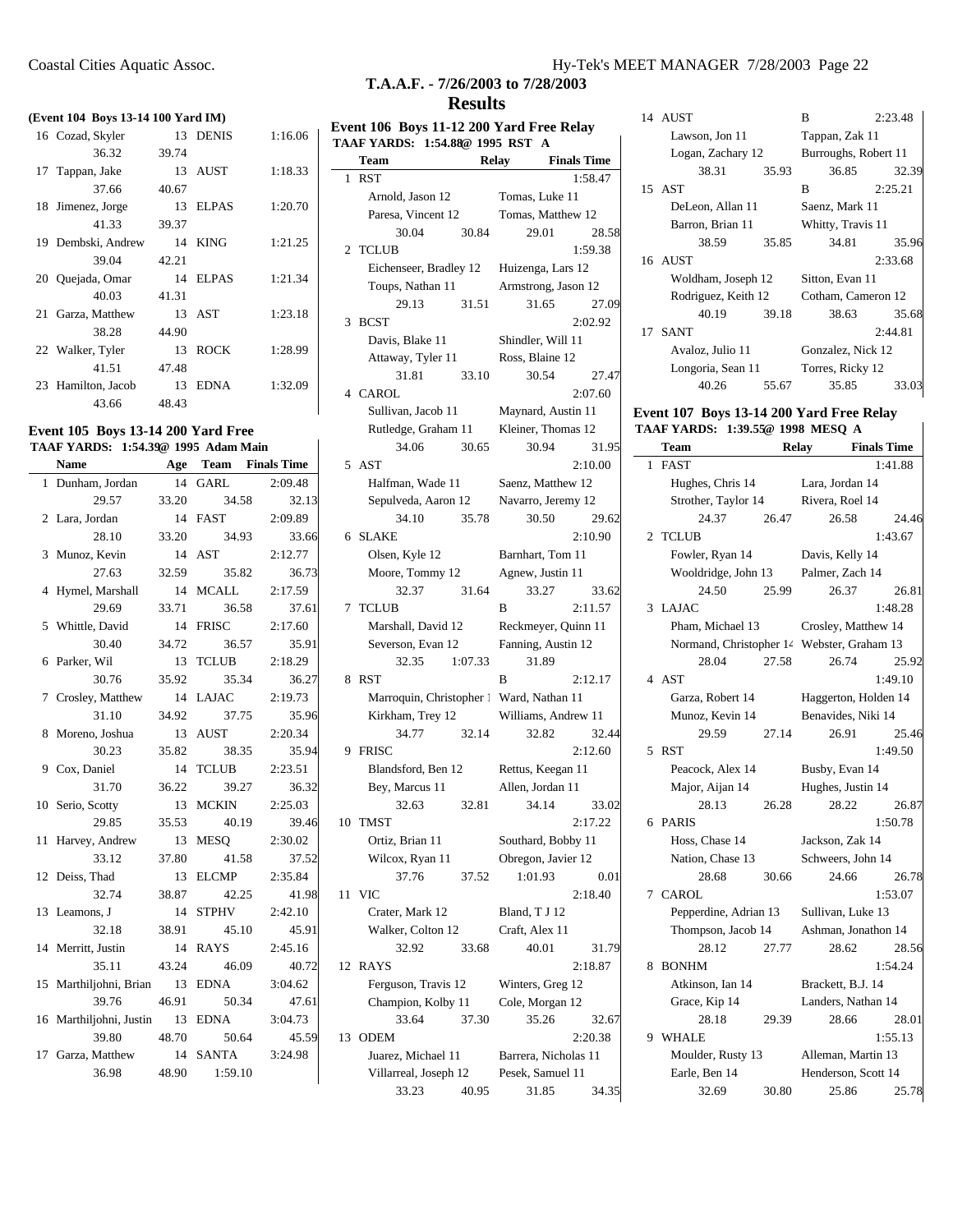# T.A.A.F. - 7/26/2003 to 7/28/2003

## Results

**(Event 104 Boys 13-14 100 Yard IM)**

| | Name | Age | Team | Finals Time |
|---|---|---|---|---|
| 16 | Cozad, Skyler | 13 | DENIS | 1:16.06 |
| | 36.32 | 39.74 | | |
| 17 | Tappan, Jake | 13 | AUST | 1:18.33 |
| | 37.66 | 40.67 | | |
| 18 | Jimenez, Jorge | 13 | ELPAS | 1:20.70 |
| | 41.33 | 39.37 | | |
| 19 | Dembski, Andrew | 14 | KING | 1:21.25 |
| | 39.04 | 42.21 | | |
| 20 | Quejada, Omar | 14 | ELPAS | 1:21.34 |
| | 40.03 | 41.31 | | |
| 21 | Garza, Matthew | 13 | AST | 1:23.18 |
| | 38.28 | 44.90 | | |
| 22 | Walker, Tyler | 13 | ROCK | 1:28.99 |
| | 41.51 | 47.48 | | |
| 23 | Hamilton, Jacob | 13 | EDNA | 1:32.09 |
| | 43.66 | 48.43 | | |

### Event 105 Boys 13-14 200 Yard Free

**TAAF YARDS: 1:54.39@ 1995 Adam Main**

| | Name | Age | Team | Finals Time |
|---|---|---|---|---|
| 1 | Dunham, Jordan | 14 | GARL | 2:09.48 |
| | 29.57 | 33.20 | 34.58 | 32.13 |
| 2 | Lara, Jordan | 14 | FAST | 2:09.89 |
| | 28.10 | 33.20 | 34.93 | 33.66 |
| 3 | Munoz, Kevin | 14 | AST | 2:12.77 |
| | 27.63 | 32.59 | 35.82 | 36.73 |
| 4 | Hymel, Marshall | 14 | MCALL | 2:17.59 |
| | 29.69 | 33.71 | 36.58 | 37.61 |
| 5 | Whittle, David | 14 | FRISC | 2:17.60 |
| | 30.40 | 34.72 | 36.57 | 35.91 |
| 6 | Parker, Wil | 13 | TCLUB | 2:18.29 |
| | 30.76 | 35.92 | 35.34 | 36.27 |
| 7 | Crosley, Matthew | 14 | LAJAC | 2:19.73 |
| | 31.10 | 34.92 | 37.75 | 35.96 |
| 8 | Moreno, Joshua | 13 | AUST | 2:20.34 |
| | 30.23 | 35.82 | 38.35 | 35.94 |
| 9 | Cox, Daniel | 14 | TCLUB | 2:23.51 |
| | 31.70 | 36.22 | 39.27 | 36.32 |
| 10 | Serio, Scotty | 13 | MCKIN | 2:25.03 |
| | 29.85 | 35.53 | 40.19 | 39.46 |
| 11 | Harvey, Andrew | 13 | MESQ | 2:30.02 |
| | 33.12 | 37.80 | 41.58 | 37.52 |
| 12 | Deiss, Thad | 13 | ELCMP | 2:35.84 |
| | 32.74 | 38.87 | 42.25 | 41.98 |
| 13 | Leamons, J | 14 | STPHV | 2:42.10 |
| | 32.18 | 38.91 | 45.10 | 45.91 |
| 14 | Merritt, Justin | 14 | RAYS | 2:45.16 |
| | 35.11 | 43.24 | 46.09 | 40.72 |
| 15 | Marthiljohni, Brian | 13 | EDNA | 3:04.62 |
| | 39.76 | 46.91 | 50.34 | 47.61 |
| 16 | Marthiljohni, Justin | 13 | EDNA | 3:04.73 |
| | 39.80 | 48.70 | 50.64 | 45.59 |
| 17 | Garza, Matthew | 14 | SANTA | 3:24.98 |
| | 36.98 | 48.90 | 1:59.10 | |

### Event 106 Boys 11-12 200 Yard Free Relay

**TAAF YARDS: 1:54.88@ 1995 RST A**

| | Team | Relay | Finals Time |
|---|---|---|---|
| 1 | RST | | 1:58.47 |
| | Arnold, Jason 12 | Tomas, Luke 11 | |
| | Paresa, Vincent 12 | Tomas, Matthew 12 | |
| | 30.04 30.84 | 29.01 | 28.58 |
| 2 | TCLUB | | 1:59.38 |
| | Eichenseer, Bradley 12 | Huizenga, Lars 12 | |
| | Toups, Nathan 11 | Armstrong, Jason 12 | |
| | 29.13 31.51 | 31.65 | 27.09 |
| 3 | BCST | | 2:02.92 |
| | Davis, Blake 11 | Shindler, Will 11 | |
| | Attaway, Tyler 11 | Ross, Blaine 12 | |
| | 31.81 33.10 | 30.54 | 27.47 |
| 4 | CAROL | | 2:07.60 |
| | Sullivan, Jacob 11 | Maynard, Austin 11 | |
| | Rutledge, Graham 11 | Kleiner, Thomas 12 | |
| | 34.06 30.65 | 30.94 | 31.95 |
| 5 | AST | | 2:10.00 |
| | Halfman, Wade 11 | Saenz, Matthew 12 | |
| | Sepulveda, Aaron 12 | Navarro, Jeremy 12 | |
| | 34.10 35.78 | 30.50 | 29.62 |
| 6 | SLAKE | | 2:10.90 |
| | Olsen, Kyle 12 | Barnhart, Tom 11 | |
| | Moore, Tommy 12 | Agnew, Justin 11 | |
| | 32.37 31.64 | 33.27 | 33.62 |
| 7 | TCLUB | B | 2:11.57 |
| | Marshall, David 12 | Reckmeyer, Quinn 11 | |
| | Severson, Evan 12 | Fanning, Austin 12 | |
| | 32.35 1:07.33 | 31.89 | |
| 8 | RST | B | 2:12.17 |
| | Marroquin, Christopher 1 | Ward, Nathan 11 | |
| | Kirkham, Trey 12 | Williams, Andrew 11 | |
| | 34.77 32.14 | 32.82 | 32.44 |
| 9 | FRISC | | 2:12.60 |
| | Blandsford, Ben 12 | Rettus, Keegan 11 | |
| | Bey, Marcus 11 | Allen, Jordan 11 | |
| | 32.63 32.81 | 34.14 | 33.02 |
| 10 | TMST | | 2:17.22 |
| | Ortiz, Brian 11 | Southard, Bobby 11 | |
| | Wilcox, Ryan 11 | Obregon, Javier 12 | |
| | 37.76 37.52 | 1:01.93 | 0.01 |
| 11 | VIC | | 2:18.40 |
| | Crater, Mark 12 | Bland, T J 12 | |
| | Walker, Colton 12 | Craft, Alex 11 | |
| | 32.92 33.68 | 40.01 | 31.79 |
| 12 | RAYS | | 2:18.87 |
| | Ferguson, Travis 12 | Winters, Greg 12 | |
| | Champion, Kolby 11 | Cole, Morgan 12 | |
| | 33.64 37.30 | 35.26 | 32.67 |
| 13 | ODEM | | 2:20.38 |
| | Juarez, Michael 11 | Barrera, Nicholas 11 | |
| | Villarreal, Joseph 12 | Pesek, Samuel 11 | |
| | 33.23 40.95 | 31.85 | 34.35 |
| 14 | AUST | B | 2:23.48 |
| | Lawson, Jon 11 | Tappan, Zak 11 | |
| | Logan, Zachary 12 | Burroughs, Robert 11 | |
| | 38.31 35.93 | 36.85 | 32.39 |
| 15 | AST | B | 2:25.21 |
| | DeLeon, Allan 11 | Saenz, Mark 11 | |
| | Barron, Brian 11 | Whitty, Travis 11 | |
| | 38.59 35.85 | 34.81 | 35.96 |
| 16 | AUST | | 2:33.68 |
| | Woldham, Joseph 12 | Sitton, Evan 11 | |
| | Rodriguez, Keith 12 | Cotham, Cameron 12 | |
| | 40.19 39.18 | 38.63 | 35.68 |
| 17 | SANT | | 2:44.81 |
| | Avaloz, Julio 11 | Gonzalez, Nick 12 | |
| | Longoria, Sean 11 | Torres, Ricky 12 | |
| | 40.26 55.67 | 35.85 | 33.03 |

### Event 107 Boys 13-14 200 Yard Free Relay

**TAAF YARDS: 1:39.55@ 1998 MESQ A**

| | Team | Relay | Finals Time |
|---|---|---|---|
| 1 | FAST | | 1:41.88 |
| | Hughes, Chris 14 | Lara, Jordan 14 | |
| | Strother, Taylor 14 | Rivera, Roel 14 | |
| | 24.37 26.47 | 26.58 | 24.46 |
| 2 | TCLUB | | 1:43.67 |
| | Fowler, Ryan 14 | Davis, Kelly 14 | |
| | Wooldridge, John 13 | Palmer, Zach 14 | |
| | 24.50 25.99 | 26.37 | 26.81 |
| 3 | LAJAC | | 1:48.28 |
| | Pham, Michael 13 | Crosley, Matthew 14 | |
| | Normand, Christopher 14 | Webster, Graham 13 | |
| | 28.04 27.58 | 26.74 | 25.92 |
| 4 | AST | | 1:49.10 |
| | Garza, Robert 14 | Haggerton, Holden 14 | |
| | Munoz, Kevin 14 | Benavides, Niki 14 | |
| | 29.59 27.14 | 26.91 | 25.46 |
| 5 | RST | | 1:49.50 |
| | Peacock, Alex 14 | Busby, Evan 14 | |
| | Major, Aijan 14 | Hughes, Justin 14 | |
| | 28.13 26.28 | 28.22 | 26.87 |
| 6 | PARIS | | 1:50.78 |
| | Hoss, Chase 14 | Jackson, Zak 14 | |
| | Nation, Chase 13 | Schweers, John 14 | |
| | 28.68 30.66 | 24.66 | 26.78 |
| 7 | CAROL | | 1:53.07 |
| | Pepperdine, Adrian 13 | Sullivan, Luke 13 | |
| | Thompson, Jacob 14 | Ashman, Jonathon 14 | |
| | 28.12 27.77 | 28.62 | 28.56 |
| 8 | BONHM | | 1:54.24 |
| | Atkinson, Ian 14 | Brackett, B.J. 14 | |
| | Grace, Kip 14 | Landers, Nathan 14 | |
| | 28.18 29.39 | 28.66 | 28.01 |
| 9 | WHALE | | 1:55.13 |
| | Moulder, Rusty 13 | Alleman, Martin 13 | |
| | Earle, Ben 14 | Henderson, Scott 14 | |
| | 32.69 30.80 | 25.86 | 25.78 |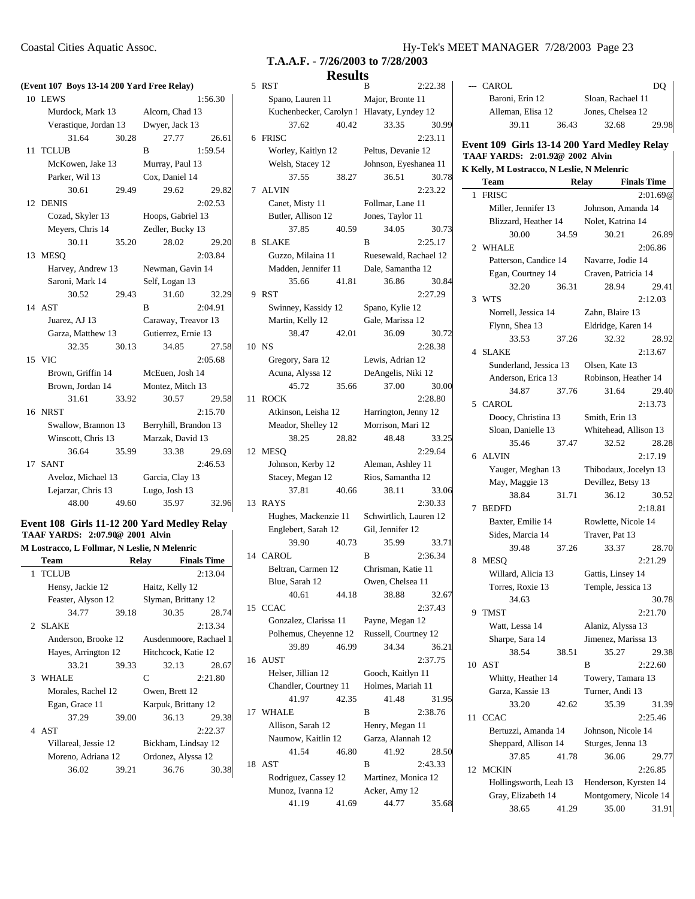## T.A.A.F. - 7/26/2003 to 7/28/2003

## Results

**(Event 107 Boys 13-14 200 Yard Free Relay)**

| | Team | Relay | Finals Time |
|---|---|---|---|
| 10 | LEWS | | 1:56.30 |
| | Murdock, Mark 13 | Alcorn, Chad 13 | |
| | Verastique, Jordan 13 | Dwyer, Jack 13 | |
| | 31.64 30.28 | 27.77 26.61 | |
| 11 | TCLUB | B | 1:59.54 |
| | McKowen, Jake 13 | Murray, Paul 13 | |
| | Parker, Wil 13 | Cox, Daniel 14 | |
| | 30.61 29.49 | 29.62 29.82 | |
| 12 | DENIS | | 2:02.53 |
| | Cozad, Skyler 13 | Hoops, Gabriel 13 | |
| | Meyers, Chris 14 | Zedler, Bucky 13 | |
| | 30.11 35.20 | 28.02 29.20 | |
| 13 | MESQ | | 2:03.84 |
| | Harvey, Andrew 13 | Newman, Gavin 14 | |
| | Saroni, Mark 14 | Self, Logan 13 | |
| | 30.52 29.43 | 31.60 32.29 | |
| 14 | AST | B | 2:04.91 |
| | Juarez, AJ 13 | Caraway, Treavor 13 | |
| | Garza, Matthew 13 | Gutierrez, Ernie 13 | |
| | 32.35 30.13 | 34.85 27.58 | |
| 15 | VIC | | 2:05.68 |
| | Brown, Griffin 14 | McEuen, Josh 14 | |
| | Brown, Jordan 14 | Montez, Mitch 13 | |
| | 31.61 33.92 | 30.57 29.58 | |
| 16 | NRST | | 2:15.70 |
| | Swallow, Brannon 13 | Berryhill, Brandon 13 | |
| | Winscott, Chris 13 | Marzak, David 13 | |
| | 36.64 35.99 | 33.38 29.69 | |
| 17 | SANT | | 2:46.53 |
| | Aveloz, Michael 13 | Garcia, Clay 13 | |
| | Lejarzar, Chris 13 | Lugo, Josh 13 | |
| | 48.00 49.60 | 35.97 32.96 | |

### Event 108 Girls 11-12 200 Yard Medley Relay

**TAAF YARDS: 2:07.90@ 2001 Alvin**

**M Lostracco, L Follmar, N Leslie, N Melenric**

| | Team | Relay | Finals Time |
|---|---|---|---|
| 1 | TCLUB | | 2:13.04 |
| | Hensy, Jackie 12 | Haitz, Kelly 12 | |
| | Feaster, Alyson 12 | Slyman, Brittany 12 | |
| | 34.77 39.18 | 30.35 28.74 | |
| 2 | SLAKE | | 2:13.34 |
| | Anderson, Brooke 12 | Ausdenmoore, Rachael 1 | |
| | Hayes, Arrington 12 | Hitchcock, Katie 12 | |
| | 33.21 39.33 | 32.13 28.67 | |
| 3 | WHALE | C | 2:21.80 |
| | Morales, Rachel 12 | Owen, Brett 12 | |
| | Egan, Grace 11 | Karpuk, Brittany 12 | |
| | 37.29 39.00 | 36.13 29.38 | |
| 4 | AST | | 2:22.37 |
| | Villareal, Jessie 12 | Bickham, Lindsay 12 | |
| | Moreno, Adriana 12 | Ordonez, Alyssa 12 | |
| | 36.02 39.21 | 36.76 30.38 | |
| 5 | RST | B | 2:22.38 |
| | Spano, Lauren 11 | Major, Bronte 11 | |
| | Kuchenbecker, Carolyn 1 | Hlavaty, Lyndey 12 | |
| | 37.62 40.42 | 33.35 30.99 | |
| 6 | FRISC | | 2:23.11 |
| | Worley, Kaitlyn 12 | Peltus, Devanie 12 | |
| | Welsh, Stacey 12 | Johnson, Eyeshanea 11 | |
| | 37.55 38.27 | 36.51 30.78 | |
| 7 | ALVIN | | 2:23.22 |
| | Canet, Misty 11 | Follmar, Lane 11 | |
| | Butler, Allison 12 | Jones, Taylor 11 | |
| | 37.85 40.59 | 34.05 30.73 | |
| 8 | SLAKE | B | 2:25.17 |
| | Guzzo, Milaina 11 | Ruesewald, Rachael 12 | |
| | Madden, Jennifer 11 | Dale, Samantha 12 | |
| | 35.66 41.81 | 36.86 30.84 | |
| 9 | RST | | 2:27.29 |
| | Swinney, Kassidy 12 | Spano, Kylie 12 | |
| | Martin, Kelly 12 | Gale, Marissa 12 | |
| | 38.47 42.01 | 36.09 30.72 | |
| 10 | NS | | 2:28.38 |
| | Gregory, Sara 12 | Lewis, Adrian 12 | |
| | Acuna, Alyssa 12 | DeAngelis, Niki 12 | |
| | 45.72 35.66 | 37.00 30.00 | |
| 11 | ROCK | | 2:28.80 |
| | Atkinson, Leisha 12 | Harrington, Jenny 12 | |
| | Meador, Shelley 12 | Morrison, Mari 12 | |
| | 38.25 28.82 | 48.48 33.25 | |
| 12 | MESQ | | 2:29.64 |
| | Johnson, Kerby 12 | Aleman, Ashley 11 | |
| | Stacey, Megan 12 | Rios, Samantha 12 | |
| | 37.81 40.66 | 38.11 33.06 | |
| 13 | RAYS | | 2:30.33 |
| | Hughes, Mackenzie 11 | Schwirtlich, Lauren 12 | |
| | Englebert, Sarah 12 | Gil, Jennifer 12 | |
| | 39.90 40.73 | 35.99 33.71 | |
| 14 | CAROL | B | 2:36.34 |
| | Beltran, Carmen 12 | Chrisman, Katie 11 | |
| | Blue, Sarah 12 | Owen, Chelsea 11 | |
| | 40.61 44.18 | 38.88 32.67 | |
| 15 | CCAC | | 2:37.43 |
| | Gonzalez, Clarissa 11 | Payne, Megan 12 | |
| | Polhemus, Cheyenne 12 | Russell, Courtney 12 | |
| | 39.89 46.99 | 34.34 36.21 | |
| 16 | AUST | | 2:37.75 |
| | Helser, Jillian 12 | Gooch, Kaitlyn 11 | |
| | Chandler, Courtney 11 | Holmes, Mariah 11 | |
| | 41.97 42.35 | 41.48 31.95 | |
| 17 | WHALE | B | 2:38.76 |
| | Allison, Sarah 12 | Henry, Megan 11 | |
| | Naumow, Kaitlin 12 | Garza, Alannah 12 | |
| | 41.54 46.80 | 41.92 28.50 | |
| 18 | AST | B | 2:43.33 |
| | Rodriguez, Cassey 12 | Martinez, Monica 12 | |
| | Munoz, Ivanna 12 | Acker, Amy 12 | |
| | 41.19 41.69 | 44.77 35.68 | |
| --- | CAROL | | DQ |
| | Baroni, Erin 12 | Sloan, Rachael 11 | |
| | Alleman, Elisa 12 | Jones, Chelsea 12 | |
| | 39.11 36.43 | 32.68 29.98 | |

### Event 109 Girls 13-14 200 Yard Medley Relay

**TAAF YARDS: 2:01.92@ 2002 Alvin**

**K Kelly, M Lostracco, N Leslie, N Melenric**

| | Team | Relay | Finals Time |
|---|---|---|---|
| 1 | FRISC | | 2:01.69@ |
| | Miller, Jennifer 13 | Johnson, Amanda 14 | |
| | Blizzard, Heather 14 | Nolet, Katrina 14 | |
| | 30.00 34.59 | 30.21 26.89 | |
| 2 | WHALE | | 2:06.86 |
| | Patterson, Candice 14 | Navarre, Jodie 14 | |
| | Egan, Courtney 14 | Craven, Patricia 14 | |
| | 32.20 36.31 | 28.94 29.41 | |
| 3 | WTS | | 2:12.03 |
| | Norrell, Jessica 14 | Zahn, Blaire 13 | |
| | Flynn, Shea 13 | Eldridge, Karen 14 | |
| | 33.53 37.26 | 32.32 28.92 | |
| 4 | SLAKE | | 2:13.67 |
| | Sunderland, Jessica 13 | Olsen, Kate 13 | |
| | Anderson, Erica 13 | Robinson, Heather 14 | |
| | 34.87 37.76 | 31.64 29.40 | |
| 5 | CAROL | | 2:13.73 |
| | Doocy, Christina 13 | Smith, Erin 13 | |
| | Sloan, Danielle 13 | Whitehead, Allison 13 | |
| | 35.46 37.47 | 32.52 28.28 | |
| 6 | ALVIN | | 2:17.19 |
| | Yauger, Meghan 13 | Thibodaux, Jocelyn 13 | |
| | May, Maggie 13 | Devillez, Betsy 13 | |
| | 38.84 31.71 | 36.12 30.52 | |
| 7 | BEDFD | | 2:18.81 |
| | Baxter, Emilie 14 | Rowlette, Nicole 14 | |
| | Sides, Marcia 14 | Traver, Pat 13 | |
| | 39.48 37.26 | 33.37 28.70 | |
| 8 | MESQ | | 2:21.29 |
| | Willard, Alicia 13 | Gattis, Linsey 14 | |
| | Torres, Roxie 13 | Temple, Jessica 13 | |
| | 34.63 | 30.78 | |
| 9 | TMST | | 2:21.70 |
| | Watt, Lessa 14 | Alaniz, Alyssa 13 | |
| | Sharpe, Sara 14 | Jimenez, Marissa 13 | |
| | 38.54 38.51 | 35.27 29.38 | |
| 10 | AST | B | 2:22.60 |
| | Whitty, Heather 14 | Towery, Tamara 13 | |
| | Garza, Kassie 13 | Turner, Andi 13 | |
| | 33.20 42.62 | 35.39 31.39 | |
| 11 | CCAC | | 2:25.46 |
| | Bertuzzi, Amanda 14 | Johnson, Nicole 14 | |
| | Sheppard, Allison 14 | Sturges, Jenna 13 | |
| | 37.85 41.78 | 36.06 29.77 | |
| 12 | MCKIN | | 2:26.85 |
| | Hollingsworth, Leah 13 | Henderson, Kyrsten 14 | |
| | Gray, Elizabeth 14 | Montgomery, Nicole 14 | |
| | 38.65 41.29 | 35.00 31.91 | |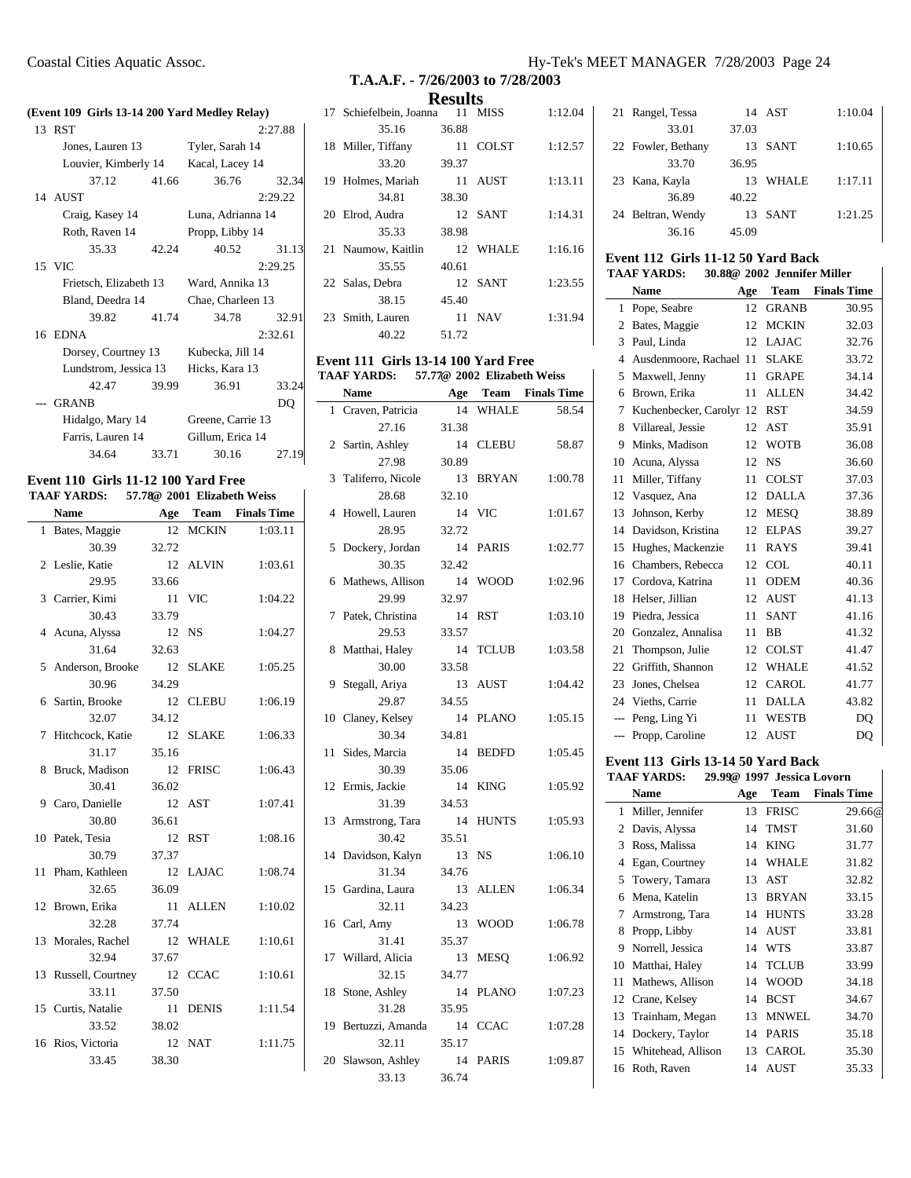## T.A.A.F. - 7/26/2003 to 7/28/2003

## Results

### (Event 109 Girls 13-14 200 Yard Medley Relay)

| | Team | | | Time |
|---|---|---|---|---|
| 13 | RST | | | 2:27.88 |
| | Jones, Lauren 13 | Tyler, Sarah 14 | | |
| | Louvier, Kimberly 14 | Kacal, Lacey 14 | | |
| | 37.12 | 41.66 | 36.76 | 32.34 |
| 14 | AUST | | | 2:29.22 |
| | Craig, Kasey 14 | Luna, Adrianna 14 | | |
| | Roth, Raven 14 | Propp, Libby 14 | | |
| | 35.33 | 42.24 | 40.52 | 31.13 |
| 15 | VIC | | | 2:29.25 |
| | Frietsch, Elizabeth 13 | Ward, Annika 13 | | |
| | Bland, Deedra 14 | Chae, Charleen 13 | | |
| | 39.82 | 41.74 | 34.78 | 32.91 |
| 16 | EDNA | | | 2:32.61 |
| | Dorsey, Courtney 13 | Kubecka, Jill 14 | | |
| | Lundstrom, Jessica 13 | Hicks, Kara 13 | | |
| | 42.47 | 39.99 | 36.91 | 33.24 |
| --- | GRANB | | | DQ |
| | Hidalgo, Mary 14 | Greene, Carrie 13 | | |
| | Farris, Lauren 14 | Gillum, Erica 14 | | |
| | 34.64 | 33.71 | 30.16 | 27.19 |

### Event 110 Girls 11-12 100 Yard Free

TAAF YARDS: 57.78@ 2001 Elizabeth Weiss

| | Name | Age | Team | Finals Time |
|---|---|---|---|---|
| 1 | Bates, Maggie | 12 | MCKIN | 1:03.11 |
| | 30.39 | 32.72 | | |
| 2 | Leslie, Katie | 12 | ALVIN | 1:03.61 |
| | 29.95 | 33.66 | | |
| 3 | Carrier, Kimi | 11 | VIC | 1:04.22 |
| | 30.43 | 33.79 | | |
| 4 | Acuna, Alyssa | 12 | NS | 1:04.27 |
| | 31.64 | 32.63 | | |
| 5 | Anderson, Brooke | 12 | SLAKE | 1:05.25 |
| | 30.96 | 34.29 | | |
| 6 | Sartin, Brooke | 12 | CLEBU | 1:06.19 |
| | 32.07 | 34.12 | | |
| 7 | Hitchcock, Katie | 12 | SLAKE | 1:06.33 |
| | 31.17 | 35.16 | | |
| 8 | Bruck, Madison | 12 | FRISC | 1:06.43 |
| | 30.41 | 36.02 | | |
| 9 | Caro, Danielle | 12 | AST | 1:07.41 |
| | 30.80 | 36.61 | | |
| 10 | Patek, Tesia | 12 | RST | 1:08.16 |
| | 30.79 | 37.37 | | |
| 11 | Pham, Kathleen | 12 | LAJAC | 1:08.74 |
| | 32.65 | 36.09 | | |
| 12 | Brown, Erika | 11 | ALLEN | 1:10.02 |
| | 32.28 | 37.74 | | |
| 13 | Morales, Rachel | 12 | WHALE | 1:10.61 |
| | 32.94 | 37.67 | | |
| 13 | Russell, Courtney | 12 | CCAC | 1:10.61 |
| | 33.11 | 37.50 | | |
| 15 | Curtis, Natalie | 11 | DENIS | 1:11.54 |
| | 33.52 | 38.02 | | |
| 16 | Rios, Victoria | 12 | NAT | 1:11.75 |
| | 33.45 | 38.30 | | |
| 17 | Schiefelbein, Joanna | 11 | MISS | 1:12.04 |
| | 35.16 | 36.88 | | |
| 18 | Miller, Tiffany | 11 | COLST | 1:12.57 |
| | 33.20 | 39.37 | | |
| 19 | Holmes, Mariah | 11 | AUST | 1:13.11 |
| | 34.81 | 38.30 | | |
| 20 | Elrod, Audra | 12 | SANT | 1:14.31 |
| | 35.33 | 38.98 | | |
| 21 | Naumow, Kaitlin | 12 | WHALE | 1:16.16 |
| | 35.55 | 40.61 | | |
| 22 | Salas, Debra | 12 | SANT | 1:23.55 |
| | 38.15 | 45.40 | | |
| 23 | Smith, Lauren | 11 | NAV | 1:31.94 |
| | 40.22 | 51.72 | | |

### Event 111 Girls 13-14 100 Yard Free

TAAF YARDS: 57.77@ 2002 Elizabeth Weiss

| | Name | Age | Team | Finals Time |
|---|---|---|---|---|
| 1 | Craven, Patricia | 14 | WHALE | 58.54 |
| | 27.16 | 31.38 | | |
| 2 | Sartin, Ashley | 14 | CLEBU | 58.87 |
| | 27.98 | 30.89 | | |
| 3 | Taliferro, Nicole | 13 | BRYAN | 1:00.78 |
| | 28.68 | 32.10 | | |
| 4 | Howell, Lauren | 14 | VIC | 1:01.67 |
| | 28.95 | 32.72 | | |
| 5 | Dockery, Jordan | 14 | PARIS | 1:02.77 |
| | 30.35 | 32.42 | | |
| 6 | Mathews, Allison | 14 | WOOD | 1:02.96 |
| | 29.99 | 32.97 | | |
| 7 | Patek, Christina | 14 | RST | 1:03.10 |
| | 29.53 | 33.57 | | |
| 8 | Matthai, Haley | 14 | TCLUB | 1:03.58 |
| | 30.00 | 33.58 | | |
| 9 | Stegall, Ariya | 13 | AUST | 1:04.42 |
| | 29.87 | 34.55 | | |
| 10 | Claney, Kelsey | 14 | PLANO | 1:05.15 |
| | 30.34 | 34.81 | | |
| 11 | Sides, Marcia | 14 | BEDFD | 1:05.45 |
| | 30.39 | 35.06 | | |
| 12 | Ermis, Jackie | 14 | KING | 1:05.92 |
| | 31.39 | 34.53 | | |
| 13 | Armstrong, Tara | 14 | HUNTS | 1:05.93 |
| | 30.42 | 35.51 | | |
| 14 | Davidson, Kalyn | 13 | NS | 1:06.10 |
| | 31.34 | 34.76 | | |
| 15 | Gardina, Laura | 13 | ALLEN | 1:06.34 |
| | 32.11 | 34.23 | | |
| 16 | Carl, Amy | 13 | WOOD | 1:06.78 |
| | 31.41 | 35.37 | | |
| 17 | Willard, Alicia | 13 | MESQ | 1:06.92 |
| | 32.15 | 34.77 | | |
| 18 | Stone, Ashley | 14 | PLANO | 1:07.23 |
| | 31.28 | 35.95 | | |
| 19 | Bertuzzi, Amanda | 14 | CCAC | 1:07.28 |
| | 32.11 | 35.17 | | |
| 20 | Slawson, Ashley | 14 | PARIS | 1:09.87 |
| | 33.13 | 36.74 | | |
| 21 | Rangel, Tessa | 14 | AST | 1:10.04 |
| | 33.01 | 37.03 | | |
| 22 | Fowler, Bethany | 13 | SANT | 1:10.65 |
| | 33.70 | 36.95 | | |
| 23 | Kana, Kayla | 13 | WHALE | 1:17.11 |
| | 36.89 | 40.22 | | |
| 24 | Beltran, Wendy | 13 | SANT | 1:21.25 |
| | 36.16 | 45.09 | | |

### Event 112 Girls 11-12 50 Yard Back

TAAF YARDS: 30.88@ 2002 Jennifer Miller

| | Name | Age | Team | Finals Time |
|---|---|---|---|---|
| 1 | Pope, Seabre | 12 | GRANB | 30.95 |
| 2 | Bates, Maggie | 12 | MCKIN | 32.03 |
| 3 | Paul, Linda | 12 | LAJAC | 32.76 |
| 4 | Ausdenmoore, Rachael | 11 | SLAKE | 33.72 |
| 5 | Maxwell, Jenny | 11 | GRAPE | 34.14 |
| 6 | Brown, Erika | 11 | ALLEN | 34.42 |
| 7 | Kuchenbecker, Carolyr | 12 | RST | 34.59 |
| 8 | Villareal, Jessie | 12 | AST | 35.91 |
| 9 | Minks, Madison | 12 | WOTB | 36.08 |
| 10 | Acuna, Alyssa | 12 | NS | 36.60 |
| 11 | Miller, Tiffany | 11 | COLST | 37.03 |
| 12 | Vasquez, Ana | 12 | DALLA | 37.36 |
| 13 | Johnson, Kerby | 12 | MESQ | 38.89 |
| 14 | Davidson, Kristina | 12 | ELPAS | 39.27 |
| 15 | Hughes, Mackenzie | 11 | RAYS | 39.41 |
| 16 | Chambers, Rebecca | 12 | COL | 40.11 |
| 17 | Cordova, Katrina | 11 | ODEM | 40.36 |
| 18 | Helser, Jillian | 12 | AUST | 41.13 |
| 19 | Piedra, Jessica | 11 | SANT | 41.16 |
| 20 | Gonzalez, Annalisa | 11 | BB | 41.32 |
| 21 | Thompson, Julie | 12 | COLST | 41.47 |
| 22 | Griffith, Shannon | 12 | WHALE | 41.52 |
| 23 | Jones, Chelsea | 12 | CAROL | 41.77 |
| 24 | Vieths, Carrie | 11 | DALLA | 43.82 |
| --- | Peng, Ling Yi | 11 | WESTB | DQ |
| --- | Propp, Caroline | 12 | AUST | DQ |

### Event 113 Girls 13-14 50 Yard Back

TAAF YARDS: 29.99@ 1997 Jessica Lovorn

| | Name | Age | Team | Finals Time |
|---|---|---|---|---|
| 1 | Miller, Jennifer | 13 | FRISC | 29.66@ |
| 2 | Davis, Alyssa | 14 | TMST | 31.60 |
| 3 | Ross, Malissa | 14 | KING | 31.77 |
| 4 | Egan, Courtney | 14 | WHALE | 31.82 |
| 5 | Towery, Tamara | 13 | AST | 32.82 |
| 6 | Mena, Katelin | 13 | BRYAN | 33.15 |
| 7 | Armstrong, Tara | 14 | HUNTS | 33.28 |
| 8 | Propp, Libby | 14 | AUST | 33.81 |
| 9 | Norrell, Jessica | 14 | WTS | 33.87 |
| 10 | Matthai, Haley | 14 | TCLUB | 33.99 |
| 11 | Mathews, Allison | 14 | WOOD | 34.18 |
| 12 | Crane, Kelsey | 14 | BCST | 34.67 |
| 13 | Trainham, Megan | 13 | MNWEL | 34.70 |
| 14 | Dockery, Taylor | 14 | PARIS | 35.18 |
| 15 | Whitehead, Allison | 13 | CAROL | 35.30 |
| 16 | Roth, Raven | 14 | AUST | 35.33 |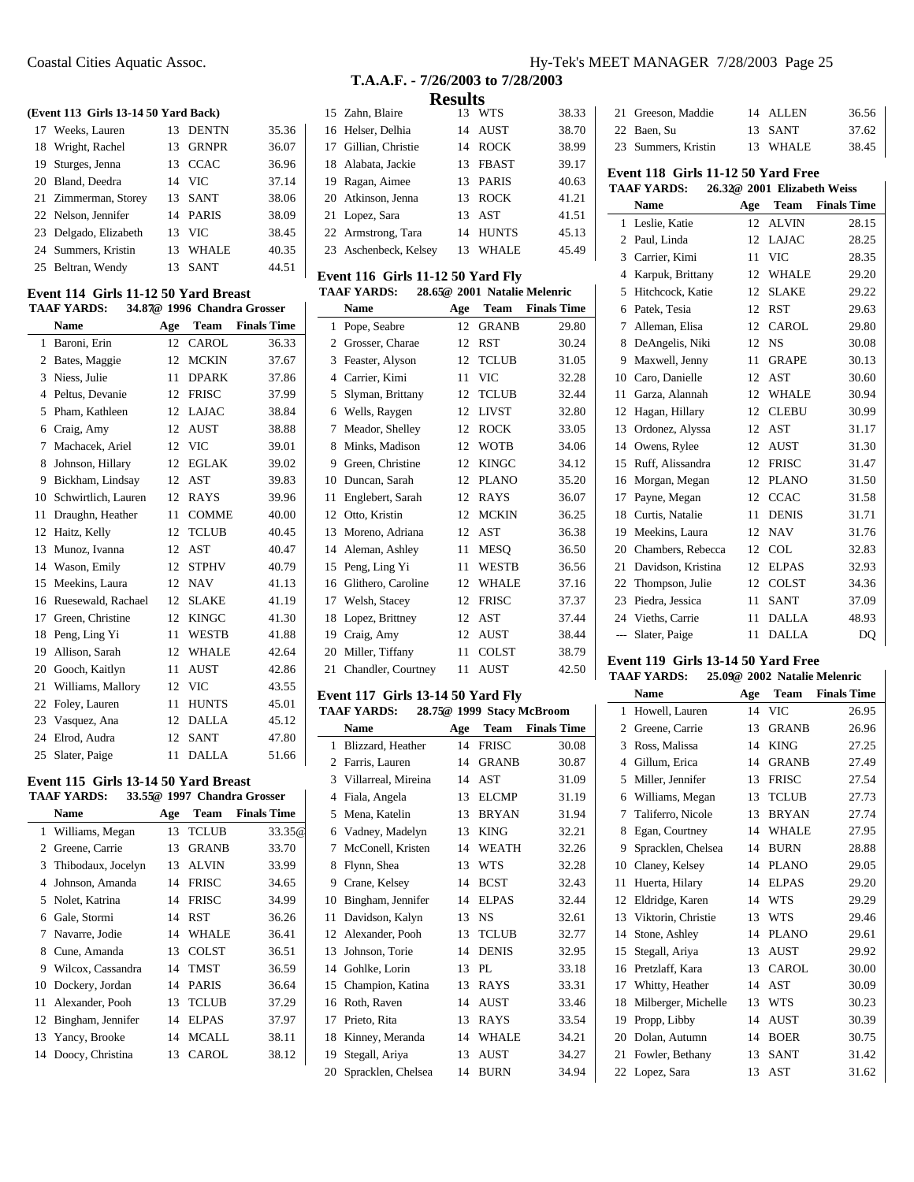**T.A.A.F. - 7/26/2003 to 7/28/2003**

**Results**

### (Event 113 Girls 13-14 50 Yard Back)

| | Name | Age | Team | Finals Time |
|---|---|---|---|---|
| 17 | Weeks, Lauren | 13 | DENTN | 35.36 |
| 18 | Wright, Rachel | 13 | GRNPR | 36.07 |
| 19 | Sturges, Jenna | 13 | CCAC | 36.96 |
| 20 | Bland, Deedra | 14 | VIC | 37.14 |
| 21 | Zimmerman, Storey | 13 | SANT | 38.06 |
| 22 | Nelson, Jennifer | 14 | PARIS | 38.09 |
| 23 | Delgado, Elizabeth | 13 | VIC | 38.45 |
| 24 | Summers, Kristin | 13 | WHALE | 40.35 |
| 25 | Beltran, Wendy | 13 | SANT | 44.51 |

### Event 114 Girls 11-12 50 Yard Breast

TAAF YARDS: 34.87@ 1996 Chandra Grosser

| | Name | Age | Team | Finals Time |
|---|---|---|---|---|
| 1 | Baroni, Erin | 12 | CAROL | 36.33 |
| 2 | Bates, Maggie | 12 | MCKIN | 37.67 |
| 3 | Niess, Julie | 11 | DPARK | 37.86 |
| 4 | Peltus, Devanie | 12 | FRISC | 37.99 |
| 5 | Pham, Kathleen | 12 | LAJAC | 38.84 |
| 6 | Craig, Amy | 12 | AUST | 38.88 |
| 7 | Machacek, Ariel | 12 | VIC | 39.01 |
| 8 | Johnson, Hillary | 12 | EGLAK | 39.02 |
| 9 | Bickham, Lindsay | 12 | AST | 39.83 |
| 10 | Schwirtlich, Lauren | 12 | RAYS | 39.96 |
| 11 | Draughn, Heather | 11 | COMME | 40.00 |
| 12 | Haitz, Kelly | 12 | TCLUB | 40.45 |
| 13 | Munoz, Ivanna | 12 | AST | 40.47 |
| 14 | Wason, Emily | 12 | STPHV | 40.79 |
| 15 | Meekins, Laura | 12 | NAV | 41.13 |
| 16 | Ruesewald, Rachael | 12 | SLAKE | 41.19 |
| 17 | Green, Christine | 12 | KINGC | 41.30 |
| 18 | Peng, Ling Yi | 11 | WESTB | 41.88 |
| 19 | Allison, Sarah | 12 | WHALE | 42.64 |
| 20 | Gooch, Kaitlyn | 11 | AUST | 42.86 |
| 21 | Williams, Mallory | 12 | VIC | 43.55 |
| 22 | Foley, Lauren | 11 | HUNTS | 45.01 |
| 23 | Vasquez, Ana | 12 | DALLA | 45.12 |
| 24 | Elrod, Audra | 12 | SANT | 47.80 |
| 25 | Slater, Paige | 11 | DALLA | 51.66 |

### Event 115 Girls 13-14 50 Yard Breast

TAAF YARDS: 33.55@ 1997 Chandra Grosser

| | Name | Age | Team | Finals Time |
|---|---|---|---|---|
| 1 | Williams, Megan | 13 | TCLUB | 33.35@ |
| 2 | Greene, Carrie | 13 | GRANB | 33.70 |
| 3 | Thibodaux, Jocelyn | 13 | ALVIN | 33.99 |
| 4 | Johnson, Amanda | 14 | FRISC | 34.65 |
| 5 | Nolet, Katrina | 14 | FRISC | 34.99 |
| 6 | Gale, Stormi | 14 | RST | 36.26 |
| 7 | Navarre, Jodie | 14 | WHALE | 36.41 |
| 8 | Cune, Amanda | 13 | COLST | 36.51 |
| 9 | Wilcox, Cassandra | 14 | TMST | 36.59 |
| 10 | Dockery, Jordan | 14 | PARIS | 36.64 |
| 11 | Alexander, Pooh | 13 | TCLUB | 37.29 |
| 12 | Bingham, Jennifer | 14 | ELPAS | 37.97 |
| 13 | Yancy, Brooke | 14 | MCALL | 38.11 |
| 14 | Doocy, Christina | 13 | CAROL | 38.12 |
| 15 | Zahn, Blaire | 13 | WTS | 38.33 |
| 16 | Helser, Delhia | 14 | AUST | 38.70 |
| 17 | Gillian, Christie | 14 | ROCK | 38.99 |
| 18 | Alabata, Jackie | 13 | FBAST | 39.17 |
| 19 | Ragan, Aimee | 13 | PARIS | 40.63 |
| 20 | Atkinson, Jenna | 13 | ROCK | 41.21 |
| 21 | Lopez, Sara | 13 | AST | 41.51 |
| 22 | Armstrong, Tara | 14 | HUNTS | 45.13 |
| 23 | Aschenbeck, Kelsey | 13 | WHALE | 45.49 |

### Event 116 Girls 11-12 50 Yard Fly

TAAF YARDS: 28.65@ 2001 Natalie Melenric

| | Name | Age | Team | Finals Time |
|---|---|---|---|---|
| 1 | Pope, Seabre | 12 | GRANB | 29.80 |
| 2 | Grosser, Charae | 12 | RST | 30.24 |
| 3 | Feaster, Alyson | 12 | TCLUB | 31.05 |
| 4 | Carrier, Kimi | 11 | VIC | 32.28 |
| 5 | Slyman, Brittany | 12 | TCLUB | 32.44 |
| 6 | Wells, Raygen | 12 | LIVST | 32.80 |
| 7 | Meador, Shelley | 12 | ROCK | 33.05 |
| 8 | Minks, Madison | 12 | WOTB | 34.06 |
| 9 | Green, Christine | 12 | KINGC | 34.12 |
| 10 | Duncan, Sarah | 12 | PLANO | 35.20 |
| 11 | Englebert, Sarah | 12 | RAYS | 36.07 |
| 12 | Otto, Kristin | 12 | MCKIN | 36.25 |
| 13 | Moreno, Adriana | 12 | AST | 36.38 |
| 14 | Aleman, Ashley | 11 | MESQ | 36.50 |
| 15 | Peng, Ling Yi | 11 | WESTB | 36.56 |
| 16 | Glithero, Caroline | 12 | WHALE | 37.16 |
| 17 | Welsh, Stacey | 12 | FRISC | 37.37 |
| 18 | Lopez, Brittney | 12 | AST | 37.44 |
| 19 | Craig, Amy | 12 | AUST | 38.44 |
| 20 | Miller, Tiffany | 11 | COLST | 38.79 |
| 21 | Chandler, Courtney | 11 | AUST | 42.50 |

### Event 117 Girls 13-14 50 Yard Fly

TAAF YARDS: 28.75@ 1999 Stacy McBroom

| | Name | Age | Team | Finals Time |
|---|---|---|---|---|
| 1 | Blizzard, Heather | 14 | FRISC | 30.08 |
| 2 | Farris, Lauren | 14 | GRANB | 30.87 |
| 3 | Villarreal, Mireina | 14 | AST | 31.09 |
| 4 | Fiala, Angela | 13 | ELCMP | 31.19 |
| 5 | Mena, Katelin | 13 | BRYAN | 31.94 |
| 6 | Vadney, Madelyn | 13 | KING | 32.21 |
| 7 | McConell, Kristen | 14 | WEATH | 32.26 |
| 8 | Flynn, Shea | 13 | WTS | 32.28 |
| 9 | Crane, Kelsey | 14 | BCST | 32.43 |
| 10 | Bingham, Jennifer | 14 | ELPAS | 32.44 |
| 11 | Davidson, Kalyn | 13 | NS | 32.61 |
| 12 | Alexander, Pooh | 13 | TCLUB | 32.77 |
| 13 | Johnson, Torie | 14 | DENIS | 32.95 |
| 14 | Gohlke, Lorin | 13 | PL | 33.18 |
| 15 | Champion, Katina | 13 | RAYS | 33.31 |
| 16 | Roth, Raven | 14 | AUST | 33.46 |
| 17 | Prieto, Rita | 13 | RAYS | 33.54 |
| 18 | Kinney, Meranda | 14 | WHALE | 34.21 |
| 19 | Stegall, Ariya | 13 | AUST | 34.27 |
| 20 | Spracklen, Chelsea | 14 | BURN | 34.94 |
| 21 | Greeson, Maddie | 14 | ALLEN | 36.56 |
| 22 | Baen, Su | 13 | SANT | 37.62 |
| 23 | Summers, Kristin | 13 | WHALE | 38.45 |

### Event 118 Girls 11-12 50 Yard Free

TAAF YARDS: 26.32@ 2001 Elizabeth Weiss

| | Name | Age | Team | Finals Time |
|---|---|---|---|---|
| 1 | Leslie, Katie | 12 | ALVIN | 28.15 |
| 2 | Paul, Linda | 12 | LAJAC | 28.25 |
| 3 | Carrier, Kimi | 11 | VIC | 28.35 |
| 4 | Karpuk, Brittany | 12 | WHALE | 29.20 |
| 5 | Hitchcock, Katie | 12 | SLAKE | 29.22 |
| 6 | Patek, Tesia | 12 | RST | 29.63 |
| 7 | Alleman, Elisa | 12 | CAROL | 29.80 |
| 8 | DeAngelis, Niki | 12 | NS | 30.08 |
| 9 | Maxwell, Jenny | 11 | GRAPE | 30.13 |
| 10 | Caro, Danielle | 12 | AST | 30.60 |
| 11 | Garza, Alannah | 12 | WHALE | 30.94 |
| 12 | Hagan, Hillary | 12 | CLEBU | 30.99 |
| 13 | Ordonez, Alyssa | 12 | AST | 31.17 |
| 14 | Owens, Rylee | 12 | AUST | 31.30 |
| 15 | Ruff, Alissandra | 12 | FRISC | 31.47 |
| 16 | Morgan, Megan | 12 | PLANO | 31.50 |
| 17 | Payne, Megan | 12 | CCAC | 31.58 |
| 18 | Curtis, Natalie | 11 | DENIS | 31.71 |
| 19 | Meekins, Laura | 12 | NAV | 31.76 |
| 20 | Chambers, Rebecca | 12 | COL | 32.83 |
| 21 | Davidson, Kristina | 12 | ELPAS | 32.93 |
| 22 | Thompson, Julie | 12 | COLST | 34.36 |
| 23 | Piedra, Jessica | 11 | SANT | 37.09 |
| 24 | Vieths, Carrie | 11 | DALLA | 48.93 |
| --- | Slater, Paige | 11 | DALLA | DQ |

### Event 119 Girls 13-14 50 Yard Free

TAAF YARDS: 25.09@ 2002 Natalie Melenric

| | Name | Age | Team | Finals Time |
|---|---|---|---|---|
| 1 | Howell, Lauren | 14 | VIC | 26.95 |
| 2 | Greene, Carrie | 13 | GRANB | 26.96 |
| 3 | Ross, Malissa | 14 | KING | 27.25 |
| 4 | Gillum, Erica | 14 | GRANB | 27.49 |
| 5 | Miller, Jennifer | 13 | FRISC | 27.54 |
| 6 | Williams, Megan | 13 | TCLUB | 27.73 |
| 7 | Taliferro, Nicole | 13 | BRYAN | 27.74 |
| 8 | Egan, Courtney | 14 | WHALE | 27.95 |
| 9 | Spracklen, Chelsea | 14 | BURN | 28.88 |
| 10 | Claney, Kelsey | 14 | PLANO | 29.05 |
| 11 | Huerta, Hilary | 14 | ELPAS | 29.20 |
| 12 | Eldridge, Karen | 14 | WTS | 29.29 |
| 13 | Viktorin, Christie | 13 | WTS | 29.46 |
| 14 | Stone, Ashley | 14 | PLANO | 29.61 |
| 15 | Stegall, Ariya | 13 | AUST | 29.92 |
| 16 | Pretzlaff, Kara | 13 | CAROL | 30.00 |
| 17 | Whitty, Heather | 14 | AST | 30.09 |
| 18 | Milberger, Michelle | 13 | WTS | 30.23 |
| 19 | Propp, Libby | 14 | AUST | 30.39 |
| 20 | Dolan, Autumn | 14 | BOER | 30.75 |
| 21 | Fowler, Bethany | 13 | SANT | 31.42 |
| 22 | Lopez, Sara | 13 | AST | 31.62 |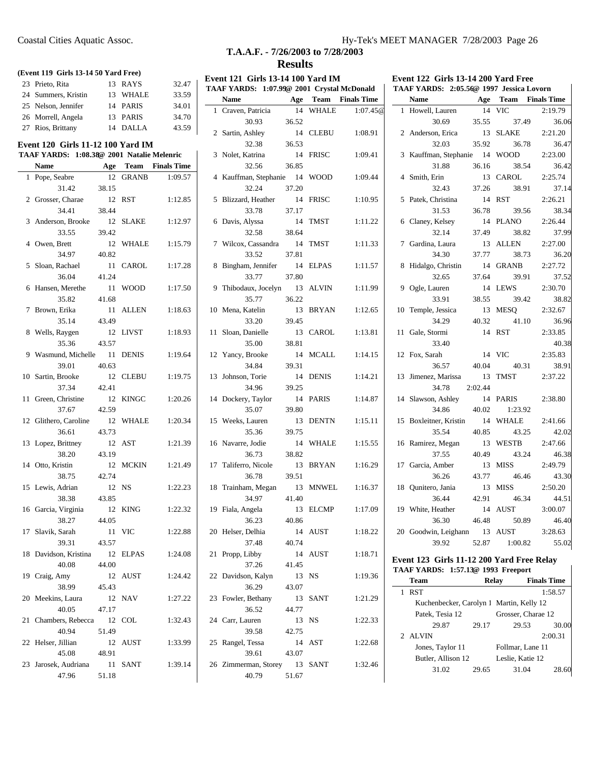## T.A.F. - 7/26/2003 to 7/28/2003

## Results

### (Event 119 Girls 13-14 50 Yard Free)

| | Name | Age | Team | Finals Time |
|---|---|---|---|---|
| 23 | Prieto, Rita | 13 | RAYS | 32.47 |
| 24 | Summers, Kristin | 13 | WHALE | 33.59 |
| 25 | Nelson, Jennifer | 14 | PARIS | 34.01 |
| 26 | Morrell, Angela | 13 | PARIS | 34.70 |
| 27 | Rios, Brittany | 14 | DALLA | 43.59 |

### Event 120 Girls 11-12 100 Yard IM

**TAAF YARDS: 1:08.38@ 2001 Natalie Melenric**

| | Name | Age | Team | Finals Time |
|---|---|---|---|---|
| 1 | Pope, Seabre | 12 | GRANB | 1:09.57 |
| | 31.42 | 38.15 | | |
| 2 | Grosser, Charae | 12 | RST | 1:12.85 |
| | 34.41 | 38.44 | | |
| 3 | Anderson, Brooke | 12 | SLAKE | 1:12.97 |
| | 33.55 | 39.42 | | |
| 4 | Owen, Brett | 12 | WHALE | 1:15.79 |
| | 34.97 | 40.82 | | |
| 5 | Sloan, Rachael | 11 | CAROL | 1:17.28 |
| | 36.04 | 41.24 | | |
| 6 | Hansen, Merethe | 11 | WOOD | 1:17.50 |
| | 35.82 | 41.68 | | |
| 7 | Brown, Erika | 11 | ALLEN | 1:18.63 |
| | 35.14 | 43.49 | | |
| 8 | Wells, Raygen | 12 | LIVST | 1:18.93 |
| | 35.36 | 43.57 | | |
| 9 | Wasmund, Michelle | 11 | DENIS | 1:19.64 |
| | 39.01 | 40.63 | | |
| 10 | Sartin, Brooke | 12 | CLEBU | 1:19.75 |
| | 37.34 | 42.41 | | |
| 11 | Green, Christine | 12 | KINGC | 1:20.26 |
| | 37.67 | 42.59 | | |
| 12 | Glithero, Caroline | 12 | WHALE | 1:20.34 |
| | 36.61 | 43.73 | | |
| 13 | Lopez, Brittney | 12 | AST | 1:21.39 |
| | 38.20 | 43.19 | | |
| 14 | Otto, Kristin | 12 | MCKIN | 1:21.49 |
| | 38.75 | 42.74 | | |
| 15 | Lewis, Adrian | 12 | NS | 1:22.23 |
| | 38.38 | 43.85 | | |
| 16 | Garcia, Virginia | 12 | KING | 1:22.32 |
| | 38.27 | 44.05 | | |
| 17 | Slavik, Sarah | 11 | VIC | 1:22.88 |
| | 39.31 | 43.57 | | |
| 18 | Davidson, Kristina | 12 | ELPAS | 1:24.08 |
| | 40.08 | 44.00 | | |
| 19 | Craig, Amy | 12 | AUST | 1:24.42 |
| | 38.99 | 45.43 | | |
| 20 | Meekins, Laura | 12 | NAV | 1:27.22 |
| | 40.05 | 47.17 | | |
| 21 | Chambers, Rebecca | 12 | COL | 1:32.43 |
| | 40.94 | 51.49 | | |
| 22 | Helser, Jillian | 12 | AUST | 1:33.99 |
| | 45.08 | 48.91 | | |
| 23 | Jarosek, Audriana | 11 | SANT | 1:39.14 |
| | 47.96 | 51.18 | | |

### Event 121 Girls 13-14 100 Yard IM

**TAAF YARDS: 1:07.99@ 2001 Crystal McDonald**

| | Name | Age | Team | Finals Time |
|---|---|---|---|---|
| 1 | Craven, Patricia | 14 | WHALE | 1:07.45@ |
| | 30.93 | 36.52 | | |
| 2 | Sartin, Ashley | 14 | CLEBU | 1:08.91 |
| | 32.38 | 36.53 | | |
| 3 | Nolet, Katrina | 14 | FRISC | 1:09.41 |
| | 32.56 | 36.85 | | |
| 4 | Kauffman, Stephanie | 14 | WOOD | 1:09.44 |
| | 32.24 | 37.20 | | |
| 5 | Blizzard, Heather | 14 | FRISC | 1:10.95 |
| | 33.78 | 37.17 | | |
| 6 | Davis, Alyssa | 14 | TMST | 1:11.22 |
| | 32.58 | 38.64 | | |
| 7 | Wilcox, Cassandra | 14 | TMST | 1:11.33 |
| | 33.52 | 37.81 | | |
| 8 | Bingham, Jennifer | 14 | ELPAS | 1:11.57 |
| | 33.77 | 37.80 | | |
| 9 | Thibodaux, Jocelyn | 13 | ALVIN | 1:11.99 |
| | 35.77 | 36.22 | | |
| 10 | Mena, Katelin | 13 | BRYAN | 1:12.65 |
| | 33.20 | 39.45 | | |
| 11 | Sloan, Danielle | 13 | CAROL | 1:13.81 |
| | 35.00 | 38.81 | | |
| 12 | Yancy, Brooke | 14 | MCALL | 1:14.15 |
| | 34.84 | 39.31 | | |
| 13 | Johnson, Torie | 14 | DENIS | 1:14.21 |
| | 34.96 | 39.25 | | |
| 14 | Dockery, Taylor | 14 | PARIS | 1:14.87 |
| | 35.07 | 39.80 | | |
| 15 | Weeks, Lauren | 13 | DENTN | 1:15.11 |
| | 35.36 | 39.75 | | |
| 16 | Navarre, Jodie | 14 | WHALE | 1:15.55 |
| | 36.73 | 38.82 | | |
| 17 | Taliferro, Nicole | 13 | BRYAN | 1:16.29 |
| | 36.78 | 39.51 | | |
| 18 | Trainham, Megan | 13 | MNWEL | 1:16.37 |
| | 34.97 | 41.40 | | |
| 19 | Fiala, Angela | 13 | ELCMP | 1:17.09 |
| | 36.23 | 40.86 | | |
| 20 | Helser, Delhia | 14 | AUST | 1:18.22 |
| | 37.48 | 40.74 | | |
| 21 | Propp, Libby | 14 | AUST | 1:18.71 |
| | 37.26 | 41.45 | | |
| 22 | Davidson, Kalyn | 13 | NS | 1:19.36 |
| | 36.29 | 43.07 | | |
| 23 | Fowler, Bethany | 13 | SANT | 1:21.29 |
| | 36.52 | 44.77 | | |
| 24 | Carr, Lauren | 13 | NS | 1:22.33 |
| | 39.58 | 42.75 | | |
| 25 | Rangel, Tessa | 14 | AST | 1:22.68 |
| | 39.61 | 43.07 | | |
| 26 | Zimmerman, Storey | 13 | SANT | 1:32.46 |
| | 40.79 | 51.67 | | |

### Event 122 Girls 13-14 200 Yard Free

**TAAF YARDS: 2:05.56@ 1997 Jessica Lovorn**

| | Name | Age | Team | | Finals Time |
|---|---|---|---|---|---|
| 1 | Howell, Lauren | 14 | VIC | | 2:19.79 |
| | 30.69 | 35.55 | 37.49 | | 36.06 |
| 2 | Anderson, Erica | 13 | SLAKE | | 2:21.20 |
| | 32.03 | 35.92 | 36.78 | | 36.47 |
| 3 | Kauffman, Stephanie | 14 | WOOD | | 2:23.00 |
| | 31.88 | 36.16 | 38.54 | | 36.42 |
| 4 | Smith, Erin | 13 | CAROL | | 2:25.74 |
| | 32.43 | 37.26 | 38.91 | | 37.14 |
| 5 | Patek, Christina | 14 | RST | | 2:26.21 |
| | 31.53 | 36.78 | 39.56 | | 38.34 |
| 6 | Claney, Kelsey | 14 | PLANO | | 2:26.44 |
| | 32.14 | 37.49 | 38.82 | | 37.99 |
| 7 | Gardina, Laura | 13 | ALLEN | | 2:27.00 |
| | 34.30 | 37.77 | 38.73 | | 36.20 |
| 8 | Hidalgo, Christin | 14 | GRANB | | 2:27.72 |
| | 32.65 | 37.64 | 39.91 | | 37.52 |
| 9 | Ogle, Lauren | 14 | LEWS | | 2:30.70 |
| | 33.91 | 38.55 | 39.42 | | 38.82 |
| 10 | Temple, Jessica | 13 | MESQ | | 2:32.67 |
| | 34.29 | 40.32 | 41.10 | | 36.96 |
| 11 | Gale, Stormi | 14 | RST | | 2:33.85 |
| | 33.40 | | | | 40.38 |
| 12 | Fox, Sarah | 14 | VIC | | 2:35.83 |
| | 36.57 | 40.04 | 40.31 | | 38.91 |
| 13 | Jimenez, Marissa | 13 | TMST | | 2:37.22 |
| | 34.78 | 2:02.44 | | | |
| 14 | Slawson, Ashley | 14 | PARIS | | 2:38.80 |
| | 34.86 | 40.02 | 1:23.92 | | |
| 15 | Boxleitner, Kristin | 14 | WHALE | | 2:41.66 |
| | 35.54 | 40.85 | 43.25 | | 42.02 |
| 16 | Ramirez, Megan | 13 | WESTB | | 2:47.66 |
| | 37.55 | 40.49 | 43.24 | | 46.38 |
| 17 | Garcia, Amber | 13 | MISS | | 2:49.79 |
| | 36.26 | 43.77 | 46.46 | | 43.30 |
| 18 | Qunitero, Jania | 13 | MISS | | 2:50.20 |
| | 36.44 | 42.91 | 46.34 | | 44.51 |
| 19 | White, Heather | 14 | AUST | | 3:00.07 |
| | 36.30 | 46.48 | 50.89 | | 46.40 |
| 20 | Goodwin, Leighann | 13 | AUST | | 3:28.63 |
| | 39.92 | 52.87 | 1:00.82 | | 55.02 |

### Event 123 Girls 11-12 200 Yard Free Relay

**TAAF YARDS: 1:57.13@ 1993 Freeport**

| | Team | Relay | | Finals Time |
|---|---|---|---|---|
| 1 | RST | | | 1:58.57 |
| | Kuchenbecker, Carolyn 1 | | Martin, Kelly 12 | |
| | Patek, Tesia 12 | | Grosser, Charae 12 | |
| | 29.87 | 29.17 | 29.53 | 30.00 |
| 2 | ALVIN | | | 2:00.31 |
| | Jones, Taylor 11 | | Follmar, Lane 11 | |
| | Butler, Allison 12 | | Leslie, Katie 12 | |
| | 31.02 | 29.65 | 31.04 | 28.60 |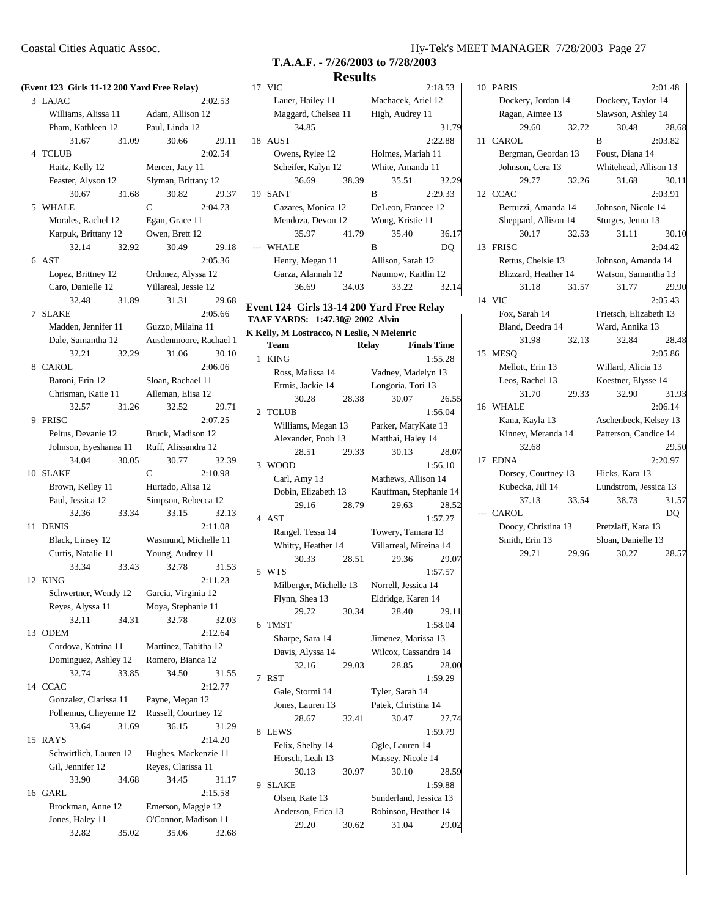## T.A.A.F. - 7/26/2003 to 7/28/2003

## Results

**(Event 123 Girls 11-12 200 Yard Free Relay)**

3 LAJAC — 2:02.53
Williams, Alissa 11 — Adam, Allison 12
Pham, Kathleen 12 — Paul, Linda 12
31.67 31.09 30.66 29.11

4 TCLUB — 2:02.54
Haitz, Kelly 12 — Mercer, Jacy 11
Feaster, Alyson 12 — Slyman, Brittany 12
30.67 31.68 30.82 29.37

5 WHALE — C — 2:04.73
Morales, Rachel 12 — Egan, Grace 11
Karpuk, Brittany 12 — Owen, Brett 12
32.14 32.92 30.49 29.18

6 AST — 2:05.36
Lopez, Brittney 12 — Ordonez, Alyssa 12
Caro, Danielle 12 — Villareal, Jessie 12
32.48 31.89 31.31 29.68

7 SLAKE — 2:05.66
Madden, Jennifer 11 — Guzzo, Milaina 11
Dale, Samantha 12 — Ausdenmoore, Rachael 1
32.21 32.29 31.06 30.10

8 CAROL — 2:06.06
Baroni, Erin 12 — Sloan, Rachael 11
Chrisman, Katie 11 — Alleman, Elisa 12
32.57 31.26 32.52 29.71

9 FRISC — 2:07.25
Peltus, Devanie 12 — Bruck, Madison 12
Johnson, Eyeshanea 11 — Ruff, Alissandra 12
34.04 30.05 30.77 32.39

10 SLAKE — C — 2:10.98
Brown, Kelley 11 — Hurtado, Alisa 12
Paul, Jessica 12 — Simpson, Rebecca 12
32.36 33.34 33.15 32.13

11 DENIS — 2:11.08
Black, Linsey 12 — Wasmund, Michelle 11
Curtis, Natalie 11 — Young, Audrey 11
33.34 33.43 32.78 31.53

12 KING — 2:11.23
Schwertner, Wendy 12 — Garcia, Virginia 12
Reyes, Alyssa 11 — Moya, Stephanie 11
32.11 34.31 32.78 32.03

13 ODEM — 2:12.64
Cordova, Katrina 11 — Martinez, Tabitha 12
Dominguez, Ashley 12 — Romero, Bianca 12
32.74 33.85 34.50 31.55

14 CCAC — 2:12.77
Gonzalez, Clarissa 11 — Payne, Megan 12
Polhemus, Cheyenne 12 — Russell, Courtney 12
33.64 31.69 36.15 31.29

15 RAYS — 2:14.20
Schwirtlich, Lauren 12 — Hughes, Mackenzie 11
Gil, Jennifer 12 — Reyes, Clarissa 11
33.90 34.68 34.45 31.17

16 GARL — 2:15.58
Brockman, Anne 12 — Emerson, Maggie 12
Jones, Haley 11 — O'Connor, Madison 11
32.82 35.02 35.06 32.68

17 VIC — 2:18.53
Lauer, Hailey 11 — Machacek, Ariel 12
Maggard, Chelsea 11 — High, Audrey 11
34.85 31.79

18 AUST — 2:22.88
Owens, Rylee 12 — Holmes, Mariah 11
Scheifer, Kalyn 12 — White, Amanda 11
36.69 38.39 35.51 32.29

19 SANT — B — 2:29.33
Cazares, Monica 12 — DeLeon, Francee 12
Mendoza, Devon 12 — Wong, Kristie 11
35.97 41.79 35.40 36.17

--- WHALE — B — DQ
Henry, Megan 11 — Allison, Sarah 12
Garza, Alannah 12 — Naumow, Kaitlin 12
36.69 34.03 33.22 32.14

### Event 124 Girls 13-14 200 Yard Free Relay

**TAAF YARDS: 1:47.30@ 2002 Alvin**
**K Kelly, M Lostracco, N Leslie, N Melenric**

| Team | Relay | Finals Time |
|---|---|---|

1 KING — 1:55.28
Ross, Malissa 14 — Vadney, Madelyn 13
Ermis, Jackie 14 — Longoria, Tori 13
30.28 28.38 30.07 26.55

2 TCLUB — 1:56.04
Williams, Megan 13 — Parker, MaryKate 13
Alexander, Pooh 13 — Matthai, Haley 14
28.51 29.33 30.13 28.07

3 WOOD — 1:56.10
Carl, Amy 13 — Mathews, Allison 14
Dobin, Elizabeth 13 — Kauffman, Stephanie 14
29.16 28.79 29.63 28.52

4 AST — 1:57.27
Rangel, Tessa 14 — Towery, Tamara 13
Whitty, Heather 14 — Villarreal, Mireina 14
30.33 28.51 29.36 29.07

5 WTS — 1:57.57
Milberger, Michelle 13 — Norrell, Jessica 14
Flynn, Shea 13 — Eldridge, Karen 14
29.72 30.34 28.40 29.11

6 TMST — 1:58.04
Sharpe, Sara 14 — Jimenez, Marissa 13
Davis, Alyssa 14 — Wilcox, Cassandra 14
32.16 29.03 28.85 28.00

7 RST — 1:59.29
Gale, Stormi 14 — Tyler, Sarah 14
Jones, Lauren 13 — Patek, Christina 14
28.67 32.41 30.47 27.74

8 LEWS — 1:59.79
Felix, Shelby 14 — Ogle, Lauren 14
Horsch, Leah 13 — Massey, Nicole 14
30.13 30.97 30.10 28.59

9 SLAKE — 1:59.88
Olsen, Kate 13 — Sunderland, Jessica 13
Anderson, Erica 13 — Robinson, Heather 14
29.20 30.62 31.04 29.02

10 PARIS — 2:01.48
Dockery, Jordan 14 — Dockery, Taylor 14
Ragan, Aimee 13 — Slawson, Ashley 14
29.60 32.72 30.48 28.68

11 CAROL — B — 2:03.82
Bergman, Geordan 13 — Foust, Diana 14
Johnson, Cera 13 — Whitehead, Allison 13
29.77 32.26 31.68 30.11

12 CCAC — 2:03.91
Bertuzzi, Amanda 14 — Johnson, Nicole 14
Sheppard, Allison 14 — Sturges, Jenna 13
30.17 32.53 31.11 30.10

13 FRISC — 2:04.42
Rettus, Chelsie 13 — Johnson, Amanda 14
Blizzard, Heather 14 — Watson, Samantha 13
31.18 31.57 31.77 29.90

14 VIC — 2:05.43
Fox, Sarah 14 — Frietsch, Elizabeth 13
Bland, Deedra 14 — Ward, Annika 13
31.98 32.13 32.84 28.48

15 MESQ — 2:05.86
Mellott, Erin 13 — Willard, Alicia 13
Leos, Rachel 13 — Koestner, Elysse 14
31.70 29.33 32.90 31.93

16 WHALE — 2:06.14
Kana, Kayla 13 — Aschenbeck, Kelsey 13
Kinney, Meranda 14 — Patterson, Candice 14
32.68 29.50

17 EDNA — 2:20.97
Dorsey, Courtney 13 — Hicks, Kara 13
Kubecka, Jill 14 — Lundstrom, Jessica 13
37.13 33.54 38.73 31.57

--- CAROL — DQ
Doocy, Christina 13 — Pretzlaff, Kara 13
Smith, Erin 13 — Sloan, Danielle 13
29.71 29.96 30.27 28.57